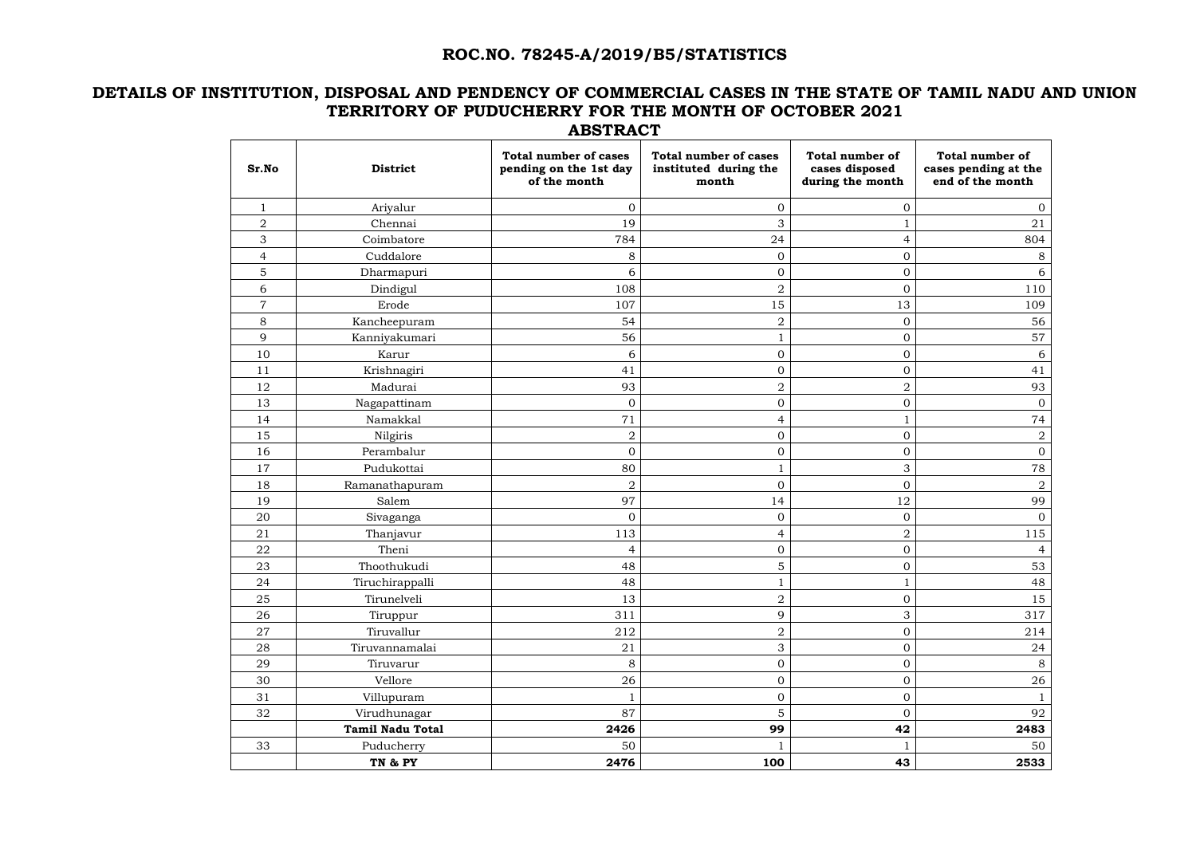# ROC.NO. 78245-A/2019/B5/STATISTICS

## DETAILS OF INSTITUTION, DISPOSAL AND PENDENCY OF COMMERCIAL CASES IN THE STATE OF TAMIL NADU AND UNION TERRITORY OF PUDUCHERRY FOR THE MONTH OF OCTOBER 2021

### ABSTRACT

| Sr.No | District | Total number of cases pending on the 1st day of the month | Total number of cases instituted during the month | Total number of cases disposed during the month | Total number of cases pending at the end of the month |
|---|---|---|---|---|---|
| 1 | Ariyalur | 0 | 0 | 0 | 0 |
| 2 | Chennai | 19 | 3 | 1 | 21 |
| 3 | Coimbatore | 784 | 24 | 4 | 804 |
| 4 | Cuddalore | 8 | 0 | 0 | 8 |
| 5 | Dharmapuri | 6 | 0 | 0 | 6 |
| 6 | Dindigul | 108 | 2 | 0 | 110 |
| 7 | Erode | 107 | 15 | 13 | 109 |
| 8 | Kancheepuram | 54 | 2 | 0 | 56 |
| 9 | Kanniyakumari | 56 | 1 | 0 | 57 |
| 10 | Karur | 6 | 0 | 0 | 6 |
| 11 | Krishnagiri | 41 | 0 | 0 | 41 |
| 12 | Madurai | 93 | 2 | 2 | 93 |
| 13 | Nagapattinam | 0 | 0 | 0 | 0 |
| 14 | Namakkal | 71 | 4 | 1 | 74 |
| 15 | Nilgiris | 2 | 0 | 0 | 2 |
| 16 | Perambalur | 0 | 0 | 0 | 0 |
| 17 | Pudukottai | 80 | 1 | 3 | 78 |
| 18 | Ramanathapuram | 2 | 0 | 0 | 2 |
| 19 | Salem | 97 | 14 | 12 | 99 |
| 20 | Sivaganga | 0 | 0 | 0 | 0 |
| 21 | Thanjavur | 113 | 4 | 2 | 115 |
| 22 | Theni | 4 | 0 | 0 | 4 |
| 23 | Thoothukudi | 48 | 5 | 0 | 53 |
| 24 | Tiruchirappalli | 48 | 1 | 1 | 48 |
| 25 | Tirunelveli | 13 | 2 | 0 | 15 |
| 26 | Tiruppur | 311 | 9 | 3 | 317 |
| 27 | Tiruvallur | 212 | 2 | 0 | 214 |
| 28 | Tiruvannamalai | 21 | 3 | 0 | 24 |
| 29 | Tiruvarur | 8 | 0 | 0 | 8 |
| 30 | Vellore | 26 | 0 | 0 | 26 |
| 31 | Villupuram | 1 | 0 | 0 | 1 |
| 32 | Virudhunagar | 87 | 5 | 0 | 92 |
| | **Tamil Nadu Total** | **2426** | **99** | **42** | **2483** |
| 33 | Puducherry | 50 | 1 | 1 | 50 |
| | **TN & PY** | **2476** | **100** | **43** | **2533** |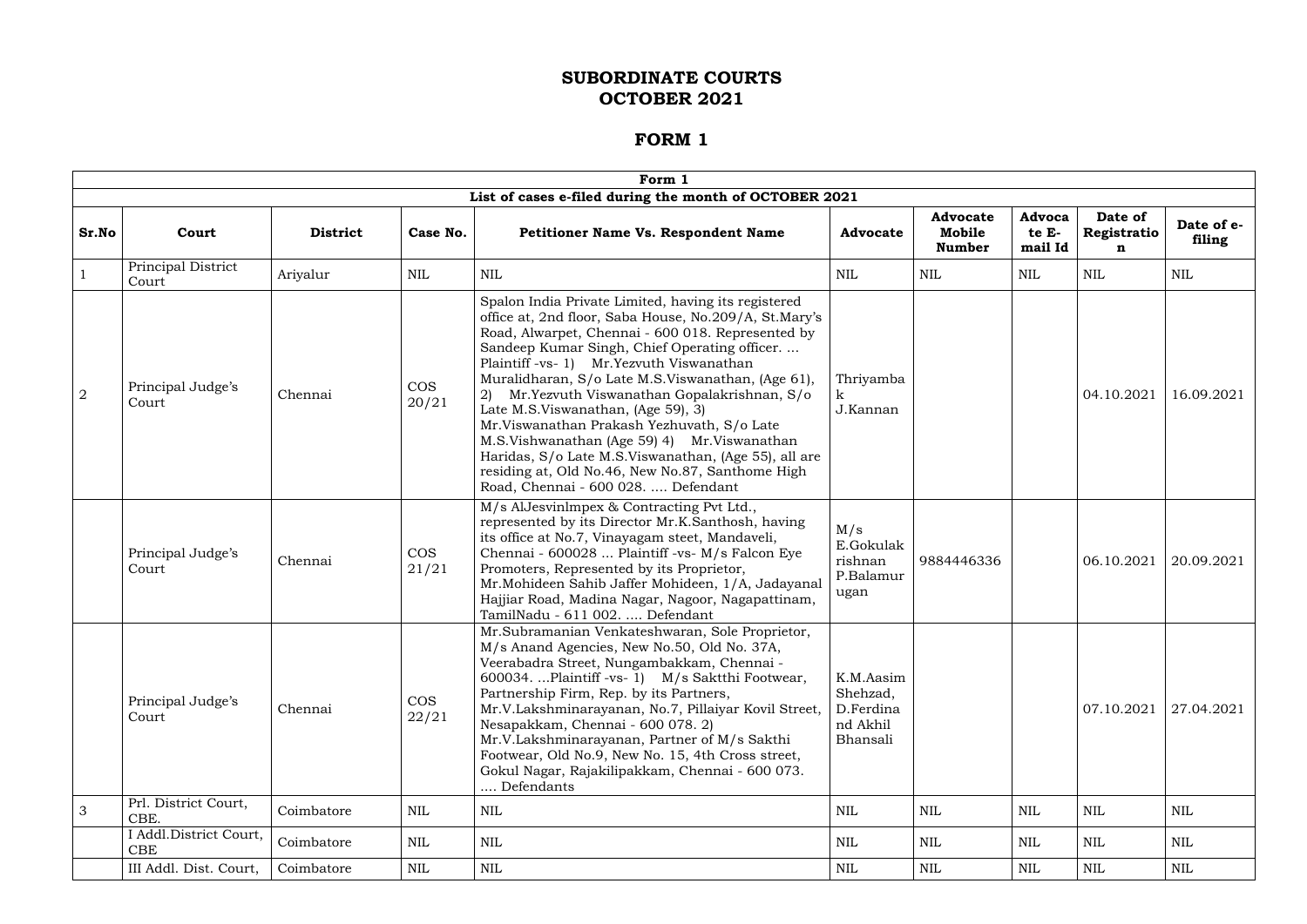# SUBORDINATE COURTS
# OCTOBER 2021

## FORM 1

| Form 1 | | | | | | | | | |
|---|---|---|---|---|---|---|---|---|---|
| **List of cases e-filed during the month of OCTOBER 2021** | | | | | | | | | |
| **Sr.No** | **Court** | **District** | **Case No.** | **Petitioner Name Vs. Respondent Name** | **Advocate** | **Advocate Mobile Number** | **Advocate E-mail Id** | **Date of Registration** | **Date of e-filing** |
| 1 | Principal District Court | Ariyalur | NIL | NIL | NIL | NIL | NIL | NIL | NIL |
| 2 | Principal Judge's Court | Chennai | COS 20/21 | Spalon India Private Limited, having its registered office at, 2nd floor, Saba House, No.209/A, St.Mary's Road, Alwarpet, Chennai - 600 018. Represented by Sandeep Kumar Singh, Chief Operating officer. ... Plaintiff -vs- 1) Mr.Yezvuth Viswanathan Muralidharan, S/o Late M.S.Viswanathan, (Age 61), 2) Mr.Yezvuth Viswanathan Gopalakrishnan, S/o Late M.S.Viswanathan, (Age 59), 3) Mr.Viswanathan Prakash Yezhuvath, S/o Late M.S.Vishwanathan (Age 59) 4) Mr.Viswanathan Haridas, S/o Late M.S.Viswanathan, (Age 55), all are residing at, Old No.46, New No.87, Santhome High Road, Chennai - 600 028. .... Defendant | Thriyambak J.Kannan | | | 04.10.2021 | 16.09.2021 |
| | Principal Judge's Court | Chennai | COS 21/21 | M/s AlJesvinlmpex & Contracting Pvt Ltd., represented by its Director Mr.K.Santhosh, having its office at No.7, Vinayagam steet, Mandaveli, Chennai - 600028 ... Plaintiff -vs- M/s Falcon Eye Promoters, Represented by its Proprietor, Mr.Mohideen Sahib Jaffer Mohideen, 1/A, Jadayanal Hajjiar Road, Madina Nagar, Nagoor, Nagapattinam, TamilNadu - 611 002. .... Defendant | M/s E.Gokulakrishnan P.Balamurugan | 9884446336 | | 06.10.2021 | 20.09.2021 |
| | Principal Judge's Court | Chennai | COS 22/21 | Mr.Subramanian Venkateshwaran, Sole Proprietor, M/s Anand Agencies, New No.50, Old No. 37A, Veerabadra Street, Nungambakkam, Chennai - 600034. ...Plaintiff -vs- 1) M/s Saktthi Footwear, Partnership Firm, Rep. by its Partners, Mr.V.Lakshminarayanan, No.7, Pillaiyar Kovil Street, Nesapakkam, Chennai - 600 078. 2) Mr.V.Lakshminarayanan, Partner of M/s Sakthi Footwear, Old No.9, New No. 15, 4th Cross street, Gokul Nagar, Rajakilipakkam, Chennai - 600 073. .... Defendants | K.M.Aasim Shehzad, D.Ferdinand Akhil Bhansali | | | 07.10.2021 | 27.04.2021 |
| 3 | Prl. District Court, CBE. | Coimbatore | NIL | NIL | NIL | NIL | NIL | NIL | NIL |
| | I Addl.District Court, CBE | Coimbatore | NIL | NIL | NIL | NIL | NIL | NIL | NIL |
| | III Addl. Dist. Court, | Coimbatore | NIL | NIL | NIL | NIL | NIL | NIL | NIL |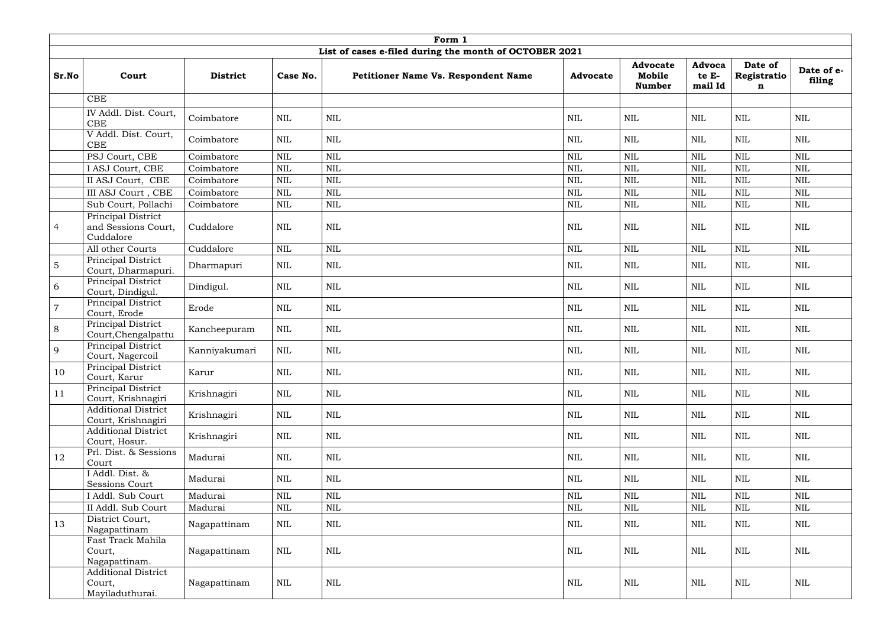| Form 1 | | | | | | | | | |
|---|---|---|---|---|---|---|---|---|---|
| List of cases e-filed during the month of OCTOBER 2021 | | | | | | | | | |
| **Sr.No** | **Court** | **District** | **Case No.** | **Petitioner Name Vs. Respondent Name** | **Advocate** | **Advocate Mobile Number** | **Advocate E-mail Id** | **Date of Registration** | **Date of e-filing** |
| | CBE | | | | | | | | |
| | IV Addl. Dist. Court, CBE | Coimbatore | NIL | NIL | NIL | NIL | NIL | NIL | NIL |
| | V Addl. Dist. Court, CBE | Coimbatore | NIL | NIL | NIL | NIL | NIL | NIL | NIL |
| | PSJ Court, CBE | Coimbatore | NIL | NIL | NIL | NIL | NIL | NIL | NIL |
| | I ASJ Court, CBE | Coimbatore | NIL | NIL | NIL | NIL | NIL | NIL | NIL |
| | II ASJ Court, CBE | Coimbatore | NIL | NIL | NIL | NIL | NIL | NIL | NIL |
| | III ASJ Court , CBE | Coimbatore | NIL | NIL | NIL | NIL | NIL | NIL | NIL |
| | Sub Court, Pollachi | Coimbatore | NIL | NIL | NIL | NIL | NIL | NIL | NIL |
| 4 | Principal District and Sessions Court, Cuddalore | Cuddalore | NIL | NIL | NIL | NIL | NIL | NIL | NIL |
| | All other Courts | Cuddalore | NIL | NIL | NIL | NIL | NIL | NIL | NIL |
| 5 | Principal District Court, Dharmapuri. | Dharmapuri | NIL | NIL | NIL | NIL | NIL | NIL | NIL |
| 6 | Principal District Court, Dindigul. | Dindigul. | NIL | NIL | NIL | NIL | NIL | NIL | NIL |
| 7 | Principal District Court, Erode | Erode | NIL | NIL | NIL | NIL | NIL | NIL | NIL |
| 8 | Principal District Court,Chengalpattu | Kancheepuram | NIL | NIL | NIL | NIL | NIL | NIL | NIL |
| 9 | Principal District Court, Nagercoil | Kanniyakumari | NIL | NIL | NIL | NIL | NIL | NIL | NIL |
| 10 | Principal District Court, Karur | Karur | NIL | NIL | NIL | NIL | NIL | NIL | NIL |
| 11 | Principal District Court, Krishnagiri | Krishnagiri | NIL | NIL | NIL | NIL | NIL | NIL | NIL |
| | Additional District Court, Krishnagiri | Krishnagiri | NIL | NIL | NIL | NIL | NIL | NIL | NIL |
| | Additional District Court, Hosur. | Krishnagiri | NIL | NIL | NIL | NIL | NIL | NIL | NIL |
| 12 | Prl. Dist. & Sessions Court | Madurai | NIL | NIL | NIL | NIL | NIL | NIL | NIL |
| | I Addl. Dist. & Sessions Court | Madurai | NIL | NIL | NIL | NIL | NIL | NIL | NIL |
| | I Addl. Sub Court | Madurai | NIL | NIL | NIL | NIL | NIL | NIL | NIL |
| | II Addl. Sub Court | Madurai | NIL | NIL | NIL | NIL | NIL | NIL | NIL |
| 13 | District Court, Nagapattinam | Nagapattinam | NIL | NIL | NIL | NIL | NIL | NIL | NIL |
| | Fast Track Mahila Court, Nagapattinam. | Nagapattinam | NIL | NIL | NIL | NIL | NIL | NIL | NIL |
| | Additional District Court, Mayiladuthurai. | Nagapattinam | NIL | NIL | NIL | NIL | NIL | NIL | NIL |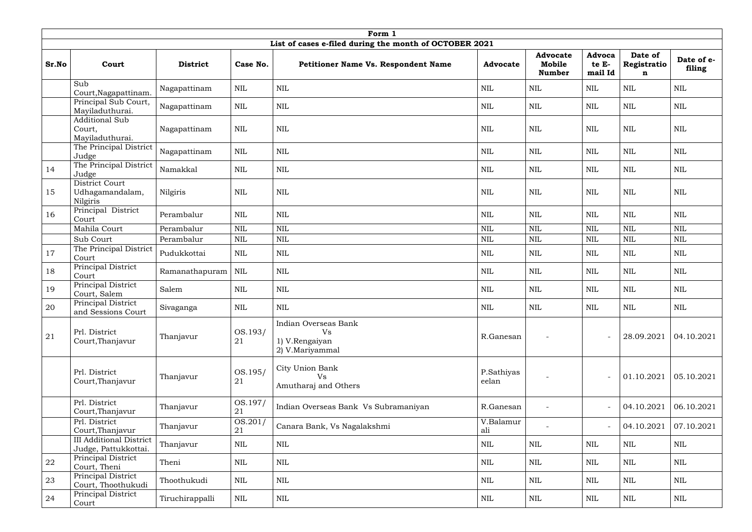| Form 1 | | | | | | | | | |
|---|---|---|---|---|---|---|---|---|---|
| List of cases e-filed during the month of OCTOBER 2021 | | | | | | | | | |
| **Sr.No** | **Court** | **District** | **Case No.** | **Petitioner Name Vs. Respondent Name** | **Advocate** | **Advocate Mobile Number** | **Advocate E-mail Id** | **Date of Registration** | **Date of e-filing** |
| | Sub Court,Nagapattinam. | Nagapattinam | NIL | NIL | NIL | NIL | NIL | NIL | NIL |
| | Principal Sub Court, Mayiladuthurai. | Nagapattinam | NIL | NIL | NIL | NIL | NIL | NIL | NIL |
| | Additional Sub Court, Mayiladuthurai. | Nagapattinam | NIL | NIL | NIL | NIL | NIL | NIL | NIL |
| | The Principal District Judge | Nagapattinam | NIL | NIL | NIL | NIL | NIL | NIL | NIL |
| 14 | The Principal District Judge | Namakkal | NIL | NIL | NIL | NIL | NIL | NIL | NIL |
| 15 | District Court Udhagamandalam, Nilgiris | Nilgiris | NIL | NIL | NIL | NIL | NIL | NIL | NIL |
| 16 | Principal District Court | Perambalur | NIL | NIL | NIL | NIL | NIL | NIL | NIL |
| | Mahila Court | Perambalur | NIL | NIL | NIL | NIL | NIL | NIL | NIL |
| | Sub Court | Perambalur | NIL | NIL | NIL | NIL | NIL | NIL | NIL |
| 17 | The Principal District Court | Pudukkottai | NIL | NIL | NIL | NIL | NIL | NIL | NIL |
| 18 | Principal District Court | Ramanathapuram | NIL | NIL | NIL | NIL | NIL | NIL | NIL |
| 19 | Principal District Court, Salem | Salem | NIL | NIL | NIL | NIL | NIL | NIL | NIL |
| 20 | Principal District and Sessions Court | Sivaganga | NIL | NIL | NIL | NIL | NIL | NIL | NIL |
| 21 | Prl. District Court,Thanjavur | Thanjavur | OS.193/21 | Indian Overseas Bank Vs 1) V.Rengaiyan 2) V.Mariyammal | R.Ganesan | - | - | 28.09.2021 | 04.10.2021 |
| | Prl. District Court,Thanjavur | Thanjavur | OS.195/21 | City Union Bank Vs Amutharaj and Others | P.Sathiyaseelan | - | - | 01.10.2021 | 05.10.2021 |
| | Prl. District Court,Thanjavur | Thanjavur | OS.197/21 | Indian Overseas Bank Vs Subramaniyan | R.Ganesan | - | - | 04.10.2021 | 06.10.2021 |
| | Prl. District Court,Thanjavur | Thanjavur | OS.201/21 | Canara Bank, Vs Nagalakshmi | V.Balamurali | - | - | 04.10.2021 | 07.10.2021 |
| | III Additional District Judge, Pattukkottai. | Thanjavur | NIL | NIL | NIL | NIL | NIL | NIL | NIL |
| 22 | Principal District Court, Theni | Theni | NIL | NIL | NIL | NIL | NIL | NIL | NIL |
| 23 | Principal District Court, Thoothukudi | Thoothukudi | NIL | NIL | NIL | NIL | NIL | NIL | NIL |
| 24 | Principal District Court | Tiruchirappalli | NIL | NIL | NIL | NIL | NIL | NIL | NIL |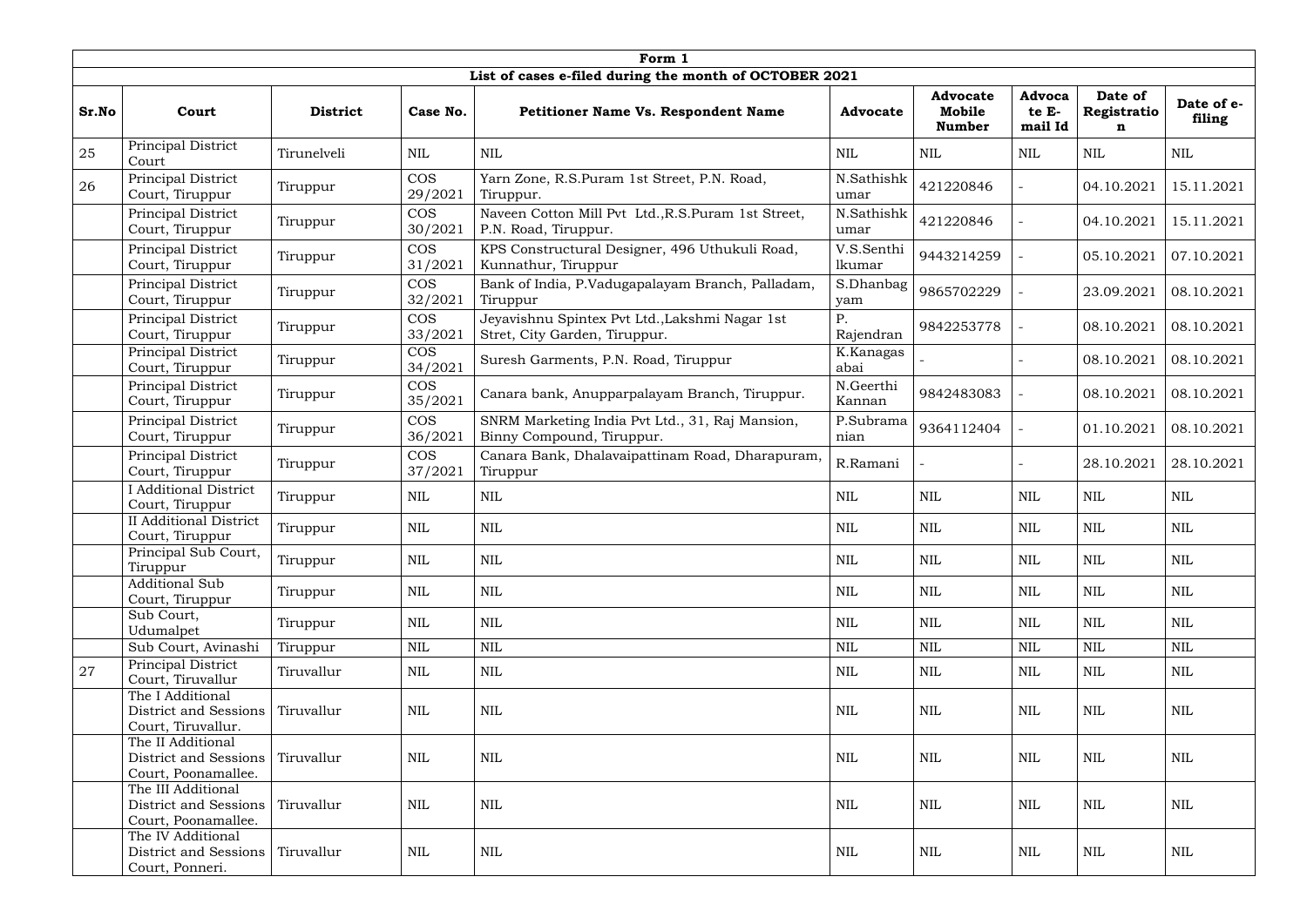| Form 1 | | | | | | | | | |
|---|---|---|---|---|---|---|---|---|---|
| List of cases e-filed during the month of OCTOBER 2021 | | | | | | | | | |
| **Sr.No** | **Court** | **District** | **Case No.** | **Petitioner Name Vs. Respondent Name** | **Advocate** | **Advocate Mobile Number** | **Advocate E-mail Id** | **Date of Registration** | **Date of e-filing** |
| 25 | Principal District Court | Tirunelveli | NIL | NIL | NIL | NIL | NIL | NIL | NIL |
| 26 | Principal District Court, Tiruppur | Tiruppur | COS 29/2021 | Yarn Zone, R.S.Puram 1st Street, P.N. Road, Tiruppur. | N.Sathishkumar | 421220846 | - | 04.10.2021 | 15.11.2021 |
| | Principal District Court, Tiruppur | Tiruppur | COS 30/2021 | Naveen Cotton Mill Pvt Ltd.,R.S.Puram 1st Street, P.N. Road, Tiruppur. | N.Sathishkumar | 421220846 | - | 04.10.2021 | 15.11.2021 |
| | Principal District Court, Tiruppur | Tiruppur | COS 31/2021 | KPS Constructural Designer, 496 Uthukuli Road, Kunnathur, Tiruppur | V.S.Senthilkumar | 9443214259 | - | 05.10.2021 | 07.10.2021 |
| | Principal District Court, Tiruppur | Tiruppur | COS 32/2021 | Bank of India, P.Vadugapalayam Branch, Palladam, Tiruppur | S.Dhanbagyam | 9865702229 | - | 23.09.2021 | 08.10.2021 |
| | Principal District Court, Tiruppur | Tiruppur | COS 33/2021 | Jeyavishnu Spintex Pvt Ltd.,Lakshmi Nagar 1st Stret, City Garden, Tiruppur. | P. Rajendran | 9842253778 | - | 08.10.2021 | 08.10.2021 |
| | Principal District Court, Tiruppur | Tiruppur | COS 34/2021 | Suresh Garments, P.N. Road, Tiruppur | K.Kanagasabai | - | - | 08.10.2021 | 08.10.2021 |
| | Principal District Court, Tiruppur | Tiruppur | COS 35/2021 | Canara bank, Anupparpalayam Branch, Tiruppur. | N.Geerthi Kannan | 9842483083 | - | 08.10.2021 | 08.10.2021 |
| | Principal District Court, Tiruppur | Tiruppur | COS 36/2021 | SNRM Marketing India Pvt Ltd., 31, Raj Mansion, Binny Compound, Tiruppur. | P.Subramanian | 9364112404 | - | 01.10.2021 | 08.10.2021 |
| | Principal District Court, Tiruppur | Tiruppur | COS 37/2021 | Canara Bank, Dhalavaipattinam Road, Dharapuram, Tiruppur | R.Ramani | - | - | 28.10.2021 | 28.10.2021 |
| | I Additional District Court, Tiruppur | Tiruppur | NIL | NIL | NIL | NIL | NIL | NIL | NIL |
| | II Additional District Court, Tiruppur | Tiruppur | NIL | NIL | NIL | NIL | NIL | NIL | NIL |
| | Principal Sub Court, Tiruppur | Tiruppur | NIL | NIL | NIL | NIL | NIL | NIL | NIL |
| | Additional Sub Court, Tiruppur | Tiruppur | NIL | NIL | NIL | NIL | NIL | NIL | NIL |
| | Sub Court, Udumalpet | Tiruppur | NIL | NIL | NIL | NIL | NIL | NIL | NIL |
| | Sub Court, Avinashi | Tiruppur | NIL | NIL | NIL | NIL | NIL | NIL | NIL |
| 27 | Principal District Court, Tiruvallur | Tiruvallur | NIL | NIL | NIL | NIL | NIL | NIL | NIL |
| | The I Additional District and Sessions Court, Tiruvallur. | Tiruvallur | NIL | NIL | NIL | NIL | NIL | NIL | NIL |
| | The II Additional District and Sessions Court, Poonamallee. | Tiruvallur | NIL | NIL | NIL | NIL | NIL | NIL | NIL |
| | The III Additional District and Sessions Court, Poonamallee. | Tiruvallur | NIL | NIL | NIL | NIL | NIL | NIL | NIL |
| | The IV Additional District and Sessions Court, Ponneri. | Tiruvallur | NIL | NIL | NIL | NIL | NIL | NIL | NIL |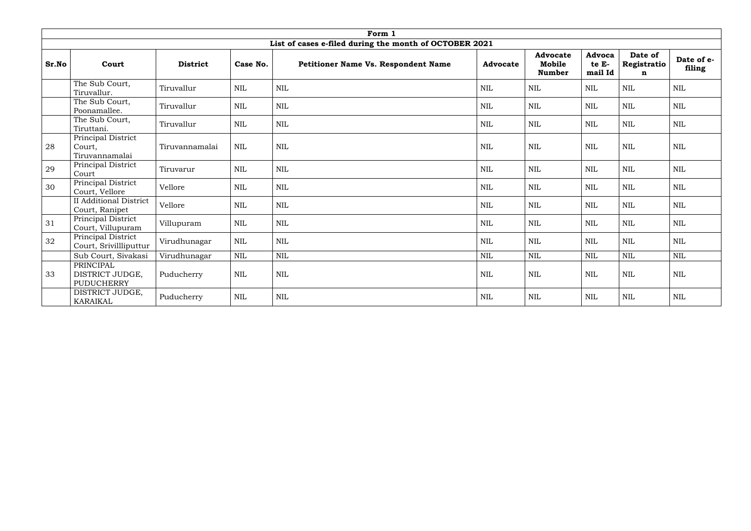| Form 1 | | | | | | | | | |
|---|---|---|---|---|---|---|---|---|---|
| List of cases e-filed during the month of OCTOBER 2021 | | | | | | | | | |
| **Sr.No** | **Court** | **District** | **Case No.** | **Petitioner Name Vs. Respondent Name** | **Advocate** | **Advocate Mobile Number** | **Advocate E-mail Id** | **Date of Registration** | **Date of e-filing** |
| | The Sub Court, Tiruvallur. | Tiruvallur | NIL | NIL | NIL | NIL | NIL | NIL | NIL |
| | The Sub Court, Poonamallee. | Tiruvallur | NIL | NIL | NIL | NIL | NIL | NIL | NIL |
| | The Sub Court, Tiruttani. | Tiruvallur | NIL | NIL | NIL | NIL | NIL | NIL | NIL |
| 28 | Principal District Court, Tiruvannamalai | Tiruvannamalai | NIL | NIL | NIL | NIL | NIL | NIL | NIL |
| 29 | Principal District Court | Tiruvarur | NIL | NIL | NIL | NIL | NIL | NIL | NIL |
| 30 | Principal District Court, Vellore | Vellore | NIL | NIL | NIL | NIL | NIL | NIL | NIL |
| | II Additional District Court, Ranipet | Vellore | NIL | NIL | NIL | NIL | NIL | NIL | NIL |
| 31 | Principal District Court, Villupuram | Villupuram | NIL | NIL | NIL | NIL | NIL | NIL | NIL |
| 32 | Principal District Court, Srivillliputtur | Virudhunagar | NIL | NIL | NIL | NIL | NIL | NIL | NIL |
| | Sub Court, Sivakasi | Virudhunagar | NIL | NIL | NIL | NIL | NIL | NIL | NIL |
| 33 | PRINCIPAL DISTRICT JUDGE, PUDUCHERRY | Puducherry | NIL | NIL | NIL | NIL | NIL | NIL | NIL |
| | DISTRICT JUDGE, KARAIKAL | Puducherry | NIL | NIL | NIL | NIL | NIL | NIL | NIL |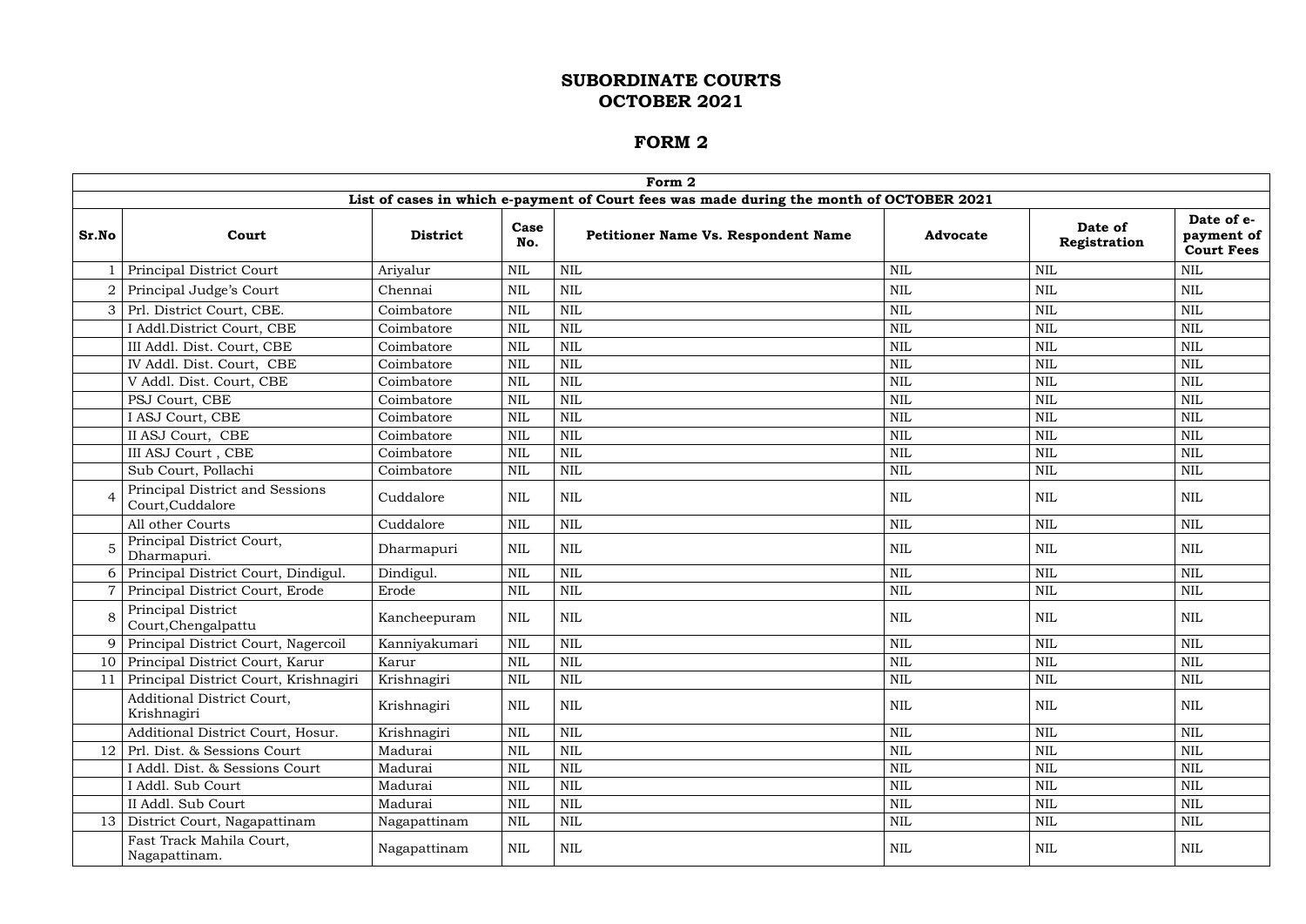# SUBORDINATE COURTS
# OCTOBER 2021

## FORM 2

| Form 2 | | | | | | | |
|---|---|---|---|---|---|---|---|
| **List of cases in which e-payment of Court fees was made during the month of OCTOBER 2021** | | | | | | | |
| **Sr.No** | **Court** | **District** | **Case No.** | **Petitioner Name Vs. Respondent Name** | **Advocate** | **Date of Registration** | **Date of e-payment of Court Fees** |
| 1 | Principal District Court | Ariyalur | NIL | NIL | NIL | NIL | NIL |
| 2 | Principal Judge's Court | Chennai | NIL | NIL | NIL | NIL | NIL |
| 3 | Prl. District Court, CBE. | Coimbatore | NIL | NIL | NIL | NIL | NIL |
| | I Addl.District Court, CBE | Coimbatore | NIL | NIL | NIL | NIL | NIL |
| | III Addl. Dist. Court, CBE | Coimbatore | NIL | NIL | NIL | NIL | NIL |
| | IV Addl. Dist. Court, CBE | Coimbatore | NIL | NIL | NIL | NIL | NIL |
| | V Addl. Dist. Court, CBE | Coimbatore | NIL | NIL | NIL | NIL | NIL |
| | PSJ Court, CBE | Coimbatore | NIL | NIL | NIL | NIL | NIL |
| | I ASJ Court, CBE | Coimbatore | NIL | NIL | NIL | NIL | NIL |
| | II ASJ Court, CBE | Coimbatore | NIL | NIL | NIL | NIL | NIL |
| | III ASJ Court , CBE | Coimbatore | NIL | NIL | NIL | NIL | NIL |
| | Sub Court, Pollachi | Coimbatore | NIL | NIL | NIL | NIL | NIL |
| 4 | Principal District and Sessions Court,Cuddalore | Cuddalore | NIL | NIL | NIL | NIL | NIL |
| | All other Courts | Cuddalore | NIL | NIL | NIL | NIL | NIL |
| 5 | Principal District Court, Dharmapuri. | Dharmapuri | NIL | NIL | NIL | NIL | NIL |
| 6 | Principal District Court, Dindigul. | Dindigul. | NIL | NIL | NIL | NIL | NIL |
| 7 | Principal District Court, Erode | Erode | NIL | NIL | NIL | NIL | NIL |
| 8 | Principal District Court,Chengalpattu | Kancheepuram | NIL | NIL | NIL | NIL | NIL |
| 9 | Principal District Court, Nagercoil | Kanniyakumari | NIL | NIL | NIL | NIL | NIL |
| 10 | Principal District Court, Karur | Karur | NIL | NIL | NIL | NIL | NIL |
| 11 | Principal District Court, Krishnagiri | Krishnagiri | NIL | NIL | NIL | NIL | NIL |
| | Additional District Court, Krishnagiri | Krishnagiri | NIL | NIL | NIL | NIL | NIL |
| | Additional District Court, Hosur. | Krishnagiri | NIL | NIL | NIL | NIL | NIL |
| 12 | Prl. Dist. & Sessions Court | Madurai | NIL | NIL | NIL | NIL | NIL |
| | I Addl. Dist. & Sessions Court | Madurai | NIL | NIL | NIL | NIL | NIL |
| | I Addl. Sub Court | Madurai | NIL | NIL | NIL | NIL | NIL |
| | II Addl. Sub Court | Madurai | NIL | NIL | NIL | NIL | NIL |
| 13 | District Court, Nagapattinam | Nagapattinam | NIL | NIL | NIL | NIL | NIL |
| | Fast Track Mahila Court, Nagapattinam. | Nagapattinam | NIL | NIL | NIL | NIL | NIL |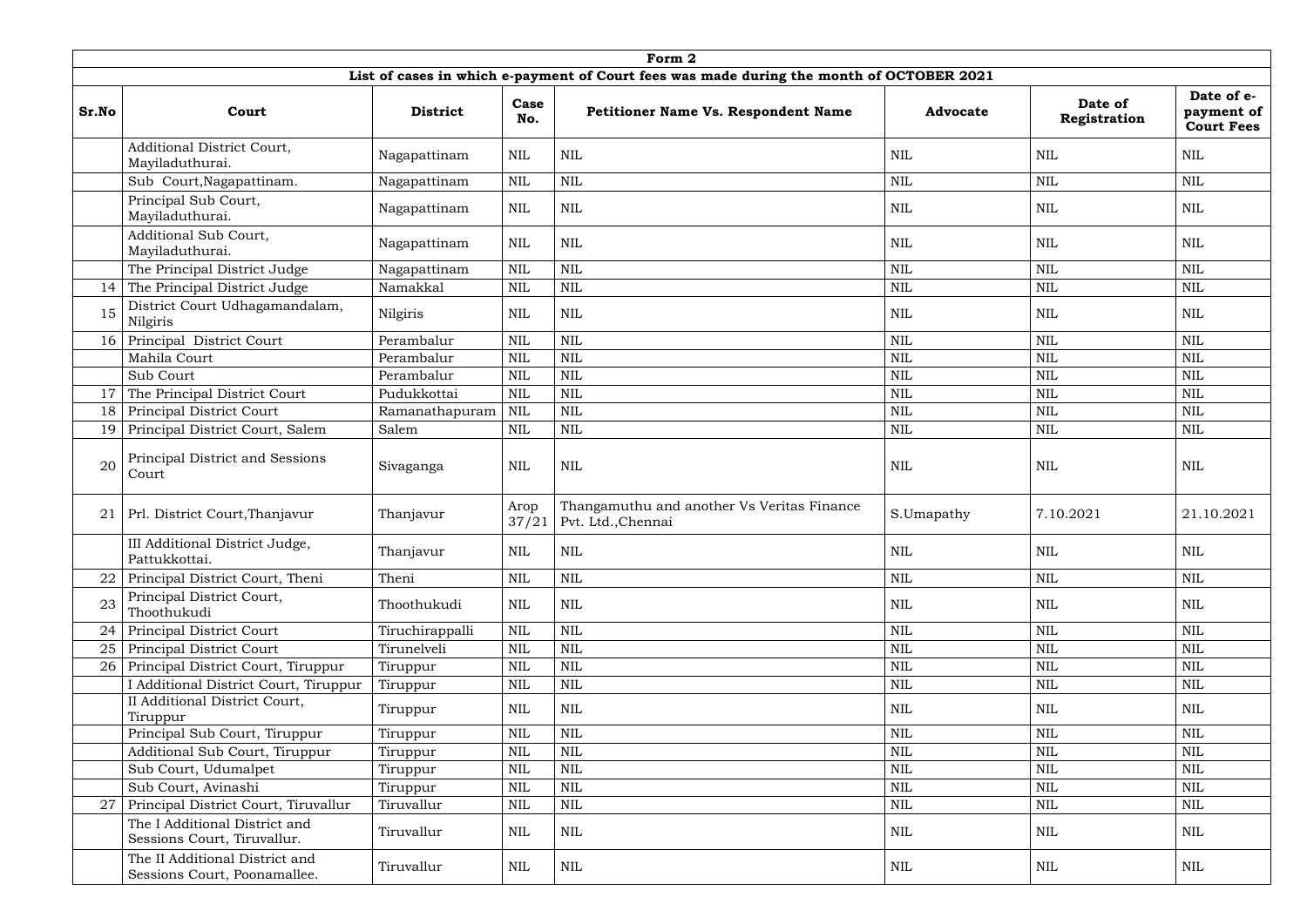| Form 2 | | | | | | | |
|---|---|---|---|---|---|---|---|
| List of cases in which e-payment of Court fees was made during the month of OCTOBER 2021 | | | | | | | |
| **Sr.No** | **Court** | **District** | **Case No.** | **Petitioner Name Vs. Respondent Name** | **Advocate** | **Date of Registration** | **Date of e-payment of Court Fees** |
| | Additional District Court, Mayiladuthurai. | Nagapattinam | NIL | NIL | NIL | NIL | NIL |
| | Sub Court,Nagapattinam. | Nagapattinam | NIL | NIL | NIL | NIL | NIL |
| | Principal Sub Court, Mayiladuthurai. | Nagapattinam | NIL | NIL | NIL | NIL | NIL |
| | Additional Sub Court, Mayiladuthurai. | Nagapattinam | NIL | NIL | NIL | NIL | NIL |
| | The Principal District Judge | Nagapattinam | NIL | NIL | NIL | NIL | NIL |
| 14 | The Principal District Judge | Namakkal | NIL | NIL | NIL | NIL | NIL |
| 15 | District Court Udhagamandalam, Nilgiris | Nilgiris | NIL | NIL | NIL | NIL | NIL |
| 16 | Principal District Court | Perambalur | NIL | NIL | NIL | NIL | NIL |
| | Mahila Court | Perambalur | NIL | NIL | NIL | NIL | NIL |
| | Sub Court | Perambalur | NIL | NIL | NIL | NIL | NIL |
| 17 | The Principal District Court | Pudukkottai | NIL | NIL | NIL | NIL | NIL |
| 18 | Principal District Court | Ramanathapuram | NIL | NIL | NIL | NIL | NIL |
| 19 | Principal District Court, Salem | Salem | NIL | NIL | NIL | NIL | NIL |
| 20 | Principal District and Sessions Court | Sivaganga | NIL | NIL | NIL | NIL | NIL |
| 21 | Prl. District Court,Thanjavur | Thanjavur | Arop 37/21 | Thangamuthu and another Vs Veritas Finance Pvt. Ltd.,Chennai | S.Umapathy | 7.10.2021 | 21.10.2021 |
| | III Additional District Judge, Pattukkottai. | Thanjavur | NIL | NIL | NIL | NIL | NIL |
| 22 | Principal District Court, Theni | Theni | NIL | NIL | NIL | NIL | NIL |
| 23 | Principal District Court, Thoothukudi | Thoothukudi | NIL | NIL | NIL | NIL | NIL |
| 24 | Principal District Court | Tiruchirappalli | NIL | NIL | NIL | NIL | NIL |
| 25 | Principal District Court | Tirunelveli | NIL | NIL | NIL | NIL | NIL |
| 26 | Principal District Court, Tiruppur | Tiruppur | NIL | NIL | NIL | NIL | NIL |
| | I Additional District Court, Tiruppur | Tiruppur | NIL | NIL | NIL | NIL | NIL |
| | II Additional District Court, Tiruppur | Tiruppur | NIL | NIL | NIL | NIL | NIL |
| | Principal Sub Court, Tiruppur | Tiruppur | NIL | NIL | NIL | NIL | NIL |
| | Additional Sub Court, Tiruppur | Tiruppur | NIL | NIL | NIL | NIL | NIL |
| | Sub Court, Udumalpet | Tiruppur | NIL | NIL | NIL | NIL | NIL |
| | Sub Court, Avinashi | Tiruppur | NIL | NIL | NIL | NIL | NIL |
| 27 | Principal District Court, Tiruvallur | Tiruvallur | NIL | NIL | NIL | NIL | NIL |
| | The I Additional District and Sessions Court, Tiruvallur. | Tiruvallur | NIL | NIL | NIL | NIL | NIL |
| | The II Additional District and Sessions Court, Poonamallee. | Tiruvallur | NIL | NIL | NIL | NIL | NIL |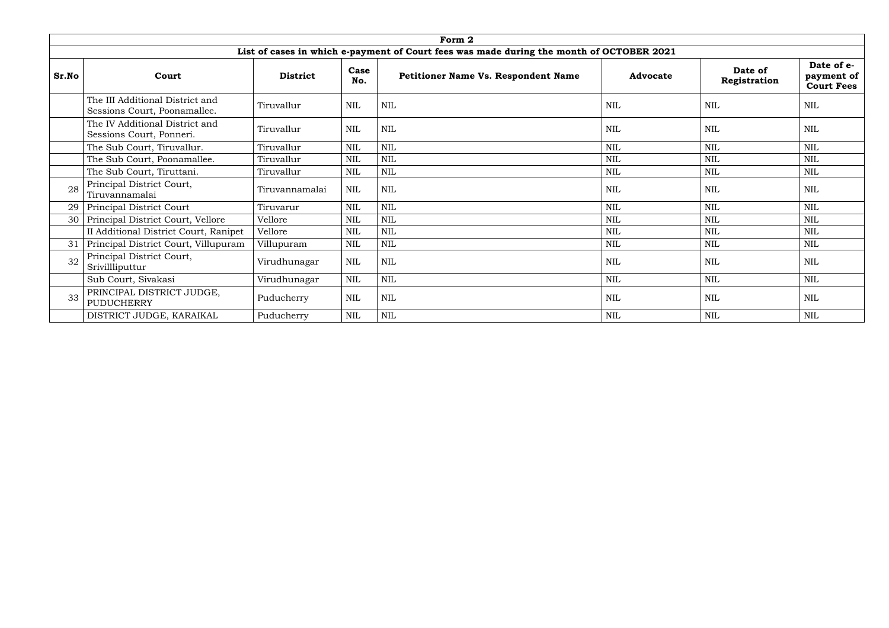| Form 2 | | | | | | | |
|---|---|---|---|---|---|---|---|
| **List of cases in which e-payment of Court fees was made during the month of OCTOBER 2021** | | | | | | | |
| **Sr.No** | **Court** | **District** | **Case No.** | **Petitioner Name Vs. Respondent Name** | **Advocate** | **Date of Registration** | **Date of e-payment of Court Fees** |
| | The III Additional District and Sessions Court, Poonamallee. | Tiruvallur | NIL | NIL | NIL | NIL | NIL |
| | The IV Additional District and Sessions Court, Ponneri. | Tiruvallur | NIL | NIL | NIL | NIL | NIL |
| | The Sub Court, Tiruvallur. | Tiruvallur | NIL | NIL | NIL | NIL | NIL |
| | The Sub Court, Poonamallee. | Tiruvallur | NIL | NIL | NIL | NIL | NIL |
| | The Sub Court, Tiruttani. | Tiruvallur | NIL | NIL | NIL | NIL | NIL |
| 28 | Principal District Court, Tiruvannamalai | Tiruvannamalai | NIL | NIL | NIL | NIL | NIL |
| 29 | Principal District Court | Tiruvarur | NIL | NIL | NIL | NIL | NIL |
| 30 | Principal District Court, Vellore | Vellore | NIL | NIL | NIL | NIL | NIL |
| | II Additional District Court, Ranipet | Vellore | NIL | NIL | NIL | NIL | NIL |
| 31 | Principal District Court, Villupuram | Villupuram | NIL | NIL | NIL | NIL | NIL |
| 32 | Principal District Court, Srivillliputtur | Virudhunagar | NIL | NIL | NIL | NIL | NIL |
| | Sub Court, Sivakasi | Virudhunagar | NIL | NIL | NIL | NIL | NIL |
| 33 | PRINCIPAL DISTRICT JUDGE, PUDUCHERRY | Puducherry | NIL | NIL | NIL | NIL | NIL |
| | DISTRICT JUDGE, KARAIKAL | Puducherry | NIL | NIL | NIL | NIL | NIL |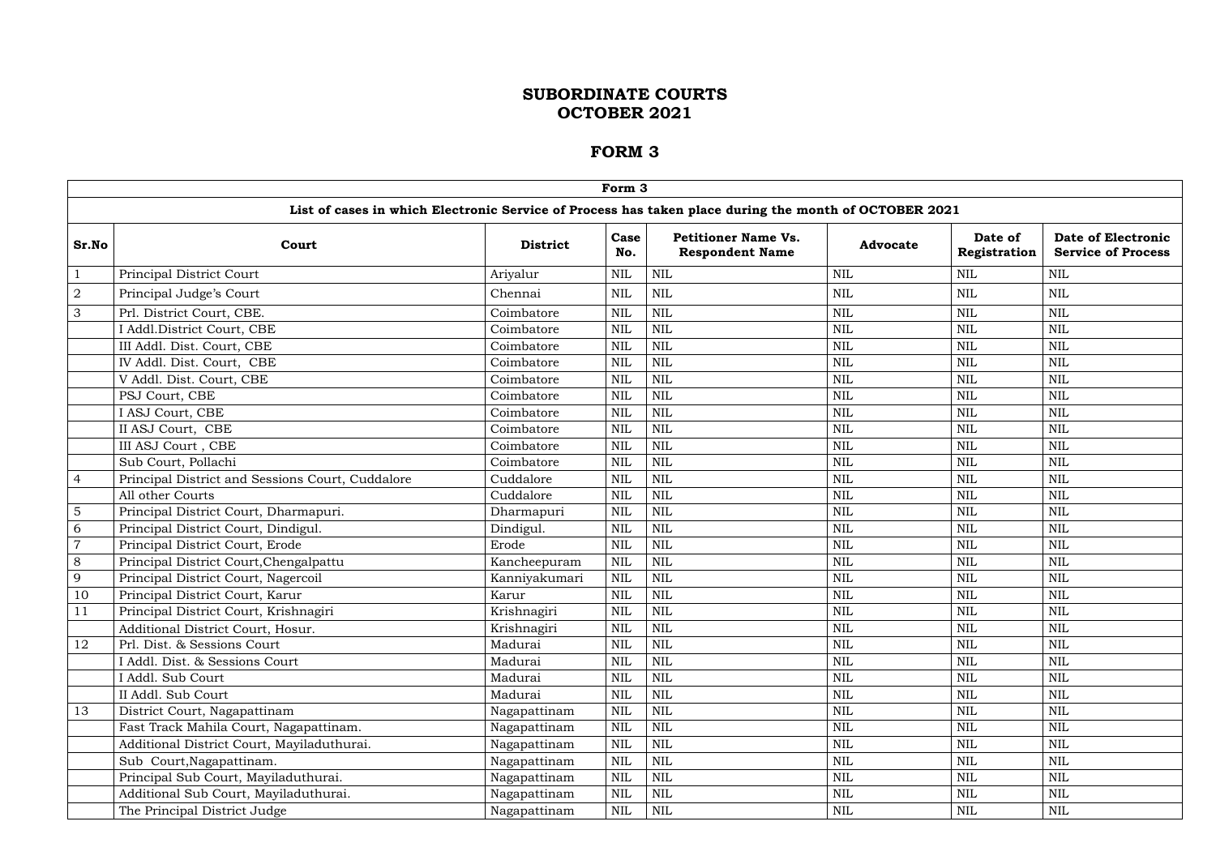# SUBORDINATE COURTS
# OCTOBER 2021

## FORM 3

| Form 3 | | | | | | | |
|---|---|---|---|---|---|---|---|
| **List of cases in which Electronic Service of Process has taken place during the month of OCTOBER 2021** | | | | | | | |
| **Sr.No** | **Court** | **District** | **Case No.** | **Petitioner Name Vs. Respondent Name** | **Advocate** | **Date of Registration** | **Date of Electronic Service of Process** |
| 1 | Principal District Court | Ariyalur | NIL | NIL | NIL | NIL | NIL |
| 2 | Principal Judge's Court | Chennai | NIL | NIL | NIL | NIL | NIL |
| 3 | Prl. District Court, CBE. | Coimbatore | NIL | NIL | NIL | NIL | NIL |
| | I Addl.District Court, CBE | Coimbatore | NIL | NIL | NIL | NIL | NIL |
| | III Addl. Dist. Court, CBE | Coimbatore | NIL | NIL | NIL | NIL | NIL |
| | IV Addl. Dist. Court, CBE | Coimbatore | NIL | NIL | NIL | NIL | NIL |
| | V Addl. Dist. Court, CBE | Coimbatore | NIL | NIL | NIL | NIL | NIL |
| | PSJ Court, CBE | Coimbatore | NIL | NIL | NIL | NIL | NIL |
| | I ASJ Court, CBE | Coimbatore | NIL | NIL | NIL | NIL | NIL |
| | II ASJ Court, CBE | Coimbatore | NIL | NIL | NIL | NIL | NIL |
| | III ASJ Court , CBE | Coimbatore | NIL | NIL | NIL | NIL | NIL |
| | Sub Court, Pollachi | Coimbatore | NIL | NIL | NIL | NIL | NIL |
| 4 | Principal District and Sessions Court, Cuddalore | Cuddalore | NIL | NIL | NIL | NIL | NIL |
| | All other Courts | Cuddalore | NIL | NIL | NIL | NIL | NIL |
| 5 | Principal District Court, Dharmapuri. | Dharmapuri | NIL | NIL | NIL | NIL | NIL |
| 6 | Principal District Court, Dindigul. | Dindigul. | NIL | NIL | NIL | NIL | NIL |
| 7 | Principal District Court, Erode | Erode | NIL | NIL | NIL | NIL | NIL |
| 8 | Principal District Court,Chengalpattu | Kancheepuram | NIL | NIL | NIL | NIL | NIL |
| 9 | Principal District Court, Nagercoil | Kanniyakumari | NIL | NIL | NIL | NIL | NIL |
| 10 | Principal District Court, Karur | Karur | NIL | NIL | NIL | NIL | NIL |
| 11 | Principal District Court, Krishnagiri | Krishnagiri | NIL | NIL | NIL | NIL | NIL |
| | Additional District Court, Hosur. | Krishnagiri | NIL | NIL | NIL | NIL | NIL |
| 12 | Prl. Dist. & Sessions Court | Madurai | NIL | NIL | NIL | NIL | NIL |
| | I Addl. Dist. & Sessions Court | Madurai | NIL | NIL | NIL | NIL | NIL |
| | I Addl. Sub Court | Madurai | NIL | NIL | NIL | NIL | NIL |
| | II Addl. Sub Court | Madurai | NIL | NIL | NIL | NIL | NIL |
| 13 | District Court, Nagapattinam | Nagapattinam | NIL | NIL | NIL | NIL | NIL |
| | Fast Track Mahila Court, Nagapattinam. | Nagapattinam | NIL | NIL | NIL | NIL | NIL |
| | Additional District Court, Mayiladuthurai. | Nagapattinam | NIL | NIL | NIL | NIL | NIL |
| | Sub Court,Nagapattinam. | Nagapattinam | NIL | NIL | NIL | NIL | NIL |
| | Principal Sub Court, Mayiladuthurai. | Nagapattinam | NIL | NIL | NIL | NIL | NIL |
| | Additional Sub Court, Mayiladuthurai. | Nagapattinam | NIL | NIL | NIL | NIL | NIL |
| | The Principal District Judge | Nagapattinam | NIL | NIL | NIL | NIL | NIL |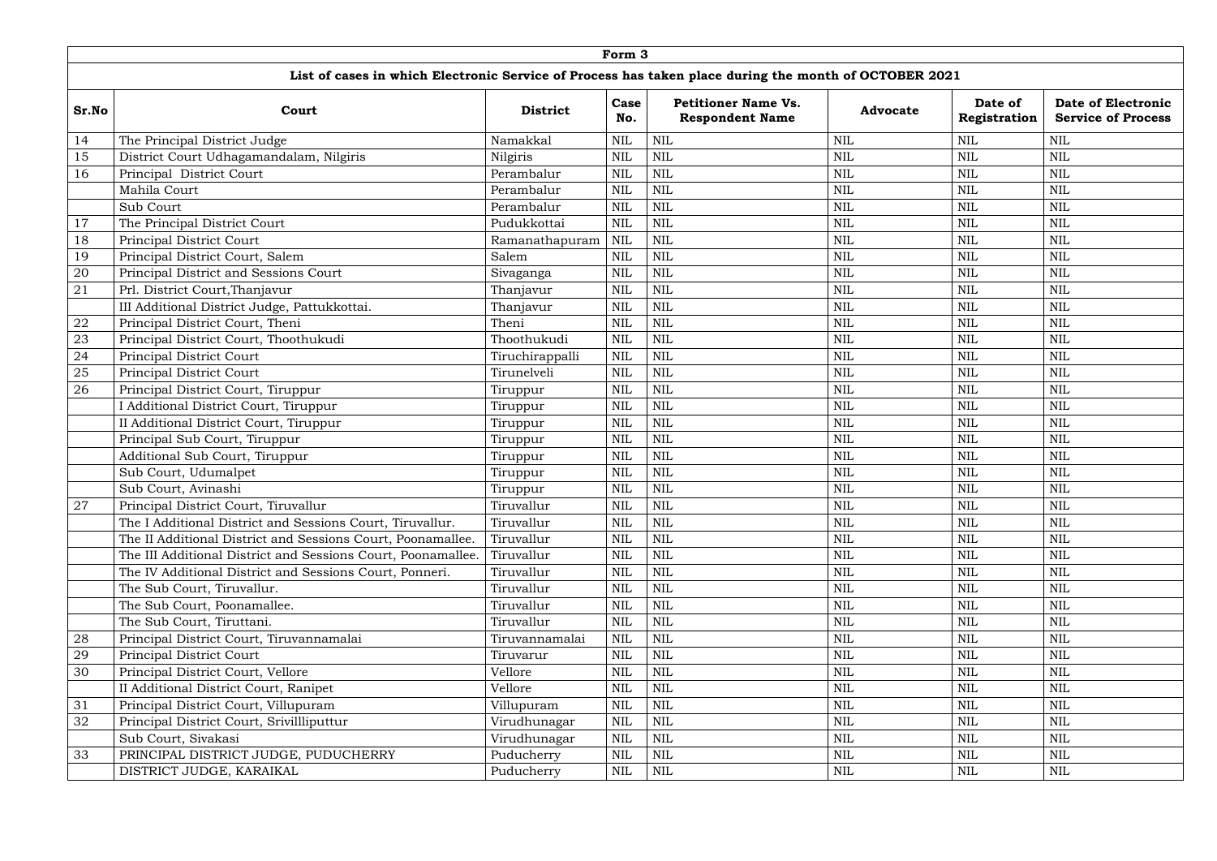**Form 3**

**List of cases in which Electronic Service of Process has taken place during the month of OCTOBER 2021**

| Sr.No | Court | District | Case No. | Petitioner Name Vs. Respondent Name | Advocate | Date of Registration | Date of Electronic Service of Process |
|---|---|---|---|---|---|---|---|
| 14 | The Principal District Judge | Namakkal | NIL | NIL | NIL | NIL | NIL |
| 15 | District Court Udhagamandalam, Nilgiris | Nilgiris | NIL | NIL | NIL | NIL | NIL |
| 16 | Principal District Court | Perambalur | NIL | NIL | NIL | NIL | NIL |
| | Mahila Court | Perambalur | NIL | NIL | NIL | NIL | NIL |
| | Sub Court | Perambalur | NIL | NIL | NIL | NIL | NIL |
| 17 | The Principal District Court | Pudukkottai | NIL | NIL | NIL | NIL | NIL |
| 18 | Principal District Court | Ramanathapuram | NIL | NIL | NIL | NIL | NIL |
| 19 | Principal District Court, Salem | Salem | NIL | NIL | NIL | NIL | NIL |
| 20 | Principal District and Sessions Court | Sivaganga | NIL | NIL | NIL | NIL | NIL |
| 21 | Prl. District Court,Thanjavur | Thanjavur | NIL | NIL | NIL | NIL | NIL |
| | III Additional District Judge, Pattukkottai. | Thanjavur | NIL | NIL | NIL | NIL | NIL |
| 22 | Principal District Court, Theni | Theni | NIL | NIL | NIL | NIL | NIL |
| 23 | Principal District Court, Thoothukudi | Thoothukudi | NIL | NIL | NIL | NIL | NIL |
| 24 | Principal District Court | Tiruchirappalli | NIL | NIL | NIL | NIL | NIL |
| 25 | Principal District Court | Tirunelveli | NIL | NIL | NIL | NIL | NIL |
| 26 | Principal District Court, Tiruppur | Tiruppur | NIL | NIL | NIL | NIL | NIL |
| | I Additional District Court, Tiruppur | Tiruppur | NIL | NIL | NIL | NIL | NIL |
| | II Additional District Court, Tiruppur | Tiruppur | NIL | NIL | NIL | NIL | NIL |
| | Principal Sub Court, Tiruppur | Tiruppur | NIL | NIL | NIL | NIL | NIL |
| | Additional Sub Court, Tiruppur | Tiruppur | NIL | NIL | NIL | NIL | NIL |
| | Sub Court, Udumalpet | Tiruppur | NIL | NIL | NIL | NIL | NIL |
| | Sub Court, Avinashi | Tiruppur | NIL | NIL | NIL | NIL | NIL |
| 27 | Principal District Court, Tiruvallur | Tiruvallur | NIL | NIL | NIL | NIL | NIL |
| | The I Additional District and Sessions Court, Tiruvallur. | Tiruvallur | NIL | NIL | NIL | NIL | NIL |
| | The II Additional District and Sessions Court, Poonamallee. | Tiruvallur | NIL | NIL | NIL | NIL | NIL |
| | The III Additional District and Sessions Court, Poonamallee. | Tiruvallur | NIL | NIL | NIL | NIL | NIL |
| | The IV Additional District and Sessions Court, Ponneri. | Tiruvallur | NIL | NIL | NIL | NIL | NIL |
| | The Sub Court, Tiruvallur. | Tiruvallur | NIL | NIL | NIL | NIL | NIL |
| | The Sub Court, Poonamallee. | Tiruvallur | NIL | NIL | NIL | NIL | NIL |
| | The Sub Court, Tiruttani. | Tiruvallur | NIL | NIL | NIL | NIL | NIL |
| 28 | Principal District Court, Tiruvannamalai | Tiruvannamalai | NIL | NIL | NIL | NIL | NIL |
| 29 | Principal District Court | Tiruvarur | NIL | NIL | NIL | NIL | NIL |
| 30 | Principal District Court, Vellore | Vellore | NIL | NIL | NIL | NIL | NIL |
| | II Additional District Court, Ranipet | Vellore | NIL | NIL | NIL | NIL | NIL |
| 31 | Principal District Court, Villupuram | Villupuram | NIL | NIL | NIL | NIL | NIL |
| 32 | Principal District Court, Srivillliputtur | Virudhunagar | NIL | NIL | NIL | NIL | NIL |
| | Sub Court, Sivakasi | Virudhunagar | NIL | NIL | NIL | NIL | NIL |
| 33 | PRINCIPAL DISTRICT JUDGE, PUDUCHERRY | Puducherry | NIL | NIL | NIL | NIL | NIL |
| | DISTRICT JUDGE, KARAIKAL | Puducherry | NIL | NIL | NIL | NIL | NIL |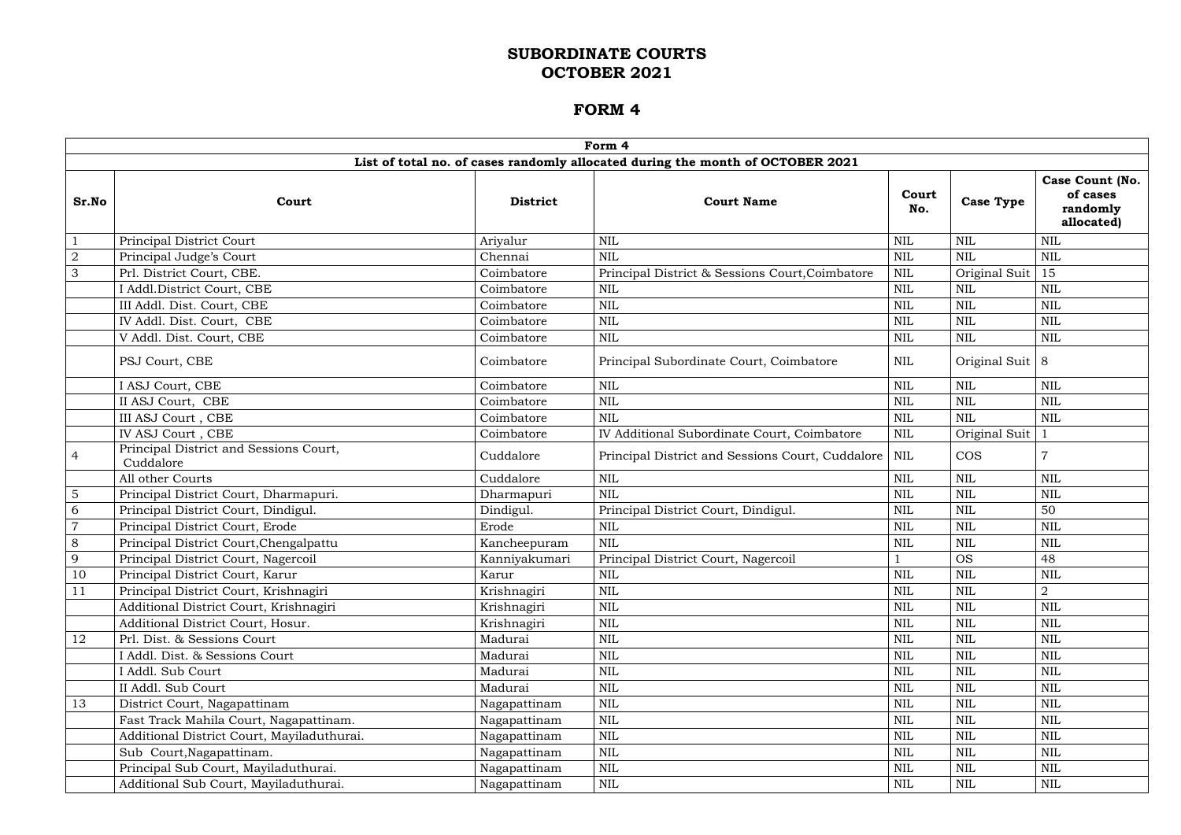# SUBORDINATE COURTS
# OCTOBER 2021

## FORM 4

| Form 4 | | | | | | |
|---|---|---|---|---|---|---|
| **List of total no. of cases randomly allocated during the month of OCTOBER 2021** | | | | | | |
| **Sr.No** | **Court** | **District** | **Court Name** | **Court No.** | **Case Type** | **Case Count (No. of cases randomly allocated)** |
| 1 | Principal District Court | Ariyalur | NIL | NIL | NIL | NIL |
| 2 | Principal Judge's Court | Chennai | NIL | NIL | NIL | NIL |
| 3 | Prl. District Court, CBE. | Coimbatore | Principal District & Sessions Court,Coimbatore | NIL | Original Suit | 15 |
| | I Addl.District Court, CBE | Coimbatore | NIL | NIL | NIL | NIL |
| | III Addl. Dist. Court, CBE | Coimbatore | NIL | NIL | NIL | NIL |
| | IV Addl. Dist. Court, CBE | Coimbatore | NIL | NIL | NIL | NIL |
| | V Addl. Dist. Court, CBE | Coimbatore | NIL | NIL | NIL | NIL |
| | PSJ Court, CBE | Coimbatore | Principal Subordinate Court, Coimbatore | NIL | Original Suit | 8 |
| | I ASJ Court, CBE | Coimbatore | NIL | NIL | NIL | NIL |
| | II ASJ Court, CBE | Coimbatore | NIL | NIL | NIL | NIL |
| | III ASJ Court , CBE | Coimbatore | NIL | NIL | NIL | NIL |
| | IV ASJ Court , CBE | Coimbatore | IV Additional Subordinate Court, Coimbatore | NIL | Original Suit | 1 |
| 4 | Principal District and Sessions Court, Cuddalore | Cuddalore | Principal District and Sessions Court, Cuddalore | NIL | COS | 7 |
| | All other Courts | Cuddalore | NIL | NIL | NIL | NIL |
| 5 | Principal District Court, Dharmapuri. | Dharmapuri | NIL | NIL | NIL | NIL |
| 6 | Principal District Court, Dindigul. | Dindigul. | Principal District Court, Dindigul. | NIL | NIL | 50 |
| 7 | Principal District Court, Erode | Erode | NIL | NIL | NIL | NIL |
| 8 | Principal District Court,Chengalpattu | Kancheepuram | NIL | NIL | NIL | NIL |
| 9 | Principal District Court, Nagercoil | Kanniyakumari | Principal District Court, Nagercoil | 1 | OS | 48 |
| 10 | Principal District Court, Karur | Karur | NIL | NIL | NIL | NIL |
| 11 | Principal District Court, Krishnagiri | Krishnagiri | NIL | NIL | NIL | 2 |
| | Additional District Court, Krishnagiri | Krishnagiri | NIL | NIL | NIL | NIL |
| | Additional District Court, Hosur. | Krishnagiri | NIL | NIL | NIL | NIL |
| 12 | Prl. Dist. & Sessions Court | Madurai | NIL | NIL | NIL | NIL |
| | I Addl. Dist. & Sessions Court | Madurai | NIL | NIL | NIL | NIL |
| | I Addl. Sub Court | Madurai | NIL | NIL | NIL | NIL |
| | II Addl. Sub Court | Madurai | NIL | NIL | NIL | NIL |
| 13 | District Court, Nagapattinam | Nagapattinam | NIL | NIL | NIL | NIL |
| | Fast Track Mahila Court, Nagapattinam. | Nagapattinam | NIL | NIL | NIL | NIL |
| | Additional District Court, Mayiladuthurai. | Nagapattinam | NIL | NIL | NIL | NIL |
| | Sub Court,Nagapattinam. | Nagapattinam | NIL | NIL | NIL | NIL |
| | Principal Sub Court, Mayiladuthurai. | Nagapattinam | NIL | NIL | NIL | NIL |
| | Additional Sub Court, Mayiladuthurai. | Nagapattinam | NIL | NIL | NIL | NIL |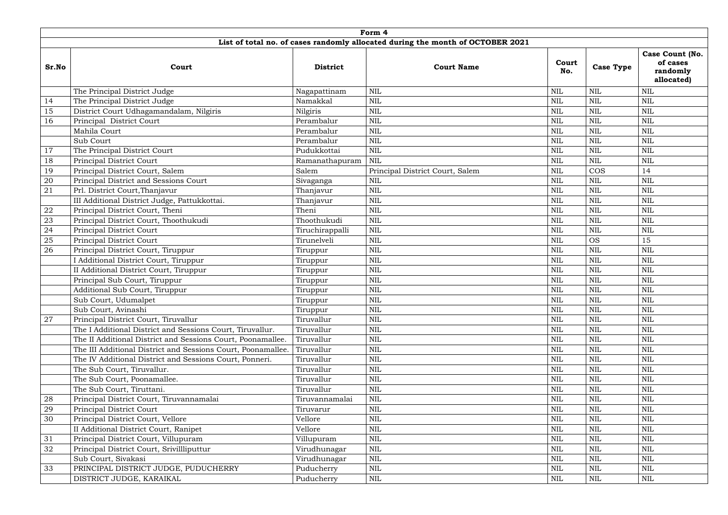| Form 4 | | | | | | |
|---|---|---|---|---|---|---|
| **List of total no. of cases randomly allocated during the month of OCTOBER 2021** | | | | | | |
| **Sr.No** | **Court** | **District** | **Court Name** | **Court No.** | **Case Type** | **Case Count (No. of cases randomly allocated)** |
| | The Principal District Judge | Nagapattinam | NIL | NIL | NIL | NIL |
| 14 | The Principal District Judge | Namakkal | NIL | NIL | NIL | NIL |
| 15 | District Court Udhagamandalam, Nilgiris | Nilgiris | NIL | NIL | NIL | NIL |
| 16 | Principal District Court | Perambalur | NIL | NIL | NIL | NIL |
| | Mahila Court | Perambalur | NIL | NIL | NIL | NIL |
| | Sub Court | Perambalur | NIL | NIL | NIL | NIL |
| 17 | The Principal District Court | Pudukkottai | NIL | NIL | NIL | NIL |
| 18 | Principal District Court | Ramanathapuram | NIL | NIL | NIL | NIL |
| 19 | Principal District Court, Salem | Salem | Principal District Court, Salem | NIL | COS | 14 |
| 20 | Principal District and Sessions Court | Sivaganga | NIL | NIL | NIL | NIL |
| 21 | Prl. District Court,Thanjavur | Thanjavur | NIL | NIL | NIL | NIL |
| | III Additional District Judge, Pattukkottai. | Thanjavur | NIL | NIL | NIL | NIL |
| 22 | Principal District Court, Theni | Theni | NIL | NIL | NIL | NIL |
| 23 | Principal District Court, Thoothukudi | Thoothukudi | NIL | NIL | NIL | NIL |
| 24 | Principal District Court | Tiruchirappalli | NIL | NIL | NIL | NIL |
| 25 | Principal District Court | Tirunelveli | NIL | NIL | OS | 15 |
| 26 | Principal District Court, Tiruppur | Tiruppur | NIL | NIL | NIL | NIL |
| | I Additional District Court, Tiruppur | Tiruppur | NIL | NIL | NIL | NIL |
| | II Additional District Court, Tiruppur | Tiruppur | NIL | NIL | NIL | NIL |
| | Principal Sub Court, Tiruppur | Tiruppur | NIL | NIL | NIL | NIL |
| | Additional Sub Court, Tiruppur | Tiruppur | NIL | NIL | NIL | NIL |
| | Sub Court, Udumalpet | Tiruppur | NIL | NIL | NIL | NIL |
| | Sub Court, Avinashi | Tiruppur | NIL | NIL | NIL | NIL |
| 27 | Principal District Court, Tiruvallur | Tiruvallur | NIL | NIL | NIL | NIL |
| | The I Additional District and Sessions Court, Tiruvallur. | Tiruvallur | NIL | NIL | NIL | NIL |
| | The II Additional District and Sessions Court, Poonamallee. | Tiruvallur | NIL | NIL | NIL | NIL |
| | The III Additional District and Sessions Court, Poonamallee. | Tiruvallur | NIL | NIL | NIL | NIL |
| | The IV Additional District and Sessions Court, Ponneri. | Tiruvallur | NIL | NIL | NIL | NIL |
| | The Sub Court, Tiruvallur. | Tiruvallur | NIL | NIL | NIL | NIL |
| | The Sub Court, Poonamallee. | Tiruvallur | NIL | NIL | NIL | NIL |
| | The Sub Court, Tiruttani. | Tiruvallur | NIL | NIL | NIL | NIL |
| 28 | Principal District Court, Tiruvannamalai | Tiruvannamalai | NIL | NIL | NIL | NIL |
| 29 | Principal District Court | Tiruvarur | NIL | NIL | NIL | NIL |
| 30 | Principal District Court, Vellore | Vellore | NIL | NIL | NIL | NIL |
| | II Additional District Court, Ranipet | Vellore | NIL | NIL | NIL | NIL |
| 31 | Principal District Court, Villupuram | Villupuram | NIL | NIL | NIL | NIL |
| 32 | Principal District Court, Srivillliputtur | Virudhunagar | NIL | NIL | NIL | NIL |
| | Sub Court, Sivakasi | Virudhunagar | NIL | NIL | NIL | NIL |
| 33 | PRINCIPAL DISTRICT JUDGE, PUDUCHERRY | Puducherry | NIL | NIL | NIL | NIL |
| | DISTRICT JUDGE, KARAIKAL | Puducherry | NIL | NIL | NIL | NIL |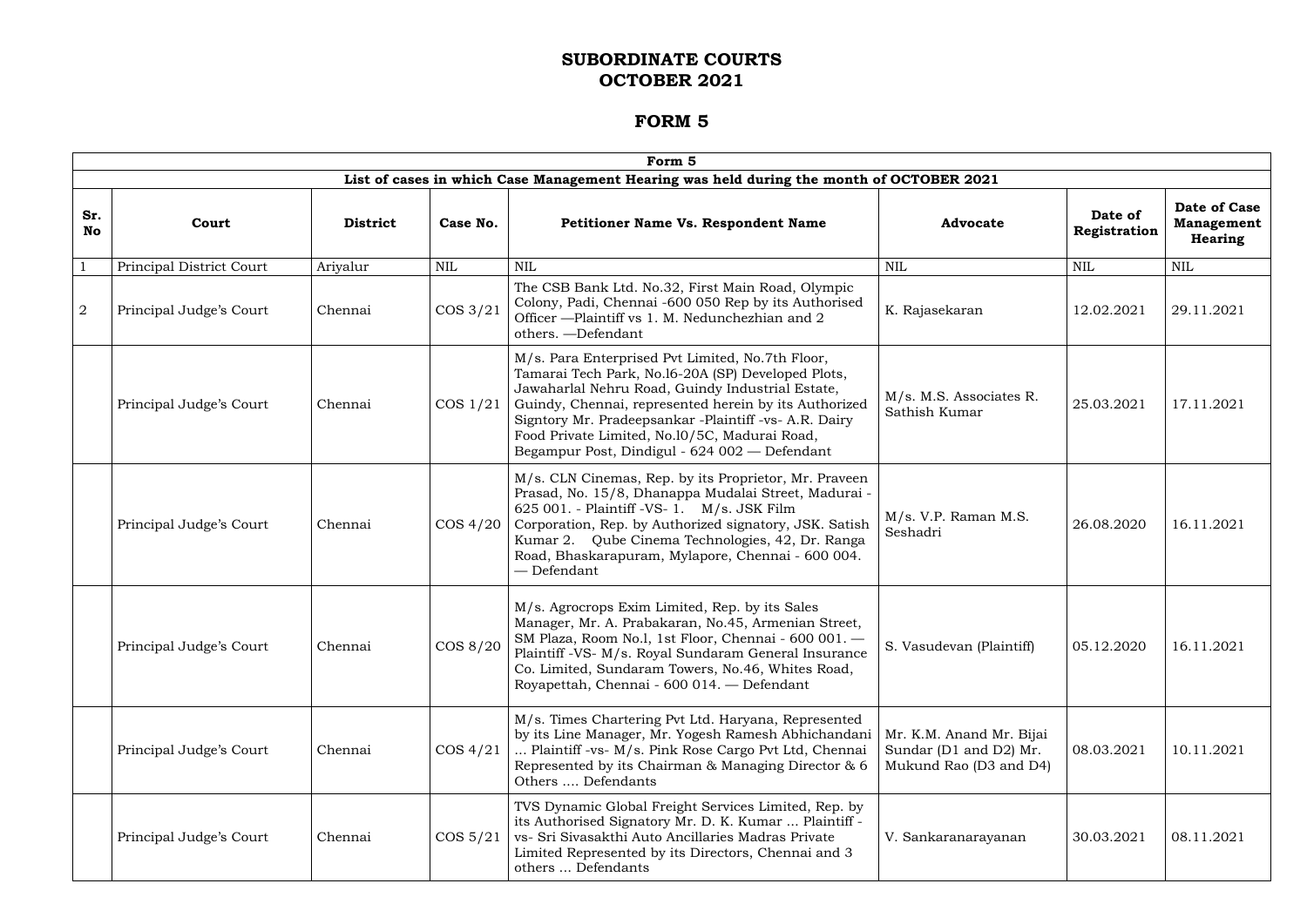# SUBORDINATE COURTS
# OCTOBER 2021

# FORM 5

| Form 5 | | | | | | | |
|---|---|---|---|---|---|---|---|
| **List of cases in which Case Management Hearing was held during the month of OCTOBER 2021** | | | | | | | |
| **Sr. No** | **Court** | **District** | **Case No.** | **Petitioner Name Vs. Respondent Name** | **Advocate** | **Date of Registration** | **Date of Case Management Hearing** |
| 1 | Principal District Court | Ariyalur | NIL | NIL | NIL | NIL | NIL |
| 2 | Principal Judge's Court | Chennai | COS 3/21 | The CSB Bank Ltd. No.32, First Main Road, Olympic Colony, Padi, Chennai -600 050 Rep by its Authorised Officer —Plaintiff vs 1. M. Nedunchezhian and 2 others. —Defendant | K. Rajasekaran | 12.02.2021 | 29.11.2021 |
| | Principal Judge's Court | Chennai | COS 1/21 | M/s. Para Enterprised Pvt Limited, No.7th Floor, Tamarai Tech Park, No.l6-20A (SP) Developed Plots, Jawaharlal Nehru Road, Guindy Industrial Estate, Guindy, Chennai, represented herein by its Authorized Signtory Mr. Pradeepsankar -Plaintiff -vs- A.R. Dairy Food Private Limited, No.l0/5C, Madurai Road, Begampur Post, Dindigul - 624 002 — Defendant | M/s. M.S. Associates R. Sathish Kumar | 25.03.2021 | 17.11.2021 |
| | Principal Judge's Court | Chennai | COS 4/20 | M/s. CLN Cinemas, Rep. by its Proprietor, Mr. Praveen Prasad, No. 15/8, Dhanappa Mudalai Street, Madurai - 625 001. - Plaintiff -VS- 1. M/s. JSK Film Corporation, Rep. by Authorized signatory, JSK. Satish Kumar 2. Qube Cinema Technologies, 42, Dr. Ranga Road, Bhaskarapuram, Mylapore, Chennai - 600 004. — Defendant | M/s. V.P. Raman M.S. Seshadri | 26.08.2020 | 16.11.2021 |
| | Principal Judge's Court | Chennai | COS 8/20 | M/s. Agrocrops Exim Limited, Rep. by its Sales Manager, Mr. A. Prabakaran, No.45, Armenian Street, SM Plaza, Room No.l, 1st Floor, Chennai - 600 001. — Plaintiff -VS- M/s. Royal Sundaram General Insurance Co. Limited, Sundaram Towers, No.46, Whites Road, Royapettah, Chennai - 600 014. — Defendant | S. Vasudevan (Plaintiff) | 05.12.2020 | 16.11.2021 |
| | Principal Judge's Court | Chennai | COS 4/21 | M/s. Times Chartering Pvt Ltd. Haryana, Represented by its Line Manager, Mr. Yogesh Ramesh Abhichandani ... Plaintiff -vs- M/s. Pink Rose Cargo Pvt Ltd, Chennai Represented by its Chairman & Managing Director & 6 Others .... Defendants | Mr. K.M. Anand Mr. Bijai Sundar (D1 and D2) Mr. Mukund Rao (D3 and D4) | 08.03.2021 | 10.11.2021 |
| | Principal Judge's Court | Chennai | COS 5/21 | TVS Dynamic Global Freight Services Limited, Rep. by its Authorised Signatory Mr. D. K. Kumar ... Plaintiff -vs- Sri Sivasakthi Auto Ancillaries Madras Private Limited Represented by its Directors, Chennai and 3 others ... Defendants | V. Sankaranarayanan | 30.03.2021 | 08.11.2021 |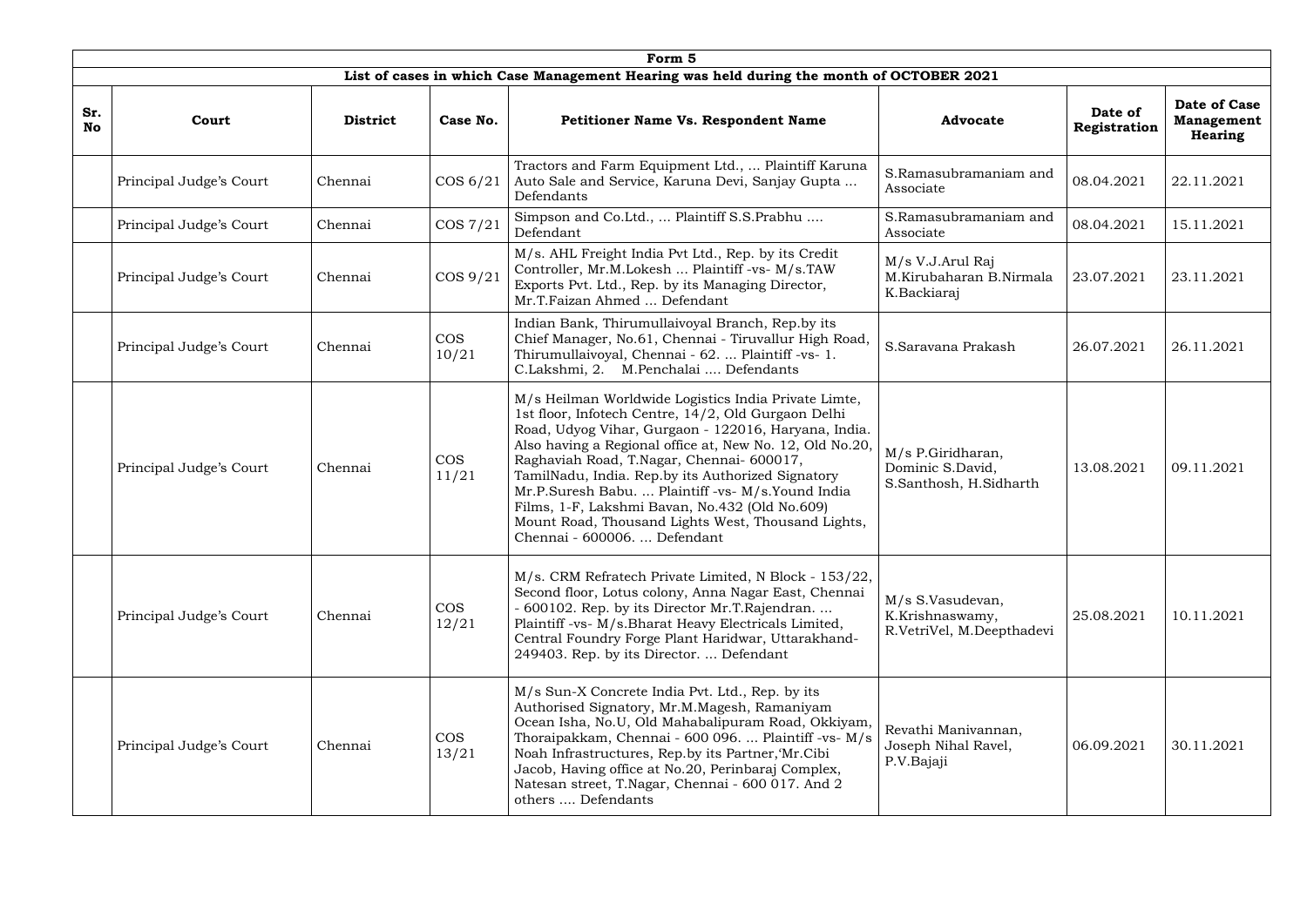| Form 5 | | | | | | | |
|---|---|---|---|---|---|---|---|
| **List of cases in which Case Management Hearing was held during the month of OCTOBER 2021** | | | | | | | |
| **Sr. No** | **Court** | **District** | **Case No.** | **Petitioner Name Vs. Respondent Name** | **Advocate** | **Date of Registration** | **Date of Case Management Hearing** |
| | Principal Judge's Court | Chennai | COS 6/21 | Tractors and Farm Equipment Ltd., ... Plaintiff Karuna Auto Sale and Service, Karuna Devi, Sanjay Gupta ... Defendants | S.Ramasubramaniam and Associate | 08.04.2021 | 22.11.2021 |
| | Principal Judge's Court | Chennai | COS 7/21 | Simpson and Co.Ltd., ... Plaintiff S.S.Prabhu .... Defendant | S.Ramasubramaniam and Associate | 08.04.2021 | 15.11.2021 |
| | Principal Judge's Court | Chennai | COS 9/21 | M/s. AHL Freight India Pvt Ltd., Rep. by its Credit Controller, Mr.M.Lokesh ... Plaintiff -vs- M/s.TAW Exports Pvt. Ltd., Rep. by its Managing Director, Mr.T.Faizan Ahmed ... Defendant | M/s V.J.Arul Raj M.Kirubaharan B.Nirmala K.Backiaraj | 23.07.2021 | 23.11.2021 |
| | Principal Judge's Court | Chennai | COS 10/21 | Indian Bank, Thirumullaivoyal Branch, Rep.by its Chief Manager, No.61, Chennai - Tiruvallur High Road, Thirumullaivoyal, Chennai - 62. ... Plaintiff -vs- 1. C.Lakshmi, 2. M.Penchalai .... Defendants | S.Saravana Prakash | 26.07.2021 | 26.11.2021 |
| | Principal Judge's Court | Chennai | COS 11/21 | M/s Heilman Worldwide Logistics India Private Limte, 1st floor, Infotech Centre, 14/2, Old Gurgaon Delhi Road, Udyog Vihar, Gurgaon - 122016, Haryana, India. Also having a Regional office at, New No. 12, Old No.20, Raghaviah Road, T.Nagar, Chennai- 600017, TamilNadu, India. Rep.by its Authorized Signatory Mr.P.Suresh Babu. ... Plaintiff -vs- M/s.Yound India Films, 1-F, Lakshmi Bavan, No.432 (Old No.609) Mount Road, Thousand Lights West, Thousand Lights, Chennai - 600006. ... Defendant | M/s P.Giridharan, Dominic S.David, S.Santhosh, H.Sidharth | 13.08.2021 | 09.11.2021 |
| | Principal Judge's Court | Chennai | COS 12/21 | M/s. CRM Refratech Private Limited, N Block - 153/22, Second floor, Lotus colony, Anna Nagar East, Chennai - 600102. Rep. by its Director Mr.T.Rajendran. ... Plaintiff -vs- M/s.Bharat Heavy Electricals Limited, Central Foundry Forge Plant Haridwar, Uttarakhand-249403. Rep. by its Director. ... Defendant | M/s S.Vasudevan, K.Krishnaswamy, R.VetriVel, M.Deepthadevi | 25.08.2021 | 10.11.2021 |
| | Principal Judge's Court | Chennai | COS 13/21 | M/s Sun-X Concrete India Pvt. Ltd., Rep. by its Authorised Signatory, Mr.M.Magesh, Ramaniyam Ocean Isha, No.U, Old Mahabalipuram Road, Okkiyam, Thoraipakkam, Chennai - 600 096. ... Plaintiff -vs- M/s Noah Infrastructures, Rep.by its Partner,'Mr.Cibi Jacob, Having office at No.20, Perinbaraj Complex, Natesan street, T.Nagar, Chennai - 600 017. And 2 others .... Defendants | Revathi Manivannan, Joseph Nihal Ravel, P.V.Bajaji | 06.09.2021 | 30.11.2021 |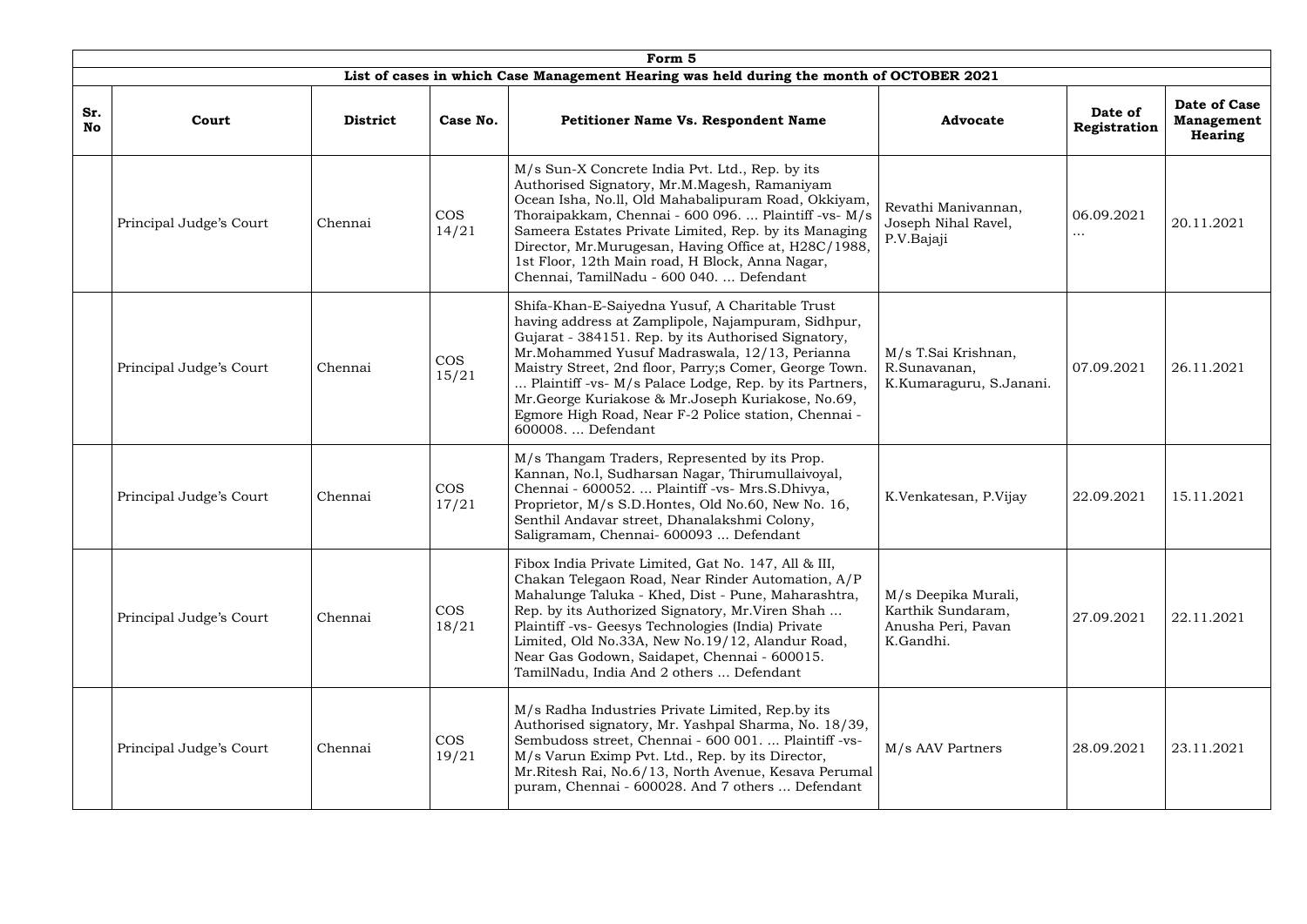| Form 5 | | | | | | | |
|---|---|---|---|---|---|---|---|
| **List of cases in which Case Management Hearing was held during the month of OCTOBER 2021** | | | | | | | |
| **Sr. No** | **Court** | **District** | **Case No.** | **Petitioner Name Vs. Respondent Name** | **Advocate** | **Date of Registration** | **Date of Case Management Hearing** |
| | Principal Judge's Court | Chennai | COS 14/21 | M/s Sun-X Concrete India Pvt. Ltd., Rep. by its Authorised Signatory, Mr.M.Magesh, Ramaniyam Ocean Isha, No.ll, Old Mahabalipuram Road, Okkiyam, Thoraipakkam, Chennai - 600 096. ... Plaintiff -vs- M/s Sameera Estates Private Limited, Rep. by its Managing Director, Mr.Murugesan, Having Office at, H28C/1988, 1st Floor, 12th Main road, H Block, Anna Nagar, Chennai, TamilNadu - 600 040. ... Defendant | Revathi Manivannan, Joseph Nihal Ravel, P.V.Bajaji | 06.09.2021 ... | 20.11.2021 |
| | Principal Judge's Court | Chennai | COS 15/21 | Shifa-Khan-E-Saiyedna Yusuf, A Charitable Trust having address at Zamplipole, Najampuram, Sidhpur, Gujarat - 384151. Rep. by its Authorised Signatory, Mr.Mohammed Yusuf Madraswala, 12/13, Perianna Maistry Street, 2nd floor, Parry;s Comer, George Town. ... Plaintiff -vs- M/s Palace Lodge, Rep. by its Partners, Mr.George Kuriakose & Mr.Joseph Kuriakose, No.69, Egmore High Road, Near F-2 Police station, Chennai - 600008. ... Defendant | M/s T.Sai Krishnan, R.Sunavanan, K.Kumaraguru, S.Janani. | 07.09.2021 | 26.11.2021 |
| | Principal Judge's Court | Chennai | COS 17/21 | M/s Thangam Traders, Represented by its Prop. Kannan, No.l, Sudharsan Nagar, Thirumullaivoyal, Chennai - 600052. ... Plaintiff -vs- Mrs.S.Dhivya, Proprietor, M/s S.D.Hontes, Old No.60, New No. 16, Senthil Andavar street, Dhanalakshmi Colony, Saligramam, Chennai- 600093 ... Defendant | K.Venkatesan, P.Vijay | 22.09.2021 | 15.11.2021 |
| | Principal Judge's Court | Chennai | COS 18/21 | Fibox India Private Limited, Gat No. 147, All & III, Chakan Telegaon Road, Near Rinder Automation, A/P Mahalunge Taluka - Khed, Dist - Pune, Maharashtra, Rep. by its Authorized Signatory, Mr.Viren Shah ... Plaintiff -vs- Geesys Technologies (India) Private Limited, Old No.33A, New No.19/12, Alandur Road, Near Gas Godown, Saidapet, Chennai - 600015. TamilNadu, India And 2 others ... Defendant | M/s Deepika Murali, Karthik Sundaram, Anusha Peri, Pavan K.Gandhi. | 27.09.2021 | 22.11.2021 |
| | Principal Judge's Court | Chennai | COS 19/21 | M/s Radha Industries Private Limited, Rep.by its Authorised signatory, Mr. Yashpal Sharma, No. 18/39, Sembudoss street, Chennai - 600 001. ... Plaintiff -vs- M/s Varun Eximp Pvt. Ltd., Rep. by its Director, Mr.Ritesh Rai, No.6/13, North Avenue, Kesava Perumal puram, Chennai - 600028. And 7 others ... Defendant | M/s AAV Partners | 28.09.2021 | 23.11.2021 |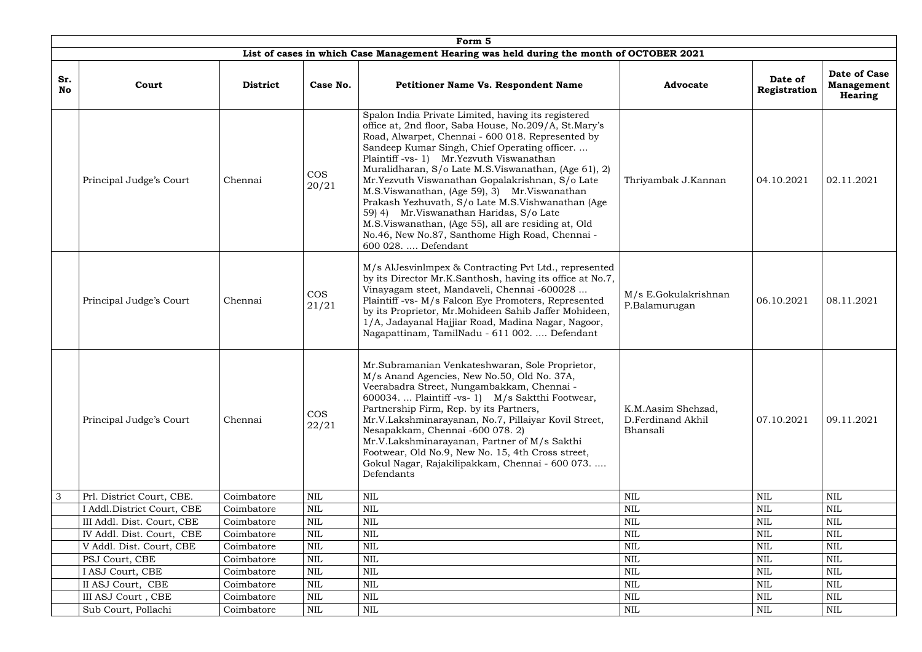| Form 5 | | | | | | | |
|---|---|---|---|---|---|---|---|
| List of cases in which Case Management Hearing was held during the month of OCTOBER 2021 | | | | | | | |
| **Sr. No** | **Court** | **District** | **Case No.** | **Petitioner Name Vs. Respondent Name** | **Advocate** | **Date of Registration** | **Date of Case Management Hearing** |
| | Principal Judge's Court | Chennai | COS 20/21 | Spalon India Private Limited, having its registered office at, 2nd floor, Saba House, No.209/A, St.Mary's Road, Alwarpet, Chennai - 600 018. Represented by Sandeep Kumar Singh, Chief Operating officer. ... Plaintiff -vs- 1) Mr.Yezvuth Viswanathan Muralidharan, S/o Late M.S.Viswanathan, (Age 61), 2) Mr.Yezvuth Viswanathan Gopalakrishnan, S/o Late M.S.Viswanathan, (Age 59), 3) Mr.Viswanathan Prakash Yezhuvath, S/o Late M.S.Vishwanathan (Age 59) 4) Mr.Viswanathan Haridas, S/o Late M.S.Viswanathan, (Age 55), all are residing at, Old No.46, New No.87, Santhome High Road, Chennai - 600 028. .... Defendant | Thriyambak J.Kannan | 04.10.2021 | 02.11.2021 |
| | Principal Judge's Court | Chennai | COS 21/21 | M/s AlJesvinlmpex & Contracting Pvt Ltd., represented by its Director Mr.K.Santhosh, having its office at No.7, Vinayagam steet, Mandaveli, Chennai -600028 ... Plaintiff -vs- M/s Falcon Eye Promoters, Represented by its Proprietor, Mr.Mohideen Sahib Jaffer Mohideen, 1/A, Jadayanal Hajjiar Road, Madina Nagar, Nagoor, Nagapattinam, TamilNadu - 611 002. .... Defendant | M/s E.Gokulakrishnan P.Balamurugan | 06.10.2021 | 08.11.2021 |
| | Principal Judge's Court | Chennai | COS 22/21 | Mr.Subramanian Venkateshwaran, Sole Proprietor, M/s Anand Agencies, New No.50, Old No. 37A, Veerabadra Street, Nungambakkam, Chennai - 600034. ... Plaintiff -vs- 1) M/s Saktthi Footwear, Partnership Firm, Rep. by its Partners, Mr.V.Lakshminarayanan, No.7, Pillaiyar Kovil Street, Nesapakkam, Chennai -600 078. 2) Mr.V.Lakshminarayanan, Partner of M/s Sakthi Footwear, Old No.9, New No. 15, 4th Cross street, Gokul Nagar, Rajakilipakkam, Chennai - 600 073. .... Defendants | K.M.Aasim Shehzad, D.Ferdinand Akhil Bhansali | 07.10.2021 | 09.11.2021 |
| 3 | Prl. District Court, CBE. | Coimbatore | NIL | NIL | NIL | NIL | NIL |
| | I Addl.District Court, CBE | Coimbatore | NIL | NIL | NIL | NIL | NIL |
| | III Addl. Dist. Court, CBE | Coimbatore | NIL | NIL | NIL | NIL | NIL |
| | IV Addl. Dist. Court, CBE | Coimbatore | NIL | NIL | NIL | NIL | NIL |
| | V Addl. Dist. Court, CBE | Coimbatore | NIL | NIL | NIL | NIL | NIL |
| | PSJ Court, CBE | Coimbatore | NIL | NIL | NIL | NIL | NIL |
| | I ASJ Court, CBE | Coimbatore | NIL | NIL | NIL | NIL | NIL |
| | II ASJ Court, CBE | Coimbatore | NIL | NIL | NIL | NIL | NIL |
| | III ASJ Court , CBE | Coimbatore | NIL | NIL | NIL | NIL | NIL |
| | Sub Court, Pollachi | Coimbatore | NIL | NIL | NIL | NIL | NIL |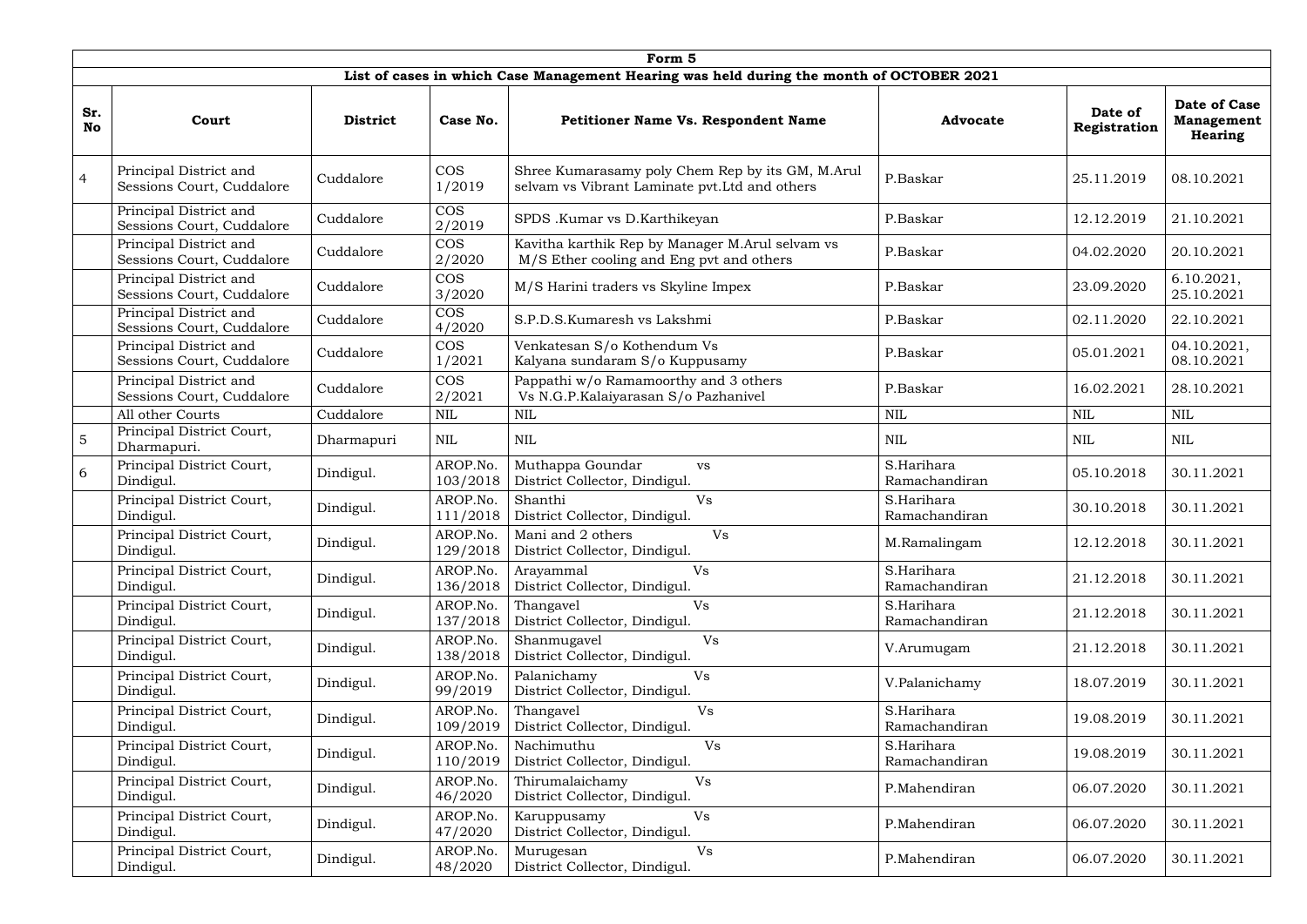| Form 5 | | | | | | | |
|---|---|---|---|---|---|---|---|
| **List of cases in which Case Management Hearing was held during the month of OCTOBER 2021** | | | | | | | |
| **Sr. No** | **Court** | **District** | **Case No.** | **Petitioner Name Vs. Respondent Name** | **Advocate** | **Date of Registration** | **Date of Case Management Hearing** |
| 4 | Principal District and Sessions Court, Cuddalore | Cuddalore | COS 1/2019 | Shree Kumarasamy poly Chem Rep by its GM, M.Arul selvam vs Vibrant Laminate pvt.Ltd and others | P.Baskar | 25.11.2019 | 08.10.2021 |
| | Principal District and Sessions Court, Cuddalore | Cuddalore | COS 2/2019 | SPDS .Kumar vs D.Karthikeyan | P.Baskar | 12.12.2019 | 21.10.2021 |
| | Principal District and Sessions Court, Cuddalore | Cuddalore | COS 2/2020 | Kavitha karthik Rep by Manager M.Arul selvam vs M/S Ether cooling and Eng pvt and others | P.Baskar | 04.02.2020 | 20.10.2021 |
| | Principal District and Sessions Court, Cuddalore | Cuddalore | COS 3/2020 | M/S Harini traders vs Skyline Impex | P.Baskar | 23.09.2020 | 6.10.2021, 25.10.2021 |
| | Principal District and Sessions Court, Cuddalore | Cuddalore | COS 4/2020 | S.P.D.S.Kumaresh vs Lakshmi | P.Baskar | 02.11.2020 | 22.10.2021 |
| | Principal District and Sessions Court, Cuddalore | Cuddalore | COS 1/2021 | Venkatesan S/o Kothendum Vs Kalyana sundaram S/o Kuppusamy | P.Baskar | 05.01.2021 | 04.10.2021, 08.10.2021 |
| | Principal District and Sessions Court, Cuddalore | Cuddalore | COS 2/2021 | Pappathi w/o Ramamoorthy and 3 others Vs N.G.P.Kalaiyarasan S/o Pazhanivel | P.Baskar | 16.02.2021 | 28.10.2021 |
| | All other Courts | Cuddalore | NIL | NIL | NIL | NIL | NIL |
| 5 | Principal District Court, Dharmapuri. | Dharmapuri | NIL | NIL | NIL | NIL | NIL |
| 6 | Principal District Court, Dindigul. | Dindigul. | AROP.No. 103/2018 | Muthappa Goundar vs District Collector, Dindigul. | S.Harihara Ramachandiran | 05.10.2018 | 30.11.2021 |
| | Principal District Court, Dindigul. | Dindigul. | AROP.No. 111/2018 | Shanthi Vs District Collector, Dindigul. | S.Harihara Ramachandiran | 30.10.2018 | 30.11.2021 |
| | Principal District Court, Dindigul. | Dindigul. | AROP.No. 129/2018 | Mani and 2 others Vs District Collector, Dindigul. | M.Ramalingam | 12.12.2018 | 30.11.2021 |
| | Principal District Court, Dindigul. | Dindigul. | AROP.No. 136/2018 | Arayammal Vs District Collector, Dindigul. | S.Harihara Ramachandiran | 21.12.2018 | 30.11.2021 |
| | Principal District Court, Dindigul. | Dindigul. | AROP.No. 137/2018 | Thangavel Vs District Collector, Dindigul. | S.Harihara Ramachandiran | 21.12.2018 | 30.11.2021 |
| | Principal District Court, Dindigul. | Dindigul. | AROP.No. 138/2018 | Shanmugavel Vs District Collector, Dindigul. | V.Arumugam | 21.12.2018 | 30.11.2021 |
| | Principal District Court, Dindigul. | Dindigul. | AROP.No. 99/2019 | Palanichamy Vs District Collector, Dindigul. | V.Palanichamy | 18.07.2019 | 30.11.2021 |
| | Principal District Court, Dindigul. | Dindigul. | AROP.No. 109/2019 | Thangavel Vs District Collector, Dindigul. | S.Harihara Ramachandiran | 19.08.2019 | 30.11.2021 |
| | Principal District Court, Dindigul. | Dindigul. | AROP.No. 110/2019 | Nachimuthu Vs District Collector, Dindigul. | S.Harihara Ramachandiran | 19.08.2019 | 30.11.2021 |
| | Principal District Court, Dindigul. | Dindigul. | AROP.No. 46/2020 | Thirumalaichamy Vs District Collector, Dindigul. | P.Mahendiran | 06.07.2020 | 30.11.2021 |
| | Principal District Court, Dindigul. | Dindigul. | AROP.No. 47/2020 | Karuppusamy Vs District Collector, Dindigul. | P.Mahendiran | 06.07.2020 | 30.11.2021 |
| | Principal District Court, Dindigul. | Dindigul. | AROP.No. 48/2020 | Murugesan Vs District Collector, Dindigul. | P.Mahendiran | 06.07.2020 | 30.11.2021 |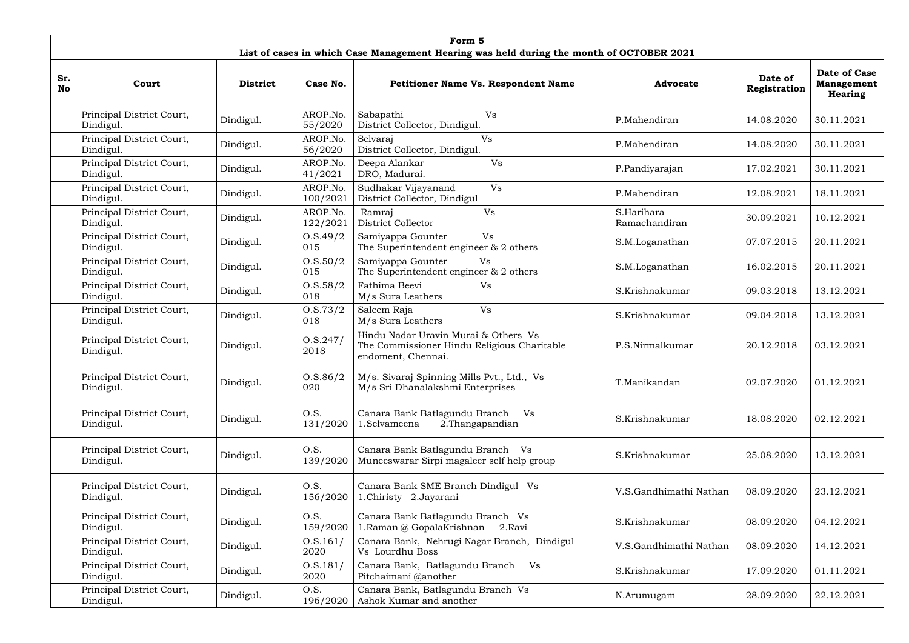| Form 5 | | | | | | | |
|---|---|---|---|---|---|---|---|
| **List of cases in which Case Management Hearing was held during the month of OCTOBER 2021** | | | | | | | |
| **Sr. No** | **Court** | **District** | **Case No.** | **Petitioner Name Vs. Respondent Name** | **Advocate** | **Date of Registration** | **Date of Case Management Hearing** |
| | Principal District Court, Dindigul. | Dindigul. | AROP.No. 55/2020 | Sabapathi Vs District Collector, Dindigul. | P.Mahendiran | 14.08.2020 | 30.11.2021 |
| | Principal District Court, Dindigul. | Dindigul. | AROP.No. 56/2020 | Selvaraj Vs District Collector, Dindigul. | P.Mahendiran | 14.08.2020 | 30.11.2021 |
| | Principal District Court, Dindigul. | Dindigul. | AROP.No. 41/2021 | Deepa Alankar Vs DRO, Madurai. | P.Pandiyarajan | 17.02.2021 | 30.11.2021 |
| | Principal District Court, Dindigul. | Dindigul. | AROP.No. 100/2021 | Sudhakar Vijayanand Vs District Collector, Dindigul | P.Mahendiran | 12.08.2021 | 18.11.2021 |
| | Principal District Court, Dindigul. | Dindigul. | AROP.No. 122/2021 | Ramraj Vs District Collector | S.Harihara Ramachandiran | 30.09.2021 | 10.12.2021 |
| | Principal District Court, Dindigul. | Dindigul. | O.S.49/2015 | Samiyappa Gounter Vs The Superintendent engineer & 2 others | S.M.Loganathan | 07.07.2015 | 20.11.2021 |
| | Principal District Court, Dindigul. | Dindigul. | O.S.50/2015 | Samiyappa Gounter Vs The Superintendent engineer & 2 others | S.M.Loganathan | 16.02.2015 | 20.11.2021 |
| | Principal District Court, Dindigul. | Dindigul. | O.S.58/2018 | Fathima Beevi Vs M/s Sura Leathers | S.Krishnakumar | 09.03.2018 | 13.12.2021 |
| | Principal District Court, Dindigul. | Dindigul. | O.S.73/2018 | Saleem Raja Vs M/s Sura Leathers | S.Krishnakumar | 09.04.2018 | 13.12.2021 |
| | Principal District Court, Dindigul. | Dindigul. | O.S.247/2018 | Hindu Nadar Uravin Murai & Others Vs The Commissioner Hindu Religious Charitable endoment, Chennai. | P.S.Nirmalkumar | 20.12.2018 | 03.12.2021 |
| | Principal District Court, Dindigul. | Dindigul. | O.S.86/2020 | M/s. Sivaraj Spinning Mills Pvt., Ltd., Vs M/s Sri Dhanalakshmi Enterprises | T.Manikandan | 02.07.2020 | 01.12.2021 |
| | Principal District Court, Dindigul. | Dindigul. | O.S. 131/2020 | Canara Bank Batlagundu Branch Vs 1.Selvameena 2.Thangapandian | S.Krishnakumar | 18.08.2020 | 02.12.2021 |
| | Principal District Court, Dindigul. | Dindigul. | O.S. 139/2020 | Canara Bank Batlagundu Branch Vs Muneeswarar Sirpi magaleer self help group | S.Krishnakumar | 25.08.2020 | 13.12.2021 |
| | Principal District Court, Dindigul. | Dindigul. | O.S. 156/2020 | Canara Bank SME Branch Dindigul Vs 1.Chiristy 2.Jayarani | V.S.Gandhimathi Nathan | 08.09.2020 | 23.12.2021 |
| | Principal District Court, Dindigul. | Dindigul. | O.S. 159/2020 | Canara Bank Batlagundu Branch Vs 1.Raman @ GopalaKrishnan 2.Ravi | S.Krishnakumar | 08.09.2020 | 04.12.2021 |
| | Principal District Court, Dindigul. | Dindigul. | O.S.161/2020 | Canara Bank, Nehrugi Nagar Branch, Dindigul Vs Lourdhu Boss | V.S.Gandhimathi Nathan | 08.09.2020 | 14.12.2021 |
| | Principal District Court, Dindigul. | Dindigul. | O.S.181/2020 | Canara Bank, Batlagundu Branch Vs Pitchaimani @another | S.Krishnakumar | 17.09.2020 | 01.11.2021 |
| | Principal District Court, Dindigul. | Dindigul. | O.S. 196/2020 | Canara Bank, Batlagundu Branch Vs Ashok Kumar and another | N.Arumugam | 28.09.2020 | 22.12.2021 |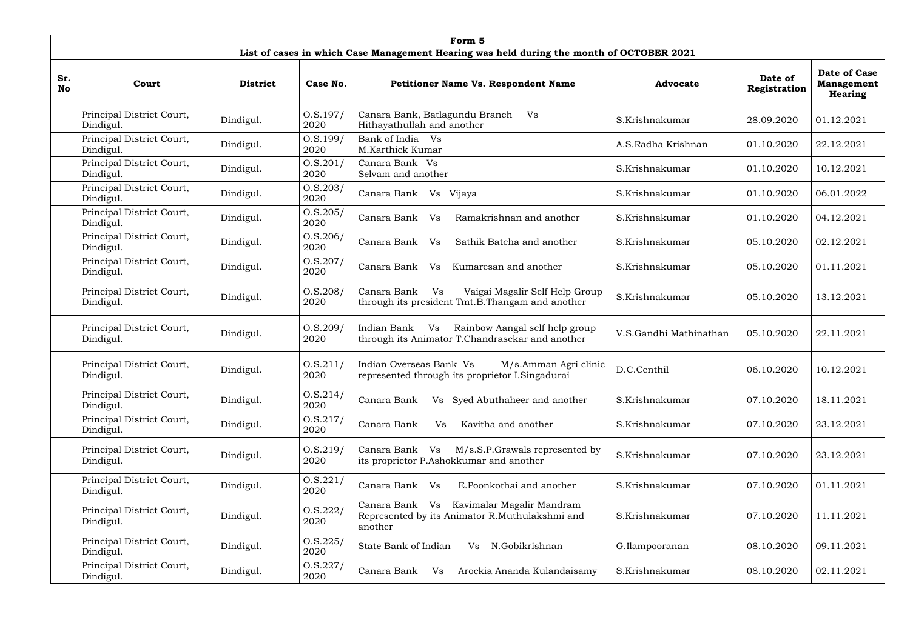| Form 5 | | | | | | | |
|---|---|---|---|---|---|---|---|
| **List of cases in which Case Management Hearing was held during the month of OCTOBER 2021** | | | | | | | |
| **Sr. No** | **Court** | **District** | **Case No.** | **Petitioner Name Vs. Respondent Name** | **Advocate** | **Date of Registration** | **Date of Case Management Hearing** |
| | Principal District Court, Dindigul. | Dindigul. | O.S.197/ 2020 | Canara Bank, Batlagundu Branch Vs Hithayathullah and another | S.Krishnakumar | 28.09.2020 | 01.12.2021 |
| | Principal District Court, Dindigul. | Dindigul. | O.S.199/ 2020 | Bank of India Vs M.Karthick Kumar | A.S.Radha Krishnan | 01.10.2020 | 22.12.2021 |
| | Principal District Court, Dindigul. | Dindigul. | O.S.201/ 2020 | Canara Bank Vs Selvam and another | S.Krishnakumar | 01.10.2020 | 10.12.2021 |
| | Principal District Court, Dindigul. | Dindigul. | O.S.203/ 2020 | Canara Bank Vs Vijaya | S.Krishnakumar | 01.10.2020 | 06.01.2022 |
| | Principal District Court, Dindigul. | Dindigul. | O.S.205/ 2020 | Canara Bank Vs Ramakrishnan and another | S.Krishnakumar | 01.10.2020 | 04.12.2021 |
| | Principal District Court, Dindigul. | Dindigul. | O.S.206/ 2020 | Canara Bank Vs Sathik Batcha and another | S.Krishnakumar | 05.10.2020 | 02.12.2021 |
| | Principal District Court, Dindigul. | Dindigul. | O.S.207/ 2020 | Canara Bank Vs Kumaresan and another | S.Krishnakumar | 05.10.2020 | 01.11.2021 |
| | Principal District Court, Dindigul. | Dindigul. | O.S.208/ 2020 | Canara Bank Vs Vaigai Magalir Self Help Group through its president Tmt.B.Thangam and another | S.Krishnakumar | 05.10.2020 | 13.12.2021 |
| | Principal District Court, Dindigul. | Dindigul. | O.S.209/ 2020 | Indian Bank Vs Rainbow Aangal self help group through its Animator T.Chandrasekar and another | V.S.Gandhi Mathinathan | 05.10.2020 | 22.11.2021 |
| | Principal District Court, Dindigul. | Dindigul. | O.S.211/ 2020 | Indian Overseas Bank Vs M/s.Amman Agri clinic represented through its proprietor I.Singadurai | D.C.Centhil | 06.10.2020 | 10.12.2021 |
| | Principal District Court, Dindigul. | Dindigul. | O.S.214/ 2020 | Canara Bank Vs Syed Abuthaheer and another | S.Krishnakumar | 07.10.2020 | 18.11.2021 |
| | Principal District Court, Dindigul. | Dindigul. | O.S.217/ 2020 | Canara Bank Vs Kavitha and another | S.Krishnakumar | 07.10.2020 | 23.12.2021 |
| | Principal District Court, Dindigul. | Dindigul. | O.S.219/ 2020 | Canara Bank Vs M/s.S.P.Grawals represented by its proprietor P.Ashokkumar and another | S.Krishnakumar | 07.10.2020 | 23.12.2021 |
| | Principal District Court, Dindigul. | Dindigul. | O.S.221/ 2020 | Canara Bank Vs E.Poonkothai and another | S.Krishnakumar | 07.10.2020 | 01.11.2021 |
| | Principal District Court, Dindigul. | Dindigul. | O.S.222/ 2020 | Canara Bank Vs Kavimalar Magalir Mandram Represented by its Animator R.Muthulakshmi and another | S.Krishnakumar | 07.10.2020 | 11.11.2021 |
| | Principal District Court, Dindigul. | Dindigul. | O.S.225/ 2020 | State Bank of Indian Vs N.Gobikrishnan | G.Ilampooranan | 08.10.2020 | 09.11.2021 |
| | Principal District Court, Dindigul. | Dindigul. | O.S.227/ 2020 | Canara Bank Vs Arockia Ananda Kulandaisamy | S.Krishnakumar | 08.10.2020 | 02.11.2021 |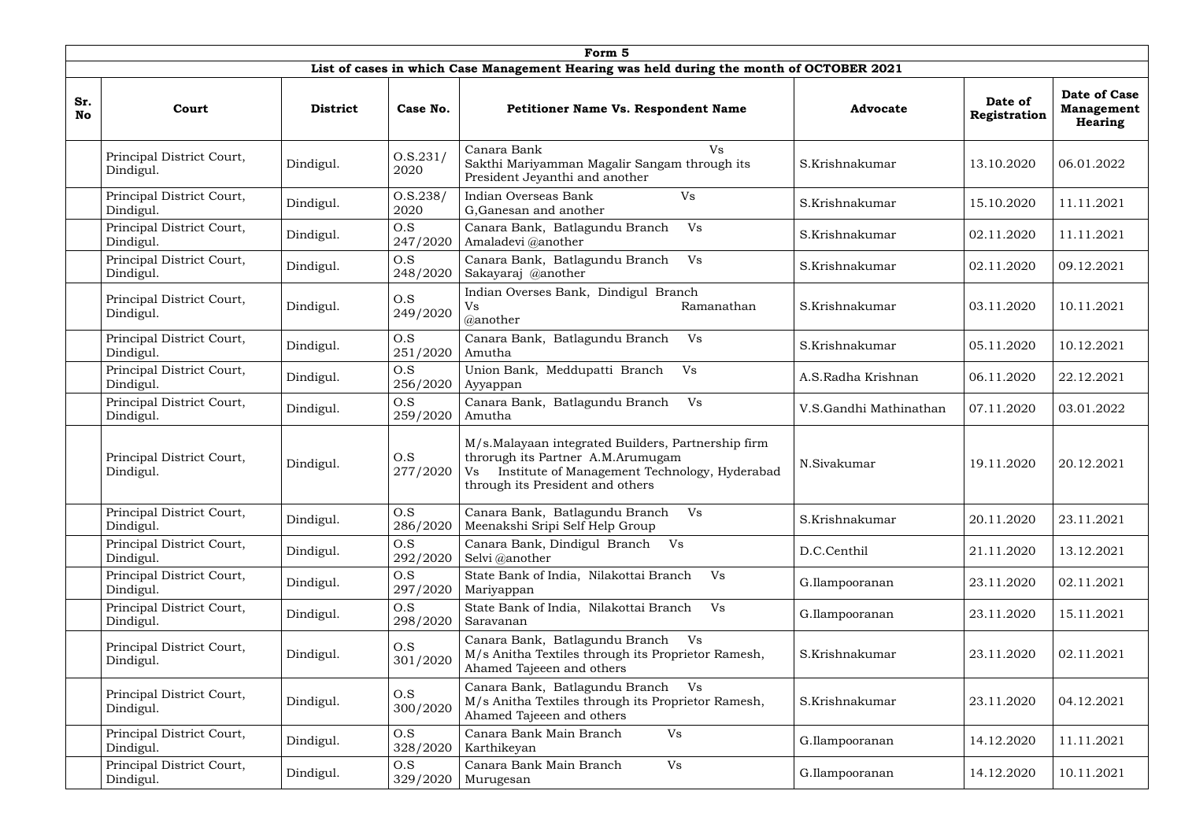| Form 5 | | | | | | | |
|---|---|---|---|---|---|---|---|
| **List of cases in which Case Management Hearing was held during the month of OCTOBER 2021** | | | | | | | |
| **Sr. No** | **Court** | **District** | **Case No.** | **Petitioner Name Vs. Respondent Name** | **Advocate** | **Date of Registration** | **Date of Case Management Hearing** |
| | Principal District Court, Dindigul. | Dindigul. | O.S.231/ 2020 | Canara Bank Vs Sakthi Mariyamman Magalir Sangam through its President Jeyanthi and another | S.Krishnakumar | 13.10.2020 | 06.01.2022 |
| | Principal District Court, Dindigul. | Dindigul. | O.S.238/ 2020 | Indian Overseas Bank Vs G,Ganesan and another | S.Krishnakumar | 15.10.2020 | 11.11.2021 |
| | Principal District Court, Dindigul. | Dindigul. | O.S 247/2020 | Canara Bank, Batlagundu Branch Vs Amaladevi @another | S.Krishnakumar | 02.11.2020 | 11.11.2021 |
| | Principal District Court, Dindigul. | Dindigul. | O.S 248/2020 | Canara Bank, Batlagundu Branch Vs Sakayaraj @another | S.Krishnakumar | 02.11.2020 | 09.12.2021 |
| | Principal District Court, Dindigul. | Dindigul. | O.S 249/2020 | Indian Overses Bank, Dindigul Branch Vs Ramanathan @another | S.Krishnakumar | 03.11.2020 | 10.11.2021 |
| | Principal District Court, Dindigul. | Dindigul. | O.S 251/2020 | Canara Bank, Batlagundu Branch Vs Amutha | S.Krishnakumar | 05.11.2020 | 10.12.2021 |
| | Principal District Court, Dindigul. | Dindigul. | O.S 256/2020 | Union Bank, Meddupatti Branch Vs Ayyappan | A.S.Radha Krishnan | 06.11.2020 | 22.12.2021 |
| | Principal District Court, Dindigul. | Dindigul. | O.S 259/2020 | Canara Bank, Batlagundu Branch Vs Amutha | V.S.Gandhi Mathinathan | 07.11.2020 | 03.01.2022 |
| | Principal District Court, Dindigul. | Dindigul. | O.S 277/2020 | M/s.Malayaan integrated Builders, Partnership firm throrugh its Partner A.M.Arumugam Vs Institute of Management Technology, Hyderabad through its President and others | N.Sivakumar | 19.11.2020 | 20.12.2021 |
| | Principal District Court, Dindigul. | Dindigul. | O.S 286/2020 | Canara Bank, Batlagundu Branch Vs Meenakshi Sripi Self Help Group | S.Krishnakumar | 20.11.2020 | 23.11.2021 |
| | Principal District Court, Dindigul. | Dindigul. | O.S 292/2020 | Canara Bank, Dindigul Branch Vs Selvi @another | D.C.Centhil | 21.11.2020 | 13.12.2021 |
| | Principal District Court, Dindigul. | Dindigul. | O.S 297/2020 | State Bank of India, Nilakottai Branch Vs Mariyappan | G.Ilampooranan | 23.11.2020 | 02.11.2021 |
| | Principal District Court, Dindigul. | Dindigul. | O.S 298/2020 | State Bank of India, Nilakottai Branch Vs Saravanan | G.Ilampooranan | 23.11.2020 | 15.11.2021 |
| | Principal District Court, Dindigul. | Dindigul. | O.S 301/2020 | Canara Bank, Batlagundu Branch Vs M/s Anitha Textiles through its Proprietor Ramesh, Ahamed Tajeeen and others | S.Krishnakumar | 23.11.2020 | 02.11.2021 |
| | Principal District Court, Dindigul. | Dindigul. | O.S 300/2020 | Canara Bank, Batlagundu Branch Vs M/s Anitha Textiles through its Proprietor Ramesh, Ahamed Tajeeen and others | S.Krishnakumar | 23.11.2020 | 04.12.2021 |
| | Principal District Court, Dindigul. | Dindigul. | O.S 328/2020 | Canara Bank Main Branch Vs Karthikeyan | G.Ilampooranan | 14.12.2020 | 11.11.2021 |
| | Principal District Court, Dindigul. | Dindigul. | O.S 329/2020 | Canara Bank Main Branch Vs Murugesan | G.Ilampooranan | 14.12.2020 | 10.11.2021 |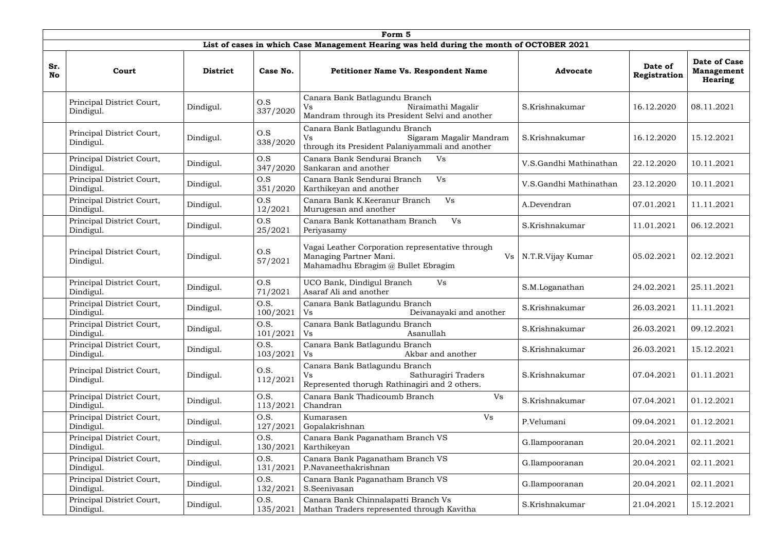| Form 5 | | | | | | | |
|---|---|---|---|---|---|---|---|
| List of cases in which Case Management Hearing was held during the month of OCTOBER 2021 | | | | | | | |
| **Sr. No** | **Court** | **District** | **Case No.** | **Petitioner Name Vs. Respondent Name** | **Advocate** | **Date of Registration** | **Date of Case Management Hearing** |
| | Principal District Court, Dindigul. | Dindigul. | O.S 337/2020 | Canara Bank Batlagundu Branch Vs Niraimathi Magalir Mandram through its President Selvi and another | S.Krishnakumar | 16.12.2020 | 08.11.2021 |
| | Principal District Court, Dindigul. | Dindigul. | O.S 338/2020 | Canara Bank Batlagundu Branch Vs Sigaram Magalir Mandram through its President Palaniyammali and another | S.Krishnakumar | 16.12.2020 | 15.12.2021 |
| | Principal District Court, Dindigul. | Dindigul. | O.S 347/2020 | Canara Bank Sendurai Branch Vs Sankaran and another | V.S.Gandhi Mathinathan | 22.12.2020 | 10.11.2021 |
| | Principal District Court, Dindigul. | Dindigul. | O.S 351/2020 | Canara Bank Sendurai Branch Vs Karthikeyan and another | V.S.Gandhi Mathinathan | 23.12.2020 | 10.11.2021 |
| | Principal District Court, Dindigul. | Dindigul. | O.S 12/2021 | Canara Bank K.Keeranur Branch Vs Murugesan and another | A.Devendran | 07.01.2021 | 11.11.2021 |
| | Principal District Court, Dindigul. | Dindigul. | O.S 25/2021 | Canara Bank Kottanatham Branch Vs Periyasamy | S.Krishnakumar | 11.01.2021 | 06.12.2021 |
| | Principal District Court, Dindigul. | Dindigul. | O.S 57/2021 | Vagai Leather Corporation representative through Managing Partner Mani. Vs Mahamadhu Ebragim @ Bullet Ebragim | N.T.R.Vijay Kumar | 05.02.2021 | 02.12.2021 |
| | Principal District Court, Dindigul. | Dindigul. | O.S 71/2021 | UCO Bank, Dindigul Branch Vs Asaraf Ali and another | S.M.Loganathan | 24.02.2021 | 25.11.2021 |
| | Principal District Court, Dindigul. | Dindigul. | O.S. 100/2021 | Canara Bank Batlagundu Branch Vs Deivanayaki and another | S.Krishnakumar | 26.03.2021 | 11.11.2021 |
| | Principal District Court, Dindigul. | Dindigul. | O.S. 101/2021 | Canara Bank Batlagundu Branch Vs Asanullah | S.Krishnakumar | 26.03.2021 | 09.12.2021 |
| | Principal District Court, Dindigul. | Dindigul. | O.S. 103/2021 | Canara Bank Batlagundu Branch Vs Akbar and another | S.Krishnakumar | 26.03.2021 | 15.12.2021 |
| | Principal District Court, Dindigul. | Dindigul. | O.S. 112/2021 | Canara Bank Batlagundu Branch Vs Sathuragiri Traders Represented thorugh Rathinagiri and 2 others. | S.Krishnakumar | 07.04.2021 | 01.11.2021 |
| | Principal District Court, Dindigul. | Dindigul. | O.S. 113/2021 | Canara Bank Thadicoumb Branch Vs Chandran | S.Krishnakumar | 07.04.2021 | 01.12.2021 |
| | Principal District Court, Dindigul. | Dindigul. | O.S. 127/2021 | Kumarasen Vs Gopalakrishnan | P.Velumani | 09.04.2021 | 01.12.2021 |
| | Principal District Court, Dindigul. | Dindigul. | O.S. 130/2021 | Canara Bank Paganatham Branch VS Karthikeyan | G.Ilampooranan | 20.04.2021 | 02.11.2021 |
| | Principal District Court, Dindigul. | Dindigul. | O.S. 131/2021 | Canara Bank Paganatham Branch VS P.Navaneethakrishnan | G.Ilampooranan | 20.04.2021 | 02.11.2021 |
| | Principal District Court, Dindigul. | Dindigul. | O.S. 132/2021 | Canara Bank Paganatham Branch VS S.Seenivasan | G.Ilampooranan | 20.04.2021 | 02.11.2021 |
| | Principal District Court, Dindigul. | Dindigul. | O.S. 135/2021 | Canara Bank Chinnalapatti Branch Vs Mathan Traders represented through Kavitha | S.Krishnakumar | 21.04.2021 | 15.12.2021 |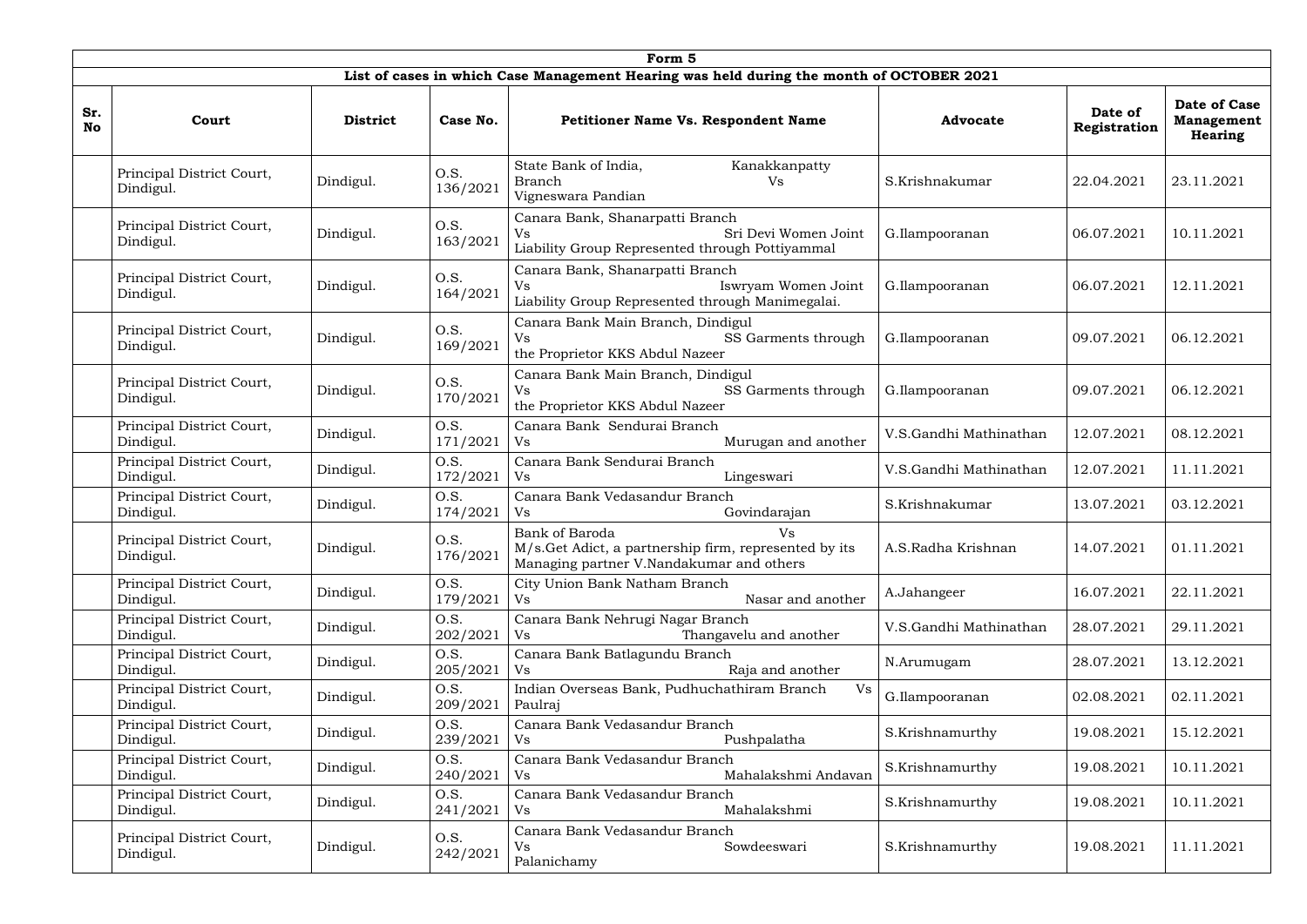| Form 5 | | | | | | | |
|---|---|---|---|---|---|---|---|
| **List of cases in which Case Management Hearing was held during the month of OCTOBER 2021** | | | | | | | |
| **Sr. No** | **Court** | **District** | **Case No.** | **Petitioner Name Vs. Respondent Name** | **Advocate** | **Date of Registration** | **Date of Case Management Hearing** |
| | Principal District Court, Dindigul. | Dindigul. | O.S. 136/2021 | State Bank of India, Kanakkanpatty Branch Vs Vigneswara Pandian | S.Krishnakumar | 22.04.2021 | 23.11.2021 |
| | Principal District Court, Dindigul. | Dindigul. | O.S. 163/2021 | Canara Bank, Shanarpatti Branch Vs Sri Devi Women Joint Liability Group Represented through Pottiyammal | G.Ilampooranan | 06.07.2021 | 10.11.2021 |
| | Principal District Court, Dindigul. | Dindigul. | O.S. 164/2021 | Canara Bank, Shanarpatti Branch Vs Iswryam Women Joint Liability Group Represented through Manimegalai. | G.Ilampooranan | 06.07.2021 | 12.11.2021 |
| | Principal District Court, Dindigul. | Dindigul. | O.S. 169/2021 | Canara Bank Main Branch, Dindigul Vs SS Garments through the Proprietor KKS Abdul Nazeer | G.Ilampooranan | 09.07.2021 | 06.12.2021 |
| | Principal District Court, Dindigul. | Dindigul. | O.S. 170/2021 | Canara Bank Main Branch, Dindigul Vs SS Garments through the Proprietor KKS Abdul Nazeer | G.Ilampooranan | 09.07.2021 | 06.12.2021 |
| | Principal District Court, Dindigul. | Dindigul. | O.S. 171/2021 | Canara Bank Sendurai Branch Vs Murugan and another | V.S.Gandhi Mathinathan | 12.07.2021 | 08.12.2021 |
| | Principal District Court, Dindigul. | Dindigul. | O.S. 172/2021 | Canara Bank Sendurai Branch Vs Lingeswari | V.S.Gandhi Mathinathan | 12.07.2021 | 11.11.2021 |
| | Principal District Court, Dindigul. | Dindigul. | O.S. 174/2021 | Canara Bank Vedasandur Branch Vs Govindarajan | S.Krishnakumar | 13.07.2021 | 03.12.2021 |
| | Principal District Court, Dindigul. | Dindigul. | O.S. 176/2021 | Bank of Baroda Vs M/s.Get Adict, a partnership firm, represented by its Managing partner V.Nandakumar and others | A.S.Radha Krishnan | 14.07.2021 | 01.11.2021 |
| | Principal District Court, Dindigul. | Dindigul. | O.S. 179/2021 | City Union Bank Natham Branch Vs Nasar and another | A.Jahangeer | 16.07.2021 | 22.11.2021 |
| | Principal District Court, Dindigul. | Dindigul. | O.S. 202/2021 | Canara Bank Nehrugi Nagar Branch Vs Thangavelu and another | V.S.Gandhi Mathinathan | 28.07.2021 | 29.11.2021 |
| | Principal District Court, Dindigul. | Dindigul. | O.S. 205/2021 | Canara Bank Batlagundu Branch Vs Raja and another | N.Arumugam | 28.07.2021 | 13.12.2021 |
| | Principal District Court, Dindigul. | Dindigul. | O.S. 209/2021 | Indian Overseas Bank, Pudhuchathiram Branch Vs Paulraj | G.Ilampooranan | 02.08.2021 | 02.11.2021 |
| | Principal District Court, Dindigul. | Dindigul. | O.S. 239/2021 | Canara Bank Vedasandur Branch Vs Pushpalatha | S.Krishnamurthy | 19.08.2021 | 15.12.2021 |
| | Principal District Court, Dindigul. | Dindigul. | O.S. 240/2021 | Canara Bank Vedasandur Branch Vs Mahalakshmi Andavan | S.Krishnamurthy | 19.08.2021 | 10.11.2021 |
| | Principal District Court, Dindigul. | Dindigul. | O.S. 241/2021 | Canara Bank Vedasandur Branch Vs Mahalakshmi | S.Krishnamurthy | 19.08.2021 | 10.11.2021 |
| | Principal District Court, Dindigul. | Dindigul. | O.S. 242/2021 | Canara Bank Vedasandur Branch Vs Sowdeeswari Palanichamy | S.Krishnamurthy | 19.08.2021 | 11.11.2021 |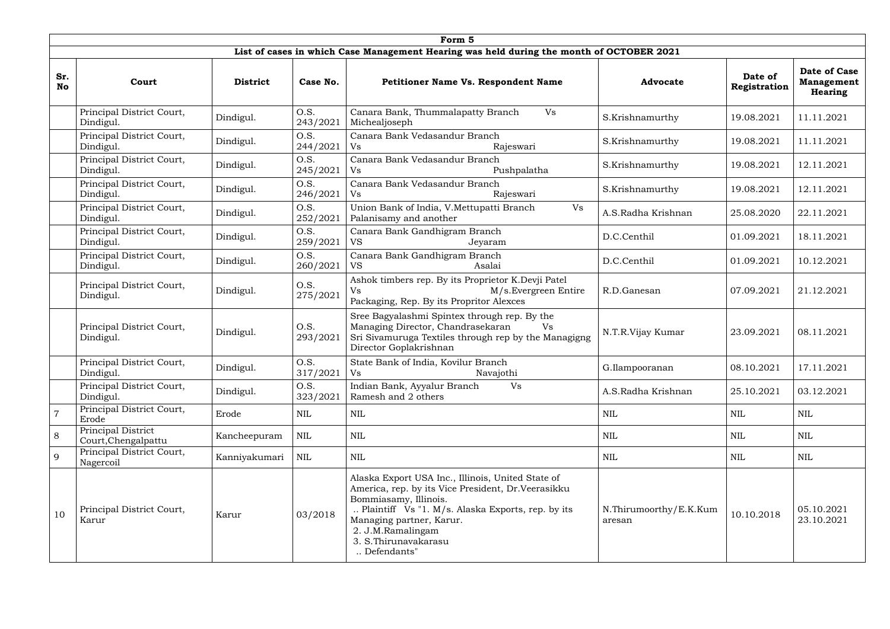| Form 5 | | | | | | | |
|---|---|---|---|---|---|---|---|
| **List of cases in which Case Management Hearing was held during the month of OCTOBER 2021** | | | | | | | |
| **Sr. No** | **Court** | **District** | **Case No.** | **Petitioner Name Vs. Respondent Name** | **Advocate** | **Date of Registration** | **Date of Case Management Hearing** |
| | Principal District Court, Dindigul. | Dindigul. | O.S. 243/2021 | Canara Bank, Thummalapatty Branch Vs Michealjoseph | S.Krishnamurthy | 19.08.2021 | 11.11.2021 |
| | Principal District Court, Dindigul. | Dindigul. | O.S. 244/2021 | Canara Bank Vedasandur Branch Vs Rajeswari | S.Krishnamurthy | 19.08.2021 | 11.11.2021 |
| | Principal District Court, Dindigul. | Dindigul. | O.S. 245/2021 | Canara Bank Vedasandur Branch Vs Pushpalatha | S.Krishnamurthy | 19.08.2021 | 12.11.2021 |
| | Principal District Court, Dindigul. | Dindigul. | O.S. 246/2021 | Canara Bank Vedasandur Branch Vs Rajeswari | S.Krishnamurthy | 19.08.2021 | 12.11.2021 |
| | Principal District Court, Dindigul. | Dindigul. | O.S. 252/2021 | Union Bank of India, V.Mettupatti Branch Vs Palanisamy and another | A.S.Radha Krishnan | 25.08.2020 | 22.11.2021 |
| | Principal District Court, Dindigul. | Dindigul. | O.S. 259/2021 | Canara Bank Gandhigram Branch VS Jeyaram | D.C.Centhil | 01.09.2021 | 18.11.2021 |
| | Principal District Court, Dindigul. | Dindigul. | O.S. 260/2021 | Canara Bank Gandhigram Branch VS Asalai | D.C.Centhil | 01.09.2021 | 10.12.2021 |
| | Principal District Court, Dindigul. | Dindigul. | O.S. 275/2021 | Ashok timbers rep. By its Proprietor K.Devji Patel Vs M/s.Evergreen Entire Packaging, Rep. By its Propritor Alexces | R.D.Ganesan | 07.09.2021 | 21.12.2021 |
| | Principal District Court, Dindigul. | Dindigul. | O.S. 293/2021 | Sree Bagyalashmi Spintex through rep. By the Managing Director, Chandrasekaran Vs Sri Sivamuruga Textiles through rep by the Managigng Director Goplakrishnan | N.T.R.Vijay Kumar | 23.09.2021 | 08.11.2021 |
| | Principal District Court, Dindigul. | Dindigul. | O.S. 317/2021 | State Bank of India, Kovilur Branch Vs Navajothi | G.Ilampooranan | 08.10.2021 | 17.11.2021 |
| | Principal District Court, Dindigul. | Dindigul. | O.S. 323/2021 | Indian Bank, Ayyalur Branch Vs Ramesh and 2 others | A.S.Radha Krishnan | 25.10.2021 | 03.12.2021 |
| 7 | Principal District Court, Erode | Erode | NIL | NIL | NIL | NIL | NIL |
| 8 | Principal District Court,Chengalpattu | Kancheepuram | NIL | NIL | NIL | NIL | NIL |
| 9 | Principal District Court, Nagercoil | Kanniyakumari | NIL | NIL | NIL | NIL | NIL |
| 10 | Principal District Court, Karur | Karur | 03/2018 | Alaska Export USA Inc., Illinois, United State of America, rep. by its Vice President, Dr.Veerasikku Bommiasamy, Illinois. .. Plaintiff Vs "1. M/s. Alaska Exports, rep. by its Managing partner, Karur. 2. J.M.Ramalingam 3. S.Thirunavakarasu .. Defendants" | N.Thirumoorthy/E.K.Kumaresan | 10.10.2018 | 05.10.2021 23.10.2021 |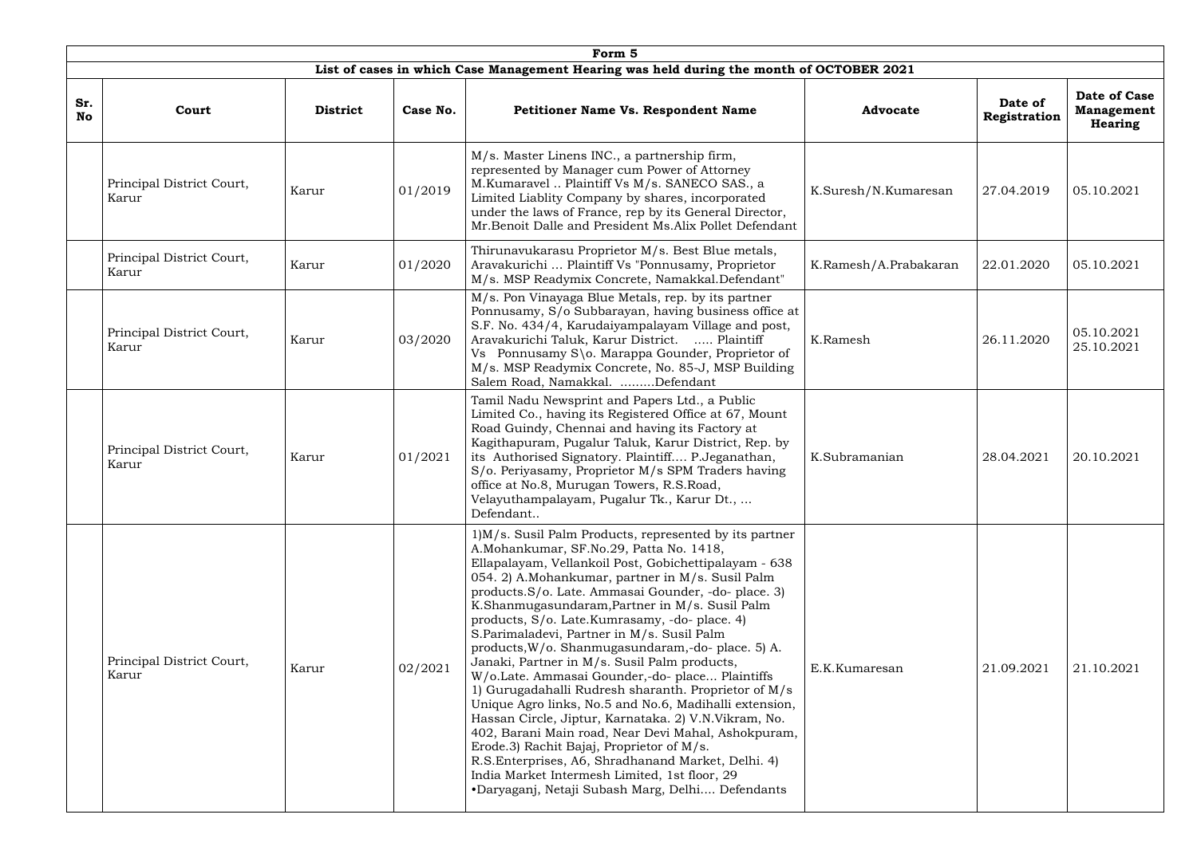| Form 5 | | | | | | | |
|---|---|---|---|---|---|---|---|
| **List of cases in which Case Management Hearing was held during the month of OCTOBER 2021** | | | | | | | |
| **Sr. No** | **Court** | **District** | **Case No.** | **Petitioner Name Vs. Respondent Name** | **Advocate** | **Date of Registration** | **Date of Case Management Hearing** |
| | Principal District Court, Karur | Karur | 01/2019 | M/s. Master Linens INC., a partnership firm, represented by Manager cum Power of Attorney M.Kumaravel .. Plaintiff Vs M/s. SANECO SAS., a Limited Liablity Company by shares, incorporated under the laws of France, rep by its General Director, Mr.Benoit Dalle and President Ms.Alix Pollet Defendant | K.Suresh/N.Kumaresan | 27.04.2019 | 05.10.2021 |
| | Principal District Court, Karur | Karur | 01/2020 | Thirunavukarasu Proprietor M/s. Best Blue metals, Aravakurichi ... Plaintiff Vs "Ponnusamy, Proprietor M/s. MSP Readymix Concrete, Namakkal.Defendant" | K.Ramesh/A.Prabakaran | 22.01.2020 | 05.10.2021 |
| | Principal District Court, Karur | Karur | 03/2020 | M/s. Pon Vinayaga Blue Metals, rep. by its partner Ponnusamy, S/o Subbarayan, having business office at S.F. No. 434/4, Karudaiyampalayam Village and post, Aravakurichi Taluk, Karur District. ..... Plaintiff Vs Ponnusamy S\o. Marappa Gounder, Proprietor of M/s. MSP Readymix Concrete, No. 85-J, MSP Building Salem Road, Namakkal. .........Defendant | K.Ramesh | 26.11.2020 | 05.10.2021 25.10.2021 |
| | Principal District Court, Karur | Karur | 01/2021 | Tamil Nadu Newsprint and Papers Ltd., a Public Limited Co., having its Registered Office at 67, Mount Road Guindy, Chennai and having its Factory at Kagithapuram, Pugalur Taluk, Karur District, Rep. by its Authorised Signatory. Plaintiff.... P.Jeganathan, S/o. Periyasamy, Proprietor M/s SPM Traders having office at No.8, Murugan Towers, R.S.Road, Velayuthampalayam, Pugalur Tk., Karur Dt., ... Defendant.. | K.Subramanian | 28.04.2021 | 20.10.2021 |
| | Principal District Court, Karur | Karur | 02/2021 | 1)M/s. Susil Palm Products, represented by its partner A.Mohankumar, SF.No.29, Patta No. 1418, Ellapalayam, Vellankoil Post, Gobichettipalayam - 638 054. 2) A.Mohankumar, partner in M/s. Susil Palm products.S/o. Late. Ammasai Gounder, -do- place. 3) K.Shanmugasundaram,Partner in M/s. Susil Palm products, S/o. Late.Kumrasamy, -do- place. 4) S.Parimaladevi, Partner in M/s. Susil Palm products,W/o. Shanmugasundaram,-do- place. 5) A. Janaki, Partner in M/s. Susil Palm products, W/o.Late. Ammasai Gounder,-do- place... Plaintiffs 1) Gurugadahalli Rudresh sharanth. Proprietor of M/s Unique Agro links, No.5 and No.6, Madihalli extension, Hassan Circle, Jiptur, Karnataka. 2) V.N.Vikram, No. 402, Barani Main road, Near Devi Mahal, Ashokpuram, Erode.3) Rachit Bajaj, Proprietor of M/s. R.S.Enterprises, A6, Shradhanand Market, Delhi. 4) India Market Intermesh Limited, 1st floor, 29 •Daryaganj, Netaji Subash Marg, Delhi.... Defendants | E.K.Kumaresan | 21.09.2021 | 21.10.2021 |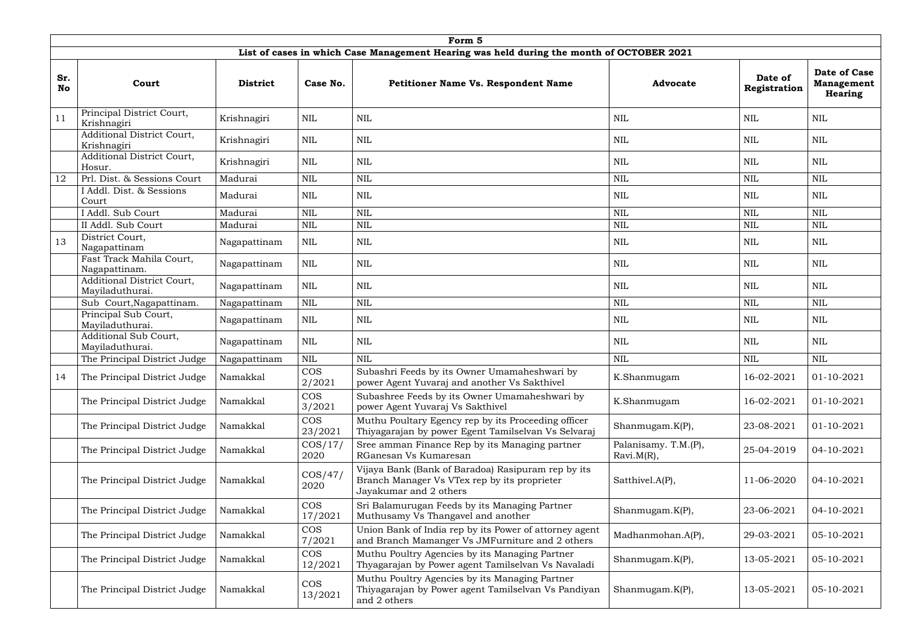| Form 5 | | | | | | | |
|---|---|---|---|---|---|---|---|
| **List of cases in which Case Management Hearing was held during the month of OCTOBER 2021** | | | | | | | |
| **Sr. No** | **Court** | **District** | **Case No.** | **Petitioner Name Vs. Respondent Name** | **Advocate** | **Date of Registration** | **Date of Case Management Hearing** |
| 11 | Principal District Court, Krishnagiri | Krishnagiri | NIL | NIL | NIL | NIL | NIL |
| | Additional District Court, Krishnagiri | Krishnagiri | NIL | NIL | NIL | NIL | NIL |
| | Additional District Court, Hosur. | Krishnagiri | NIL | NIL | NIL | NIL | NIL |
| 12 | Prl. Dist. & Sessions Court | Madurai | NIL | NIL | NIL | NIL | NIL |
| | I Addl. Dist. & Sessions Court | Madurai | NIL | NIL | NIL | NIL | NIL |
| | I Addl. Sub Court | Madurai | NIL | NIL | NIL | NIL | NIL |
| | II Addl. Sub Court | Madurai | NIL | NIL | NIL | NIL | NIL |
| 13 | District Court, Nagapattinam | Nagapattinam | NIL | NIL | NIL | NIL | NIL |
| | Fast Track Mahila Court, Nagapattinam. | Nagapattinam | NIL | NIL | NIL | NIL | NIL |
| | Additional District Court, Mayiladuthurai. | Nagapattinam | NIL | NIL | NIL | NIL | NIL |
| | Sub Court,Nagapattinam. | Nagapattinam | NIL | NIL | NIL | NIL | NIL |
| | Principal Sub Court, Mayiladuthurai. | Nagapattinam | NIL | NIL | NIL | NIL | NIL |
| | Additional Sub Court, Mayiladuthurai. | Nagapattinam | NIL | NIL | NIL | NIL | NIL |
| | The Principal District Judge | Nagapattinam | NIL | NIL | NIL | NIL | NIL |
| 14 | The Principal District Judge | Namakkal | COS 2/2021 | Subashri Feeds by its Owner Umamaheshwari by power Agent Yuvaraj and another Vs Sakthivel | K.Shanmugam | 16-02-2021 | 01-10-2021 |
| | The Principal District Judge | Namakkal | COS 3/2021 | Subashree Feeds by its Owner Umamaheshwari by power Agent Yuvaraj Vs Sakthivel | K.Shanmugam | 16-02-2021 | 01-10-2021 |
| | The Principal District Judge | Namakkal | COS 23/2021 | Muthu Poultary Egency rep by its Proceeding officer Thiyagarajan by power Egent Tamilselvan Vs Selvaraj | Shanmugam.K(P), | 23-08-2021 | 01-10-2021 |
| | The Principal District Judge | Namakkal | COS/17/2020 | Sree amman Finance Rep by its Managing partner RGanesan Vs Kumaresan | Palanisamy. T.M.(P), Ravi.M(R), | 25-04-2019 | 04-10-2021 |
| | The Principal District Judge | Namakkal | COS/47/2020 | Vijaya Bank (Bank of Baradoa) Rasipuram rep by its Branch Manager Vs VTex rep by its proprieter Jayakumar and 2 others | Satthivel.A(P), | 11-06-2020 | 04-10-2021 |
| | The Principal District Judge | Namakkal | COS 17/2021 | Sri Balamurugan Feeds by its Managing Partner Muthusamy Vs Thangavel and another | Shanmugam.K(P), | 23-06-2021 | 04-10-2021 |
| | The Principal District Judge | Namakkal | COS 7/2021 | Union Bank of India rep by its Power of attorney agent and Branch Mamanger Vs JMFurniture and 2 others | Madhanmohan.A(P), | 29-03-2021 | 05-10-2021 |
| | The Principal District Judge | Namakkal | COS 12/2021 | Muthu Poultry Agencies by its Managing Partner Thyagarajan by Power agent Tamilselvan Vs Navaladi | Shanmugam.K(P), | 13-05-2021 | 05-10-2021 |
| | The Principal District Judge | Namakkal | COS 13/2021 | Muthu Poultry Agencies by its Managing Partner Thiyagarajan by Power agent Tamilselvan Vs Pandiyan and 2 others | Shanmugam.K(P), | 13-05-2021 | 05-10-2021 |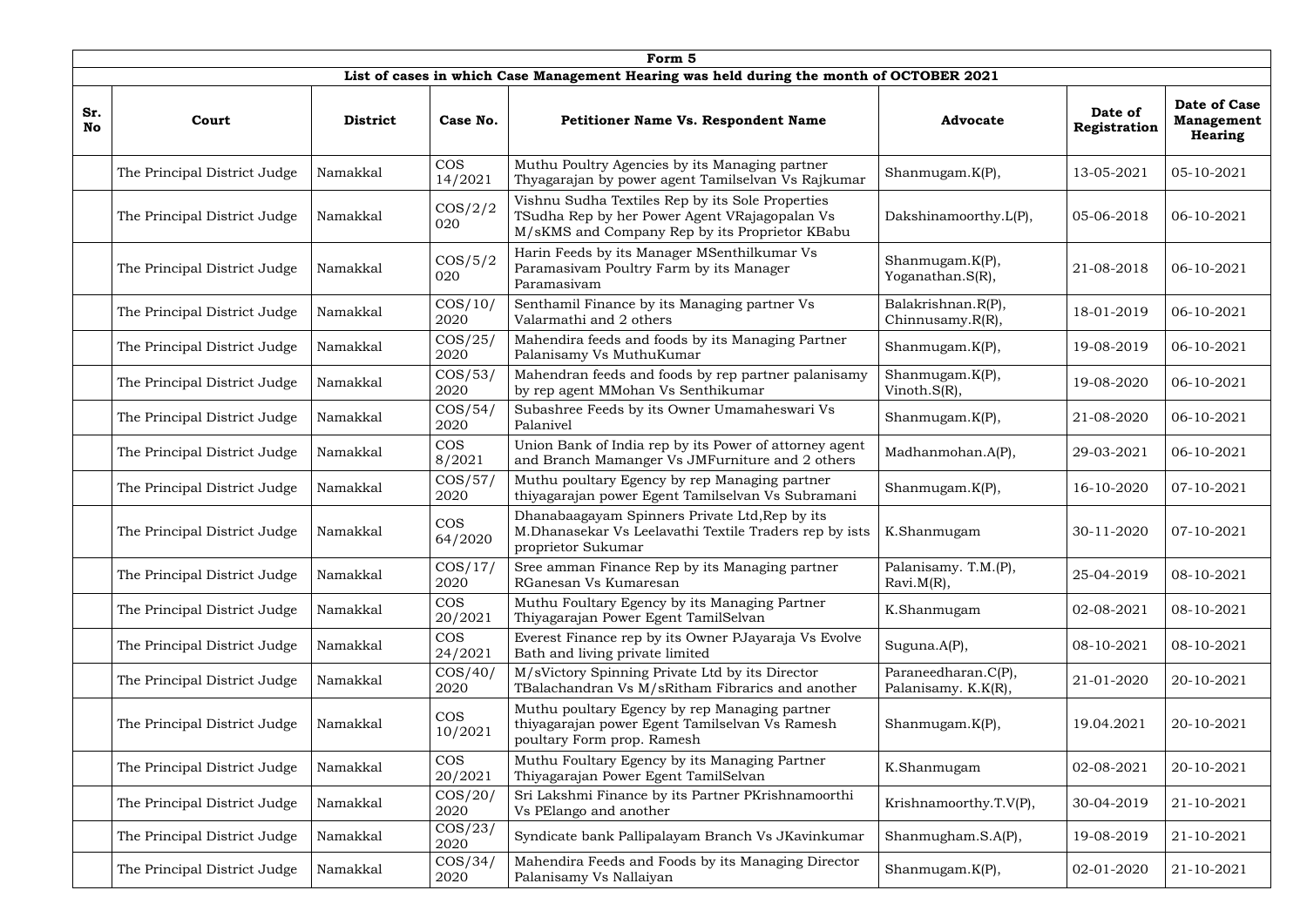| Form 5 | | | | | | | |
|---|---|---|---|---|---|---|---|
| List of cases in which Case Management Hearing was held during the month of OCTOBER 2021 | | | | | | | |
| **Sr. No** | **Court** | **District** | **Case No.** | **Petitioner Name Vs. Respondent Name** | **Advocate** | **Date of Registration** | **Date of Case Management Hearing** |
| | The Principal District Judge | Namakkal | COS 14/2021 | Muthu Poultry Agencies by its Managing partner Thyagarajan by power agent Tamilselvan Vs Rajkumar | Shanmugam.K(P), | 13-05-2021 | 05-10-2021 |
| | The Principal District Judge | Namakkal | COS/2/2020 | Vishnu Sudha Textiles Rep by its Sole Properties TSudha Rep by her Power Agent VRajagopalan Vs M/sKMS and Company Rep by its Proprietor KBabu | Dakshinamoorthy.L(P), | 05-06-2018 | 06-10-2021 |
| | The Principal District Judge | Namakkal | COS/5/2020 | Harin Feeds by its Manager MSenthilkumar Vs Paramasivam Poultry Farm by its Manager Paramasivam | Shanmugam.K(P), Yoganathan.S(R), | 21-08-2018 | 06-10-2021 |
| | The Principal District Judge | Namakkal | COS/10/2020 | Senthamil Finance by its Managing partner Vs Valarmathi and 2 others | Balakrishnan.R(P), Chinnusamy.R(R), | 18-01-2019 | 06-10-2021 |
| | The Principal District Judge | Namakkal | COS/25/2020 | Mahendira feeds and foods by its Managing Partner Palanisamy Vs MuthuKumar | Shanmugam.K(P), | 19-08-2019 | 06-10-2021 |
| | The Principal District Judge | Namakkal | COS/53/2020 | Mahendran feeds and foods by rep partner palanisamy by rep agent MMohan Vs Senthikumar | Shanmugam.K(P), Vinoth.S(R), | 19-08-2020 | 06-10-2021 |
| | The Principal District Judge | Namakkal | COS/54/2020 | Subashree Feeds by its Owner Umamaheswari Vs Palanivel | Shanmugam.K(P), | 21-08-2020 | 06-10-2021 |
| | The Principal District Judge | Namakkal | COS 8/2021 | Union Bank of India rep by its Power of attorney agent and Branch Mamanger Vs JMFurniture and 2 others | Madhanmohan.A(P), | 29-03-2021 | 06-10-2021 |
| | The Principal District Judge | Namakkal | COS/57/2020 | Muthu poultary Egency by rep Managing partner thiyagarajan power Egent Tamilselvan Vs Subramani | Shanmugam.K(P), | 16-10-2020 | 07-10-2021 |
| | The Principal District Judge | Namakkal | COS 64/2020 | Dhanabaagayam Spinners Private Ltd,Rep by its M.Dhanasekar Vs Leelavathi Textile Traders rep by ists proprietor Sukumar | K.Shanmugam | 30-11-2020 | 07-10-2021 |
| | The Principal District Judge | Namakkal | COS/17/2020 | Sree amman Finance Rep by its Managing partner RGanesan Vs Kumaresan | Palanisamy. T.M.(P), Ravi.M(R), | 25-04-2019 | 08-10-2021 |
| | The Principal District Judge | Namakkal | COS 20/2021 | Muthu Foultary Egency by its Managing Partner Thiyagarajan Power Egent TamilSelvan | K.Shanmugam | 02-08-2021 | 08-10-2021 |
| | The Principal District Judge | Namakkal | COS 24/2021 | Everest Finance rep by its Owner PJayaraja Vs Evolve Bath and living private limited | Suguna.A(P), | 08-10-2021 | 08-10-2021 |
| | The Principal District Judge | Namakkal | COS/40/2020 | M/sVictory Spinning Private Ltd by its Director TBalachandran Vs M/sRitham Fibrarics and another | Paraneedharan.C(P), Palanisamy. K.K(R), | 21-01-2020 | 20-10-2021 |
| | The Principal District Judge | Namakkal | COS 10/2021 | Muthu poultary Egency by rep Managing partner thiyagarajan power Egent Tamilselvan Vs Ramesh poultary Form prop. Ramesh | Shanmugam.K(P), | 19.04.2021 | 20-10-2021 |
| | The Principal District Judge | Namakkal | COS 20/2021 | Muthu Foultary Egency by its Managing Partner Thiyagarajan Power Egent TamilSelvan | K.Shanmugam | 02-08-2021 | 20-10-2021 |
| | The Principal District Judge | Namakkal | COS/20/2020 | Sri Lakshmi Finance by its Partner PKrishnamoorthi Vs PElango and another | Krishnamoorthy.T.V(P), | 30-04-2019 | 21-10-2021 |
| | The Principal District Judge | Namakkal | COS/23/2020 | Syndicate bank Pallipalayam Branch Vs JKavinkumar | Shanmugham.S.A(P), | 19-08-2019 | 21-10-2021 |
| | The Principal District Judge | Namakkal | COS/34/2020 | Mahendira Feeds and Foods by its Managing Director Palanisamy Vs Nallaiyan | Shanmugam.K(P), | 02-01-2020 | 21-10-2021 |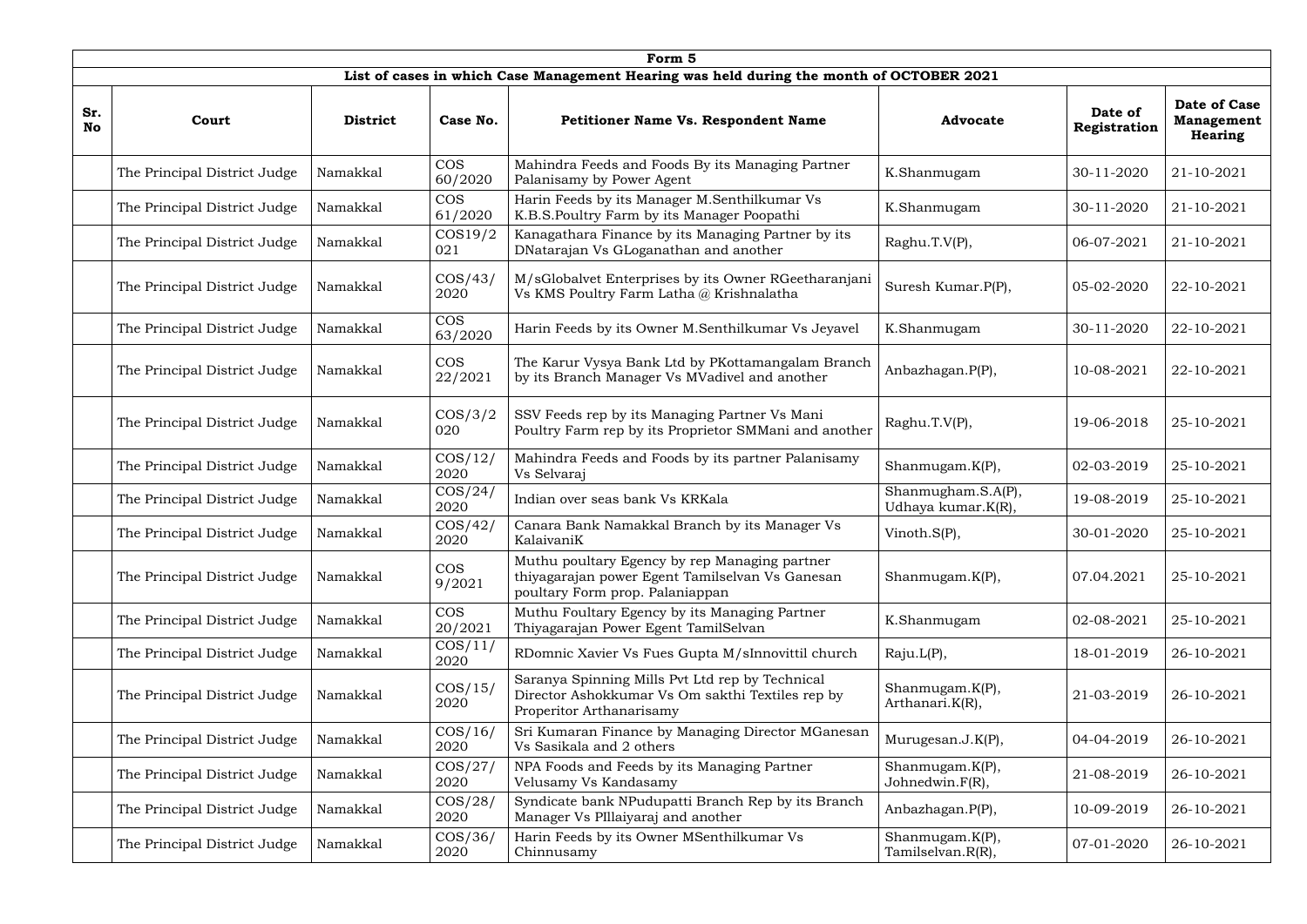| Form 5 | | | | | | | |
|---|---|---|---|---|---|---|---|
| List of cases in which Case Management Hearing was held during the month of OCTOBER 2021 | | | | | | | |
| Sr. No | Court | District | Case No. | Petitioner Name Vs. Respondent Name | Advocate | Date of Registration | Date of Case Management Hearing |
| | The Principal District Judge | Namakkal | COS 60/2020 | Mahindra Feeds and Foods By its Managing Partner Palanisamy by Power Agent | K.Shanmugam | 30-11-2020 | 21-10-2021 |
| | The Principal District Judge | Namakkal | COS 61/2020 | Harin Feeds by its Manager M.Senthilkumar Vs K.B.S.Poultry Farm by its Manager Poopathi | K.Shanmugam | 30-11-2020 | 21-10-2021 |
| | The Principal District Judge | Namakkal | COS19/2021 | Kanagathara Finance by its Managing Partner by its DNatarajan Vs GLoganathan and another | Raghu.T.V(P), | 06-07-2021 | 21-10-2021 |
| | The Principal District Judge | Namakkal | COS/43/2020 | M/sGlobalvet Enterprises by its Owner RGeetharanjani Vs KMS Poultry Farm Latha @ Krishnalatha | Suresh Kumar.P(P), | 05-02-2020 | 22-10-2021 |
| | The Principal District Judge | Namakkal | COS 63/2020 | Harin Feeds by its Owner M.Senthilkumar Vs Jeyavel | K.Shanmugam | 30-11-2020 | 22-10-2021 |
| | The Principal District Judge | Namakkal | COS 22/2021 | The Karur Vysya Bank Ltd by PKottamangalam Branch by its Branch Manager Vs MVadivel and another | Anbazhagan.P(P), | 10-08-2021 | 22-10-2021 |
| | The Principal District Judge | Namakkal | COS/3/2020 | SSV Feeds rep by its Managing Partner Vs Mani Poultry Farm rep by its Proprietor SMMani and another | Raghu.T.V(P), | 19-06-2018 | 25-10-2021 |
| | The Principal District Judge | Namakkal | COS/12/2020 | Mahindra Feeds and Foods by its partner Palanisamy Vs Selvaraj | Shanmugam.K(P), | 02-03-2019 | 25-10-2021 |
| | The Principal District Judge | Namakkal | COS/24/2020 | Indian over seas bank Vs KRKala | Shanmugham.S.A(P), Udhaya kumar.K(R), | 19-08-2019 | 25-10-2021 |
| | The Principal District Judge | Namakkal | COS/42/2020 | Canara Bank Namakkal Branch by its Manager Vs KalaivaniK | Vinoth.S(P), | 30-01-2020 | 25-10-2021 |
| | The Principal District Judge | Namakkal | COS 9/2021 | Muthu poultary Egency by rep Managing partner thiyagarajan power Egent Tamilselvan Vs Ganesan poultary Form prop. Palaniappan | Shanmugam.K(P), | 07.04.2021 | 25-10-2021 |
| | The Principal District Judge | Namakkal | COS 20/2021 | Muthu Foultary Egency by its Managing Partner Thiyagarajan Power Egent TamilSelvan | K.Shanmugam | 02-08-2021 | 25-10-2021 |
| | The Principal District Judge | Namakkal | COS/11/2020 | RDomnic Xavier Vs Fues Gupta M/sInnovittil church | Raju.L(P), | 18-01-2019 | 26-10-2021 |
| | The Principal District Judge | Namakkal | COS/15/2020 | Saranya Spinning Mills Pvt Ltd rep by Technical Director Ashokkumar Vs Om sakthi Textiles rep by Properitor Arthanarisamy | Shanmugam.K(P), Arthanari.K(R), | 21-03-2019 | 26-10-2021 |
| | The Principal District Judge | Namakkal | COS/16/2020 | Sri Kumaran Finance by Managing Director MGanesan Vs Sasikala and 2 others | Murugesan.J.K(P), | 04-04-2019 | 26-10-2021 |
| | The Principal District Judge | Namakkal | COS/27/2020 | NPA Foods and Feeds by its Managing Partner Velusamy Vs Kandasamy | Shanmugam.K(P), Johnedwin.F(R), | 21-08-2019 | 26-10-2021 |
| | The Principal District Judge | Namakkal | COS/28/2020 | Syndicate bank NPudupatti Branch Rep by its Branch Manager Vs PIllaiyaraj and another | Anbazhagan.P(P), | 10-09-2019 | 26-10-2021 |
| | The Principal District Judge | Namakkal | COS/36/2020 | Harin Feeds by its Owner MSenthilkumar Vs Chinnusamy | Shanmugam.K(P), Tamilselvan.R(R), | 07-01-2020 | 26-10-2021 |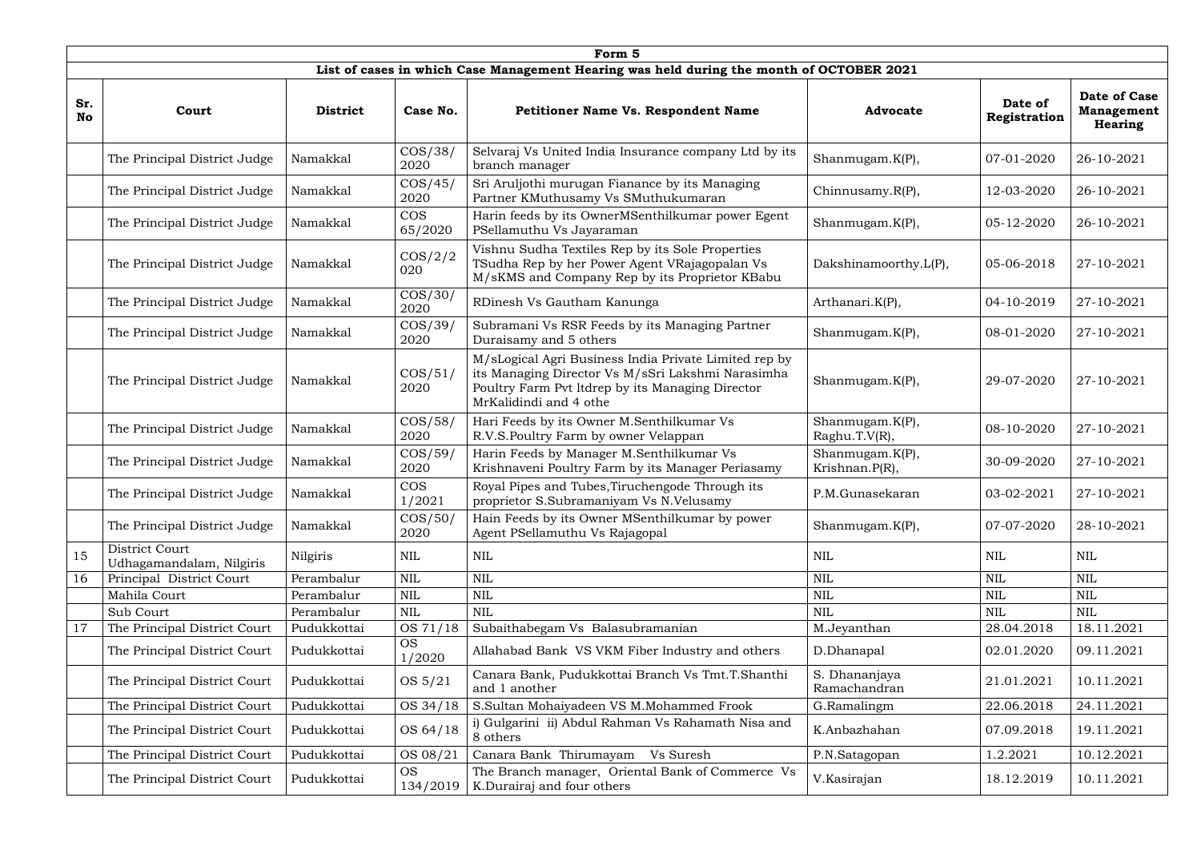| Form 5 | | | | | | | |
|---|---|---|---|---|---|---|---|
| **List of cases in which Case Management Hearing was held during the month of OCTOBER 2021** | | | | | | | |
| **Sr. No** | **Court** | **District** | **Case No.** | **Petitioner Name Vs. Respondent Name** | **Advocate** | **Date of Registration** | **Date of Case Management Hearing** |
| | The Principal District Judge | Namakkal | COS/38/ 2020 | Selvaraj Vs United India Insurance company Ltd by its branch manager | Shanmugam.K(P), | 07-01-2020 | 26-10-2021 |
| | The Principal District Judge | Namakkal | COS/45/ 2020 | Sri Aruljothi murugan Fianance by its Managing Partner KMuthusamy Vs SMuthukumaran | Chinnusamy.R(P), | 12-03-2020 | 26-10-2021 |
| | The Principal District Judge | Namakkal | COS 65/2020 | Harin feeds by its OwnerMSenthilkumar power Egent PSellamuthu Vs Jayaraman | Shanmugam.K(P), | 05-12-2020 | 26-10-2021 |
| | The Principal District Judge | Namakkal | COS/2/2 020 | Vishnu Sudha Textiles Rep by its Sole Properties TSudha Rep by her Power Agent VRajagopalan Vs M/sKMS and Company Rep by its Proprietor KBabu | Dakshinamoorthy.L(P), | 05-06-2018 | 27-10-2021 |
| | The Principal District Judge | Namakkal | COS/30/ 2020 | RDinesh Vs Gautham Kanunga | Arthanari.K(P), | 04-10-2019 | 27-10-2021 |
| | The Principal District Judge | Namakkal | COS/39/ 2020 | Subramani Vs RSR Feeds by its Managing Partner Duraisamy and 5 others | Shanmugam.K(P), | 08-01-2020 | 27-10-2021 |
| | The Principal District Judge | Namakkal | COS/51/ 2020 | M/sLogical Agri Business India Private Limited rep by its Managing Director Vs M/sSri Lakshmi Narasimha Poultry Farm Pvt ltdrep by its Managing Director MrKalidindi and 4 othe | Shanmugam.K(P), | 29-07-2020 | 27-10-2021 |
| | The Principal District Judge | Namakkal | COS/58/ 2020 | Hari Feeds by its Owner M.Senthilkumar Vs R.V.S.Poultry Farm by owner Velappan | Shanmugam.K(P), Raghu.T.V(R), | 08-10-2020 | 27-10-2021 |
| | The Principal District Judge | Namakkal | COS/59/ 2020 | Harin Feeds by Manager M.Senthilkumar Vs Krishnaveni Poultry Farm by its Manager Periasamy | Shanmugam.K(P), Krishnan.P(R), | 30-09-2020 | 27-10-2021 |
| | The Principal District Judge | Namakkal | COS 1/2021 | Royal Pipes and Tubes,Tiruchengode Through its proprietor S.Subramaniyam Vs N.Velusamy | P.M.Gunasekaran | 03-02-2021 | 27-10-2021 |
| | The Principal District Judge | Namakkal | COS/50/ 2020 | Hain Feeds by its Owner MSenthilkumar by power Agent PSellamuthu Vs Rajagopal | Shanmugam.K(P), | 07-07-2020 | 28-10-2021 |
| 15 | District Court Udhagamandalam, Nilgiris | Nilgiris | NIL | NIL | NIL | NIL | NIL |
| 16 | Principal District Court | Perambalur | NIL | NIL | NIL | NIL | NIL |
| | Mahila Court | Perambalur | NIL | NIL | NIL | NIL | NIL |
| | Sub Court | Perambalur | NIL | NIL | NIL | NIL | NIL |
| 17 | The Principal District Court | Pudukkottai | OS 71/18 | Subaithabegam Vs Balasubramanian | M.Jeyanthan | 28.04.2018 | 18.11.2021 |
| | The Principal District Court | Pudukkottai | OS 1/2020 | Allahabad Bank VS VKM Fiber Industry and others | D.Dhanapal | 02.01.2020 | 09.11.2021 |
| | The Principal District Court | Pudukkottai | OS 5/21 | Canara Bank, Pudukkottai Branch Vs Tmt.T.Shanthi and 1 another | S. Dhananjaya Ramachandran | 21.01.2021 | 10.11.2021 |
| | The Principal District Court | Pudukkottai | OS 34/18 | S.Sultan Mohaiyadeen VS M.Mohammed Frook | G.Ramalingm | 22.06.2018 | 24.11.2021 |
| | The Principal District Court | Pudukkottai | OS 64/18 | i) Gulgarini ii) Abdul Rahman Vs Rahamath Nisa and 8 others | K.Anbazhahan | 07.09.2018 | 19.11.2021 |
| | The Principal District Court | Pudukkottai | OS 08/21 | Canara Bank Thirumayam Vs Suresh | P.N.Satagopan | 1.2.2021 | 10.12.2021 |
| | The Principal District Court | Pudukkottai | OS 134/2019 | The Branch manager, Oriental Bank of Commerce Vs K.Durairaj and four others | V.Kasirajan | 18.12.2019 | 10.11.2021 |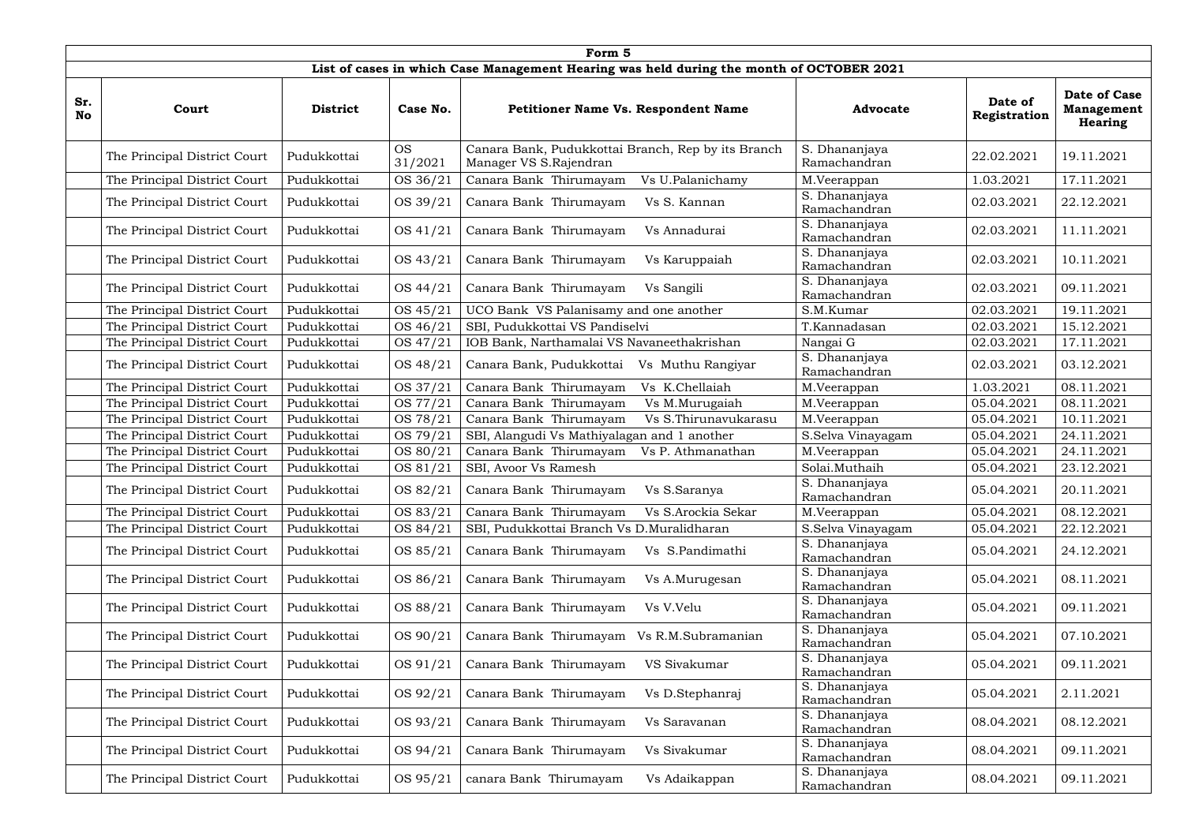| Form 5 | | | | | | | |
|---|---|---|---|---|---|---|---|
| List of cases in which Case Management Hearing was held during the month of OCTOBER 2021 | | | | | | | |
| **Sr. No** | **Court** | **District** | **Case No.** | **Petitioner Name Vs. Respondent Name** | **Advocate** | **Date of Registration** | **Date of Case Management Hearing** |
| | The Principal District Court | Pudukkottai | OS 31/2021 | Canara Bank, Pudukkottai Branch, Rep by its Branch Manager VS S.Rajendran | S. Dhananjaya Ramachandran | 22.02.2021 | 19.11.2021 |
| | The Principal District Court | Pudukkottai | OS 36/21 | Canara Bank Thirumayam Vs U.Palanichamy | M.Veerappan | 1.03.2021 | 17.11.2021 |
| | The Principal District Court | Pudukkottai | OS 39/21 | Canara Bank Thirumayam Vs S. Kannan | S. Dhananjaya Ramachandran | 02.03.2021 | 22.12.2021 |
| | The Principal District Court | Pudukkottai | OS 41/21 | Canara Bank Thirumayam Vs Annadurai | S. Dhananjaya Ramachandran | 02.03.2021 | 11.11.2021 |
| | The Principal District Court | Pudukkottai | OS 43/21 | Canara Bank Thirumayam Vs Karuppaiah | S. Dhananjaya Ramachandran | 02.03.2021 | 10.11.2021 |
| | The Principal District Court | Pudukkottai | OS 44/21 | Canara Bank Thirumayam Vs Sangili | S. Dhananjaya Ramachandran | 02.03.2021 | 09.11.2021 |
| | The Principal District Court | Pudukkottai | OS 45/21 | UCO Bank VS Palanisamy and one another | S.M.Kumar | 02.03.2021 | 19.11.2021 |
| | The Principal District Court | Pudukkottai | OS 46/21 | SBI, Pudukkottai VS Pandiselvi | T.Kannadasan | 02.03.2021 | 15.12.2021 |
| | The Principal District Court | Pudukkottai | OS 47/21 | IOB Bank, Narthamalai VS Navaneethakrishan | Nangai G | 02.03.2021 | 17.11.2021 |
| | The Principal District Court | Pudukkottai | OS 48/21 | Canara Bank, Pudukkottai Vs Muthu Rangiyar | S. Dhananjaya Ramachandran | 02.03.2021 | 03.12.2021 |
| | The Principal District Court | Pudukkottai | OS 37/21 | Canara Bank Thirumayam Vs K.Chellaiah | M.Veerappan | 1.03.2021 | 08.11.2021 |
| | The Principal District Court | Pudukkottai | OS 77/21 | Canara Bank Thirumayam Vs M.Murugaiah | M.Veerappan | 05.04.2021 | 08.11.2021 |
| | The Principal District Court | Pudukkottai | OS 78/21 | Canara Bank Thirumayam Vs S.Thirunavukarasu | M.Veerappan | 05.04.2021 | 10.11.2021 |
| | The Principal District Court | Pudukkottai | OS 79/21 | SBI, Alangudi Vs Mathiyalagan and 1 another | S.Selva Vinayagam | 05.04.2021 | 24.11.2021 |
| | The Principal District Court | Pudukkottai | OS 80/21 | Canara Bank Thirumayam Vs P. Athmanathan | M.Veerappan | 05.04.2021 | 24.11.2021 |
| | The Principal District Court | Pudukkottai | OS 81/21 | SBI, Avoor Vs Ramesh | Solai.Muthaih | 05.04.2021 | 23.12.2021 |
| | The Principal District Court | Pudukkottai | OS 82/21 | Canara Bank Thirumayam Vs S.Saranya | S. Dhananjaya Ramachandran | 05.04.2021 | 20.11.2021 |
| | The Principal District Court | Pudukkottai | OS 83/21 | Canara Bank Thirumayam Vs S.Arockia Sekar | M.Veerappan | 05.04.2021 | 08.12.2021 |
| | The Principal District Court | Pudukkottai | OS 84/21 | SBI, Pudukkottai Branch Vs D.Muralidharan | S.Selva Vinayagam | 05.04.2021 | 22.12.2021 |
| | The Principal District Court | Pudukkottai | OS 85/21 | Canara Bank Thirumayam Vs S.Pandimathi | S. Dhananjaya Ramachandran | 05.04.2021 | 24.12.2021 |
| | The Principal District Court | Pudukkottai | OS 86/21 | Canara Bank Thirumayam Vs A.Murugesan | S. Dhananjaya Ramachandran | 05.04.2021 | 08.11.2021 |
| | The Principal District Court | Pudukkottai | OS 88/21 | Canara Bank Thirumayam Vs V.Velu | S. Dhananjaya Ramachandran | 05.04.2021 | 09.11.2021 |
| | The Principal District Court | Pudukkottai | OS 90/21 | Canara Bank Thirumayam Vs R.M.Subramanian | S. Dhananjaya Ramachandran | 05.04.2021 | 07.10.2021 |
| | The Principal District Court | Pudukkottai | OS 91/21 | Canara Bank Thirumayam VS Sivakumar | S. Dhananjaya Ramachandran | 05.04.2021 | 09.11.2021 |
| | The Principal District Court | Pudukkottai | OS 92/21 | Canara Bank Thirumayam Vs D.Stephanraj | S. Dhananjaya Ramachandran | 05.04.2021 | 2.11.2021 |
| | The Principal District Court | Pudukkottai | OS 93/21 | Canara Bank Thirumayam Vs Saravanan | S. Dhananjaya Ramachandran | 08.04.2021 | 08.12.2021 |
| | The Principal District Court | Pudukkottai | OS 94/21 | Canara Bank Thirumayam Vs Sivakumar | S. Dhananjaya Ramachandran | 08.04.2021 | 09.11.2021 |
| | The Principal District Court | Pudukkottai | OS 95/21 | canara Bank Thirumayam Vs Adaikappan | S. Dhananjaya Ramachandran | 08.04.2021 | 09.11.2021 |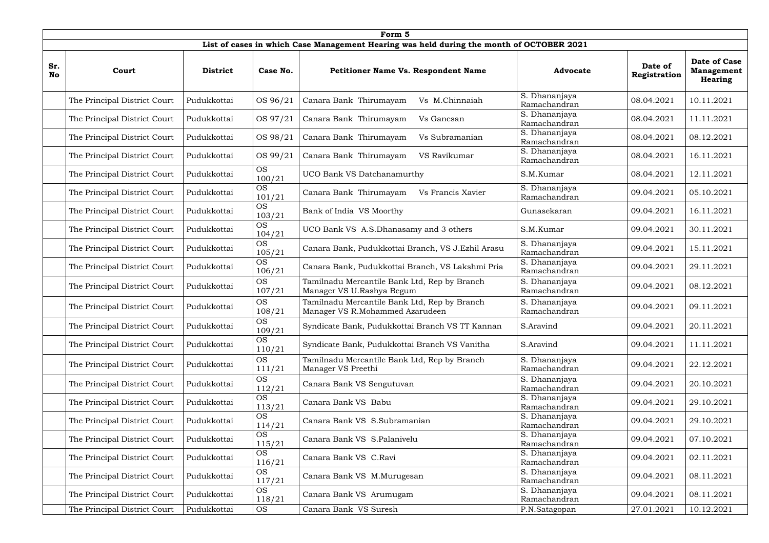| Form 5 | | | | | | | |
|---|---|---|---|---|---|---|---|
| List of cases in which Case Management Hearing was held during the month of OCTOBER 2021 | | | | | | | |
| **Sr. No** | **Court** | **District** | **Case No.** | **Petitioner Name Vs. Respondent Name** | **Advocate** | **Date of Registration** | **Date of Case Management Hearing** |
| | The Principal District Court | Pudukkottai | OS 96/21 | Canara Bank Thirumayam Vs M.Chinnaiah | S. Dhananjaya Ramachandran | 08.04.2021 | 10.11.2021 |
| | The Principal District Court | Pudukkottai | OS 97/21 | Canara Bank Thirumayam Vs Ganesan | S. Dhananjaya Ramachandran | 08.04.2021 | 11.11.2021 |
| | The Principal District Court | Pudukkottai | OS 98/21 | Canara Bank Thirumayam Vs Subramanian | S. Dhananjaya Ramachandran | 08.04.2021 | 08.12.2021 |
| | The Principal District Court | Pudukkottai | OS 99/21 | Canara Bank Thirumayam VS Ravikumar | S. Dhananjaya Ramachandran | 08.04.2021 | 16.11.2021 |
| | The Principal District Court | Pudukkottai | OS 100/21 | UCO Bank VS Datchanamurthy | S.M.Kumar | 08.04.2021 | 12.11.2021 |
| | The Principal District Court | Pudukkottai | OS 101/21 | Canara Bank Thirumayam Vs Francis Xavier | S. Dhananjaya Ramachandran | 09.04.2021 | 05.10.2021 |
| | The Principal District Court | Pudukkottai | OS 103/21 | Bank of India VS Moorthy | Gunasekaran | 09.04.2021 | 16.11.2021 |
| | The Principal District Court | Pudukkottai | OS 104/21 | UCO Bank VS A.S.Dhanasamy and 3 others | S.M.Kumar | 09.04.2021 | 30.11.2021 |
| | The Principal District Court | Pudukkottai | OS 105/21 | Canara Bank, Pudukkottai Branch, VS J.Ezhil Arasu | S. Dhananjaya Ramachandran | 09.04.2021 | 15.11.2021 |
| | The Principal District Court | Pudukkottai | OS 106/21 | Canara Bank, Pudukkottai Branch, VS Lakshmi Pria | S. Dhananjaya Ramachandran | 09.04.2021 | 29.11.2021 |
| | The Principal District Court | Pudukkottai | OS 107/21 | Tamilnadu Mercantile Bank Ltd, Rep by Branch Manager VS U.Rashya Begum | S. Dhananjaya Ramachandran | 09.04.2021 | 08.12.2021 |
| | The Principal District Court | Pudukkottai | OS 108/21 | Tamilnadu Mercantile Bank Ltd, Rep by Branch Manager VS R.Mohammed Azarudeen | S. Dhananjaya Ramachandran | 09.04.2021 | 09.11.2021 |
| | The Principal District Court | Pudukkottai | OS 109/21 | Syndicate Bank, Pudukkottai Branch VS TT Kannan | S.Aravind | 09.04.2021 | 20.11.2021 |
| | The Principal District Court | Pudukkottai | OS 110/21 | Syndicate Bank, Pudukkottai Branch VS Vanitha | S.Aravind | 09.04.2021 | 11.11.2021 |
| | The Principal District Court | Pudukkottai | OS 111/21 | Tamilnadu Mercantile Bank Ltd, Rep by Branch Manager VS Preethi | S. Dhananjaya Ramachandran | 09.04.2021 | 22.12.2021 |
| | The Principal District Court | Pudukkottai | OS 112/21 | Canara Bank VS Sengutuvan | S. Dhananjaya Ramachandran | 09.04.2021 | 20.10.2021 |
| | The Principal District Court | Pudukkottai | OS 113/21 | Canara Bank VS Babu | S. Dhananjaya Ramachandran | 09.04.2021 | 29.10.2021 |
| | The Principal District Court | Pudukkottai | OS 114/21 | Canara Bank VS S.Subramanian | S. Dhananjaya Ramachandran | 09.04.2021 | 29.10.2021 |
| | The Principal District Court | Pudukkottai | OS 115/21 | Canara Bank VS S.Palanivelu | S. Dhananjaya Ramachandran | 09.04.2021 | 07.10.2021 |
| | The Principal District Court | Pudukkottai | OS 116/21 | Canara Bank VS C.Ravi | S. Dhananjaya Ramachandran | 09.04.2021 | 02.11.2021 |
| | The Principal District Court | Pudukkottai | OS 117/21 | Canara Bank VS M.Murugesan | S. Dhananjaya Ramachandran | 09.04.2021 | 08.11.2021 |
| | The Principal District Court | Pudukkottai | OS 118/21 | Canara Bank VS Arumugam | S. Dhananjaya Ramachandran | 09.04.2021 | 08.11.2021 |
| | The Principal District Court | Pudukkottai | OS | Canara Bank VS Suresh | P.N.Satagopan | 27.01.2021 | 10.12.2021 |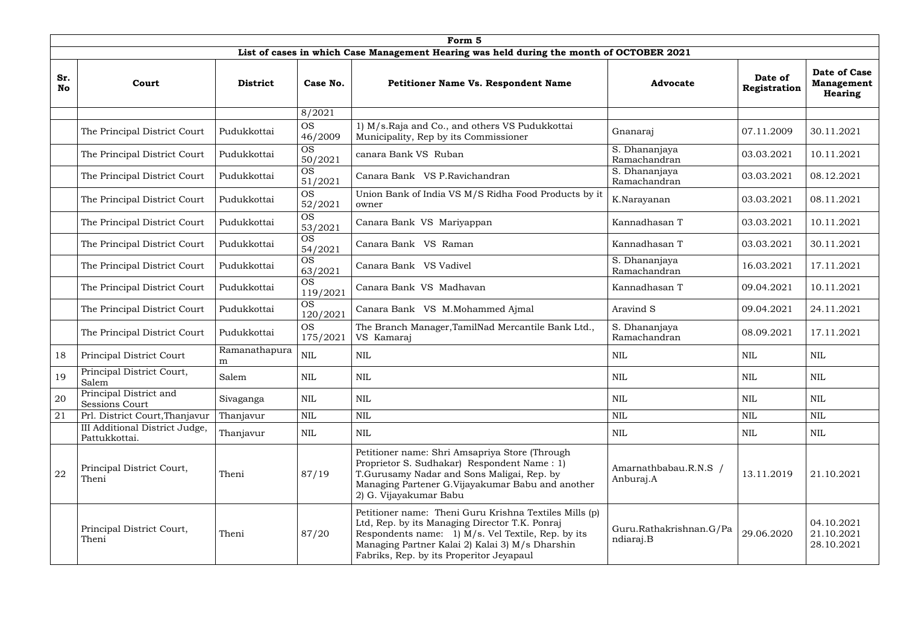| Form 5 | | | | | | | |
|---|---|---|---|---|---|---|---|
| **List of cases in which Case Management Hearing was held during the month of OCTOBER 2021** | | | | | | | |
| **Sr. No** | **Court** | **District** | **Case No.** | **Petitioner Name Vs. Respondent Name** | **Advocate** | **Date of Registration** | **Date of Case Management Hearing** |
| | | | 8/2021 | | | | |
| | The Principal District Court | Pudukkottai | OS 46/2009 | 1) M/s.Raja and Co., and others VS Pudukkottai Municipality, Rep by its Commissioner | Gnanaraj | 07.11.2009 | 30.11.2021 |
| | The Principal District Court | Pudukkottai | OS 50/2021 | canara Bank VS Ruban | S. Dhananjaya Ramachandran | 03.03.2021 | 10.11.2021 |
| | The Principal District Court | Pudukkottai | OS 51/2021 | Canara Bank VS P.Ravichandran | S. Dhananjaya Ramachandran | 03.03.2021 | 08.12.2021 |
| | The Principal District Court | Pudukkottai | OS 52/2021 | Union Bank of India VS M/S Ridha Food Products by it owner | K.Narayanan | 03.03.2021 | 08.11.2021 |
| | The Principal District Court | Pudukkottai | OS 53/2021 | Canara Bank VS Mariyappan | Kannadhasan T | 03.03.2021 | 10.11.2021 |
| | The Principal District Court | Pudukkottai | OS 54/2021 | Canara Bank VS Raman | Kannadhasan T | 03.03.2021 | 30.11.2021 |
| | The Principal District Court | Pudukkottai | OS 63/2021 | Canara Bank VS Vadivel | S. Dhananjaya Ramachandran | 16.03.2021 | 17.11.2021 |
| | The Principal District Court | Pudukkottai | OS 119/2021 | Canara Bank VS Madhavan | Kannadhasan T | 09.04.2021 | 10.11.2021 |
| | The Principal District Court | Pudukkottai | OS 120/2021 | Canara Bank VS M.Mohammed Ajmal | Aravind S | 09.04.2021 | 24.11.2021 |
| | The Principal District Court | Pudukkottai | OS 175/2021 | The Branch Manager,TamilNad Mercantile Bank Ltd., VS Kamaraj | S. Dhananjaya Ramachandran | 08.09.2021 | 17.11.2021 |
| 18 | Principal District Court | Ramanathapuram | NIL | NIL | NIL | NIL | NIL |
| 19 | Principal District Court, Salem | Salem | NIL | NIL | NIL | NIL | NIL |
| 20 | Principal District and Sessions Court | Sivaganga | NIL | NIL | NIL | NIL | NIL |
| 21 | Prl. District Court,Thanjavur | Thanjavur | NIL | NIL | NIL | NIL | NIL |
| | III Additional District Judge, Pattukkottai. | Thanjavur | NIL | NIL | NIL | NIL | NIL |
| 22 | Principal District Court, Theni | Theni | 87/19 | Petitioner name: Shri Amsapriya Store (Through Proprietor S. Sudhakar) Respondent Name : 1) T.Gurusamy Nadar and Sons Maligai, Rep. by Managing Partener G.Vijayakumar Babu and another 2) G. Vijayakumar Babu | Amarnathbabau.R.N.S / Anburaj.A | 13.11.2019 | 21.10.2021 |
| | Principal District Court, Theni | Theni | 87/20 | Petitioner name: Theni Guru Krishna Textiles Mills (p) Ltd, Rep. by its Managing Director T.K. Ponraj Respondents name: 1) M/s. Vel Textile, Rep. by its Managing Partner Kalai 2) Kalai 3) M/s Dharshin Fabriks, Rep. by its Properitor Jeyapaul | Guru.Rathakrishnan.G/Pandiaraj.B | 29.06.2020 | 04.10.2021 21.10.2021 28.10.2021 |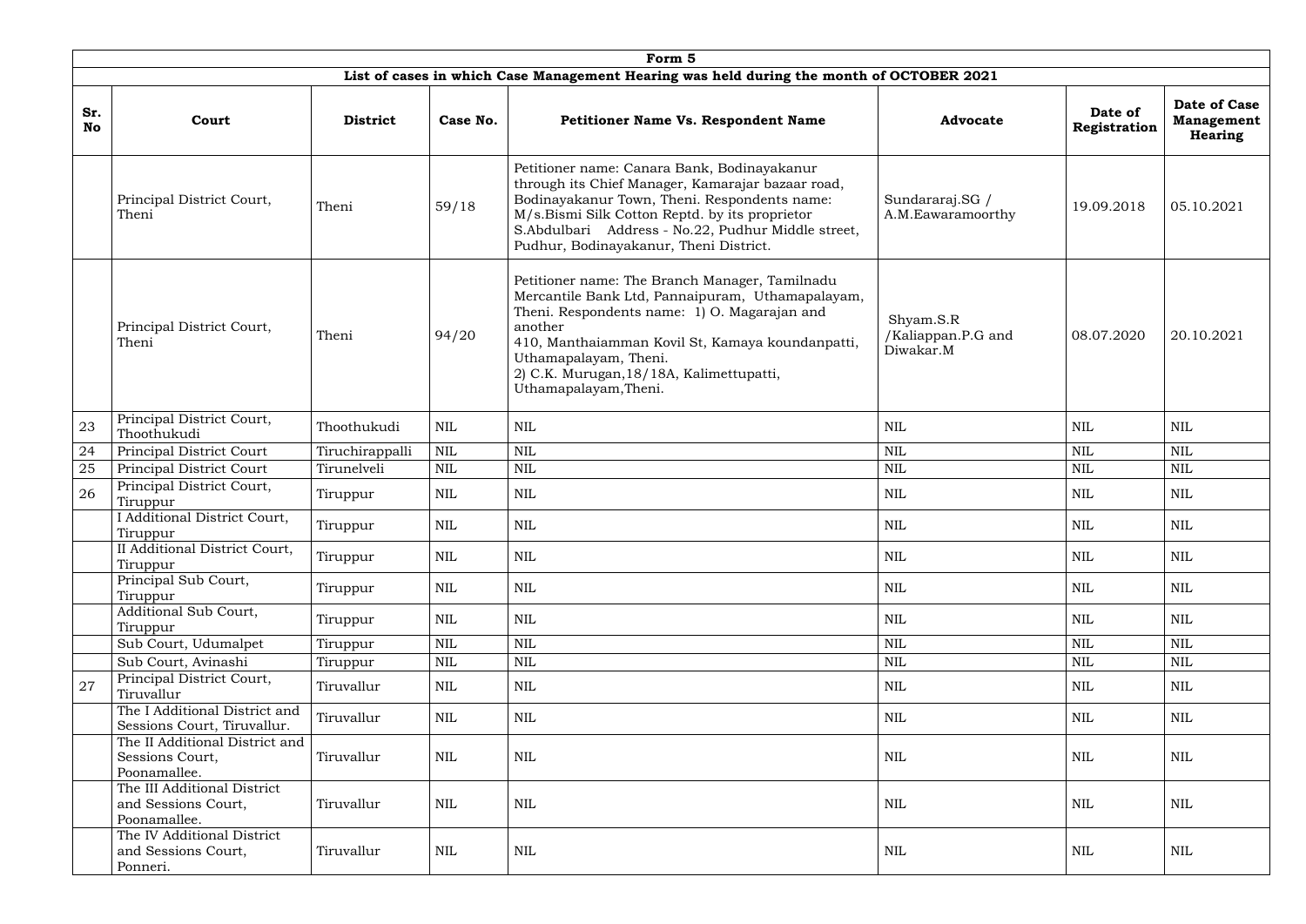| Form 5 | | | | | | | |
|---|---|---|---|---|---|---|---|
| **List of cases in which Case Management Hearing was held during the month of OCTOBER 2021** | | | | | | | |
| **Sr. No** | **Court** | **District** | **Case No.** | **Petitioner Name Vs. Respondent Name** | **Advocate** | **Date of Registration** | **Date of Case Management Hearing** |
| | Principal District Court, Theni | Theni | 59/18 | Petitioner name: Canara Bank, Bodinayakanur through its Chief Manager, Kamarajar bazaar road, Bodinayakanur Town, Theni. Respondents name: M/s.Bismi Silk Cotton Reptd. by its proprietor S.Abdulbari Address - No.22, Pudhur Middle street, Pudhur, Bodinayakanur, Theni District. | Sundararaj.SG / A.M.Eawaramoorthy | 19.09.2018 | 05.10.2021 |
| | Principal District Court, Theni | Theni | 94/20 | Petitioner name: The Branch Manager, Tamilnadu Mercantile Bank Ltd, Pannaipuram, Uthamapalayam, Theni. Respondents name: 1) O. Magarajan and another 410, Manthaiamman Kovil St, Kamaya koundanpatti, Uthamapalayam, Theni. 2) C.K. Murugan,18/18A, Kalimettupatti, Uthamapalayam,Theni. | Shyam.S.R /Kaliappan.P.G and Diwakar.M | 08.07.2020 | 20.10.2021 |
| 23 | Principal District Court, Thoothukudi | Thoothukudi | NIL | NIL | NIL | NIL | NIL |
| 24 | Principal District Court | Tiruchirappalli | NIL | NIL | NIL | NIL | NIL |
| 25 | Principal District Court | Tirunelveli | NIL | NIL | NIL | NIL | NIL |
| 26 | Principal District Court, Tiruppur | Tiruppur | NIL | NIL | NIL | NIL | NIL |
| | I Additional District Court, Tiruppur | Tiruppur | NIL | NIL | NIL | NIL | NIL |
| | II Additional District Court, Tiruppur | Tiruppur | NIL | NIL | NIL | NIL | NIL |
| | Principal Sub Court, Tiruppur | Tiruppur | NIL | NIL | NIL | NIL | NIL |
| | Additional Sub Court, Tiruppur | Tiruppur | NIL | NIL | NIL | NIL | NIL |
| | Sub Court, Udumalpet | Tiruppur | NIL | NIL | NIL | NIL | NIL |
| | Sub Court, Avinashi | Tiruppur | NIL | NIL | NIL | NIL | NIL |
| 27 | Principal District Court, Tiruvallur | Tiruvallur | NIL | NIL | NIL | NIL | NIL |
| | The I Additional District and Sessions Court, Tiruvallur. | Tiruvallur | NIL | NIL | NIL | NIL | NIL |
| | The II Additional District and Sessions Court, Poonamallee. | Tiruvallur | NIL | NIL | NIL | NIL | NIL |
| | The III Additional District and Sessions Court, Poonamallee. | Tiruvallur | NIL | NIL | NIL | NIL | NIL |
| | The IV Additional District and Sessions Court, Ponneri. | Tiruvallur | NIL | NIL | NIL | NIL | NIL |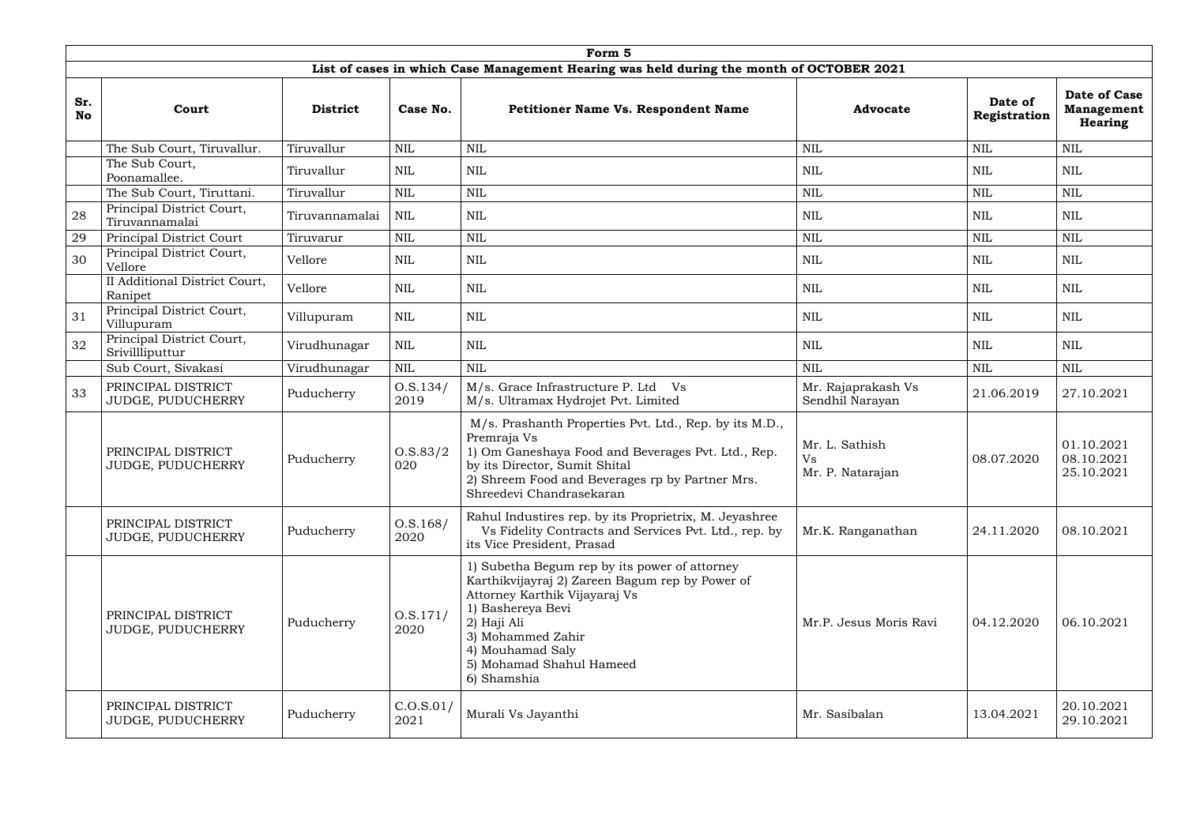| Form 5 | | | | | | | |
|---|---|---|---|---|---|---|---|
| List of cases in which Case Management Hearing was held during the month of OCTOBER 2021 | | | | | | | |
| **Sr. No** | **Court** | **District** | **Case No.** | **Petitioner Name Vs. Respondent Name** | **Advocate** | **Date of Registration** | **Date of Case Management Hearing** |
| | The Sub Court, Tiruvallur. | Tiruvallur | NIL | NIL | NIL | NIL | NIL |
| | The Sub Court, Poonamallee. | Tiruvallur | NIL | NIL | NIL | NIL | NIL |
| | The Sub Court, Tiruttani. | Tiruvallur | NIL | NIL | NIL | NIL | NIL |
| 28 | Principal District Court, Tiruvannamalai | Tiruvannamalai | NIL | NIL | NIL | NIL | NIL |
| 29 | Principal District Court | Tiruvarur | NIL | NIL | NIL | NIL | NIL |
| 30 | Principal District Court, Vellore | Vellore | NIL | NIL | NIL | NIL | NIL |
| | II Additional District Court, Ranipet | Vellore | NIL | NIL | NIL | NIL | NIL |
| 31 | Principal District Court, Villupuram | Villupuram | NIL | NIL | NIL | NIL | NIL |
| 32 | Principal District Court, Srivillliputtur | Virudhunagar | NIL | NIL | NIL | NIL | NIL |
| | Sub Court, Sivakasi | Virudhunagar | NIL | NIL | NIL | NIL | NIL |
| 33 | PRINCIPAL DISTRICT JUDGE, PUDUCHERRY | Puducherry | O.S.134/ 2019 | M/s. Grace Infrastructure P. Ltd Vs M/s. Ultramax Hydrojet Pvt. Limited | Mr. Rajaprakash Vs Sendhil Narayan | 21.06.2019 | 27.10.2021 |
| | PRINCIPAL DISTRICT JUDGE, PUDUCHERRY | Puducherry | O.S.83/2 020 | M/s. Prashanth Properties Pvt. Ltd., Rep. by its M.D., Premraja Vs 1) Om Ganeshaya Food and Beverages Pvt. Ltd., Rep. by its Director, Sumit Shital 2) Shreem Food and Beverages rp by Partner Mrs. Shreedevi Chandrasekaran | Mr. L. Sathish Vs Mr. P. Natarajan | 08.07.2020 | 01.10.2021 08.10.2021 25.10.2021 |
| | PRINCIPAL DISTRICT JUDGE, PUDUCHERRY | Puducherry | O.S.168/ 2020 | Rahul Industires rep. by its Proprietrix, M. Jeyashree Vs Fidelity Contracts and Services Pvt. Ltd., rep. by its Vice President, Prasad | Mr.K. Ranganathan | 24.11.2020 | 08.10.2021 |
| | PRINCIPAL DISTRICT JUDGE, PUDUCHERRY | Puducherry | O.S.171/ 2020 | 1) Subetha Begum rep by its power of attorney Karthikvijayraj 2) Zareen Bagum rep by Power of Attorney Karthik Vijayaraj Vs 1) Bashereya Bevi 2) Haji Ali 3) Mohammed Zahir 4) Mouhamad Saly 5) Mohamad Shahul Hameed 6) Shamshia | Mr.P. Jesus Moris Ravi | 04.12.2020 | 06.10.2021 |
| | PRINCIPAL DISTRICT JUDGE, PUDUCHERRY | Puducherry | C.O.S.01/ 2021 | Murali Vs Jayanthi | Mr. Sasibalan | 13.04.2021 | 20.10.2021 29.10.2021 |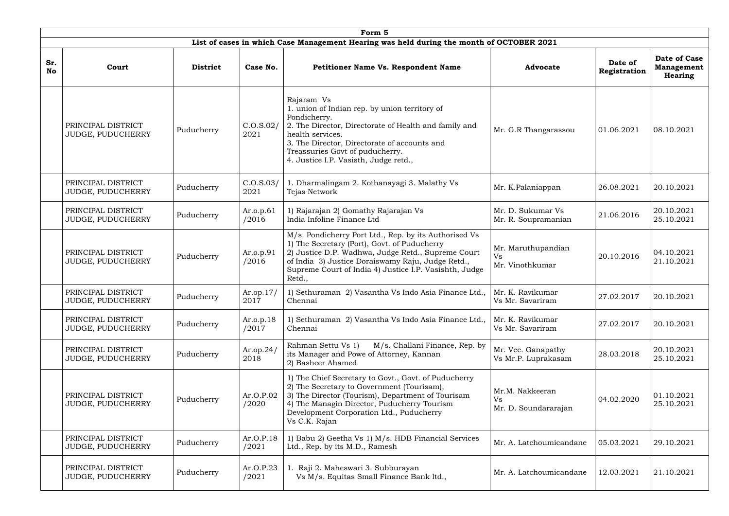| Form 5 | | | | | | | |
|---|---|---|---|---|---|---|---|
| **List of cases in which Case Management Hearing was held during the month of OCTOBER 2021** | | | | | | | |
| **Sr. No** | **Court** | **District** | **Case No.** | **Petitioner Name Vs. Respondent Name** | **Advocate** | **Date of Registration** | **Date of Case Management Hearing** |
| | PRINCIPAL DISTRICT JUDGE, PUDUCHERRY | Puducherry | C.O.S.02/ 2021 | Rajaram Vs<br>1. union of Indian rep. by union territory of Pondicherry.<br>2. The Director, Directorate of Health and family and health services.<br>3. The Director, Directorate of accounts and Treassuries Govt of puducherry.<br>4. Justice I.P. Vasisth, Judge retd., | Mr. G.R Thangarassou | 01.06.2021 | 08.10.2021 |
| | PRINCIPAL DISTRICT JUDGE, PUDUCHERRY | Puducherry | C.O.S.03/ 2021 | 1. Dharmalingam 2. Kothanayagi 3. Malathy Vs Tejas Network | Mr. K.Palaniappan | 26.08.2021 | 20.10.2021 |
| | PRINCIPAL DISTRICT JUDGE, PUDUCHERRY | Puducherry | Ar.o.p.61 /2016 | 1) Rajarajan 2) Gomathy Rajarajan Vs India Infoline Finance Ltd | Mr. D. Sukumar Vs Mr. R. Soupramanian | 21.06.2016 | 20.10.2021<br>25.10.2021 |
| | PRINCIPAL DISTRICT JUDGE, PUDUCHERRY | Puducherry | Ar.o.p.91 /2016 | M/s. Pondicherry Port Ltd., Rep. by its Authorised Vs<br>1) The Secretary (Port), Govt. of Puducherry<br>2) Justice D.P. Wadhwa, Judge Retd., Supreme Court of India 3) Justice Doraiswamy Raju, Judge Retd., Supreme Court of India 4) Justice I.P. Vasishth, Judge Retd., | Mr. Maruthupandian Vs Mr. Vinothkumar | 20.10.2016 | 04.10.2021<br>21.10.2021 |
| | PRINCIPAL DISTRICT JUDGE, PUDUCHERRY | Puducherry | Ar.op.17/ 2017 | 1) Sethuraman 2) Vasantha Vs Indo Asia Finance Ltd., Chennai | Mr. K. Ravikumar Vs Mr. Savariram | 27.02.2017 | 20.10.2021 |
| | PRINCIPAL DISTRICT JUDGE, PUDUCHERRY | Puducherry | Ar.o.p.18 /2017 | 1) Sethuraman 2) Vasantha Vs Indo Asia Finance Ltd., Chennai | Mr. K. Ravikumar Vs Mr. Savariram | 27.02.2017 | 20.10.2021 |
| | PRINCIPAL DISTRICT JUDGE, PUDUCHERRY | Puducherry | Ar.op.24/ 2018 | Rahman Settu Vs 1) M/s. Challani Finance, Rep. by its Manager and Powe of Attorney, Kannan<br>2) Basheer Ahamed | Mr. Vee. Ganapathy Vs Mr.P. Luprakasam | 28.03.2018 | 20.10.2021<br>25.10.2021 |
| | PRINCIPAL DISTRICT JUDGE, PUDUCHERRY | Puducherry | Ar.O.P.02 /2020 | 1) The Chief Secretary to Govt., Govt. of Puducherry<br>2) The Secretary to Government (Tourisam),<br>3) The Director (Tourism), Department of Tourisam<br>4) The Managin Director, Puducherry Tourism Development Corporation Ltd., Puducherry<br>Vs C.K. Rajan | Mr.M. Nakkeeran Vs Mr. D. Soundararajan | 04.02.2020 | 01.10.2021<br>25.10.2021 |
| | PRINCIPAL DISTRICT JUDGE, PUDUCHERRY | Puducherry | Ar.O.P.18 /2021 | 1) Babu 2) Geetha Vs 1) M/s. HDB Financial Services Ltd., Rep. by its M.D., Ramesh | Mr. A. Latchoumicandane | 05.03.2021 | 29.10.2021 |
| | PRINCIPAL DISTRICT JUDGE, PUDUCHERRY | Puducherry | Ar.O.P.23 /2021 | 1. Raji 2. Maheswari 3. Subburayan<br>Vs M/s. Equitas Small Finance Bank ltd., | Mr. A. Latchoumicandane | 12.03.2021 | 21.10.2021 |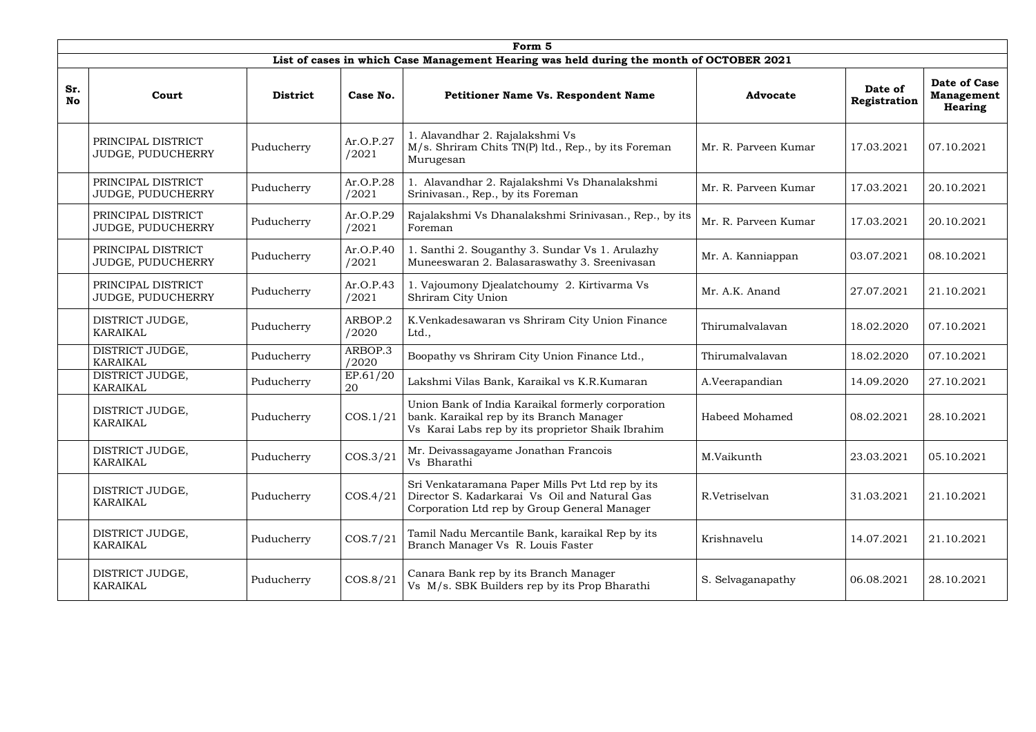| Form 5 | | | | | | | |
|---|---|---|---|---|---|---|---|
| **List of cases in which Case Management Hearing was held during the month of OCTOBER 2021** | | | | | | | |
| **Sr. No** | **Court** | **District** | **Case No.** | **Petitioner Name Vs. Respondent Name** | **Advocate** | **Date of Registration** | **Date of Case Management Hearing** |
| | PRINCIPAL DISTRICT JUDGE, PUDUCHERRY | Puducherry | Ar.O.P.27 /2021 | 1. Alavandhar 2. Rajalakshmi Vs M/s. Shriram Chits TN(P) ltd., Rep., by its Foreman Murugesan | Mr. R. Parveen Kumar | 17.03.2021 | 07.10.2021 |
| | PRINCIPAL DISTRICT JUDGE, PUDUCHERRY | Puducherry | Ar.O.P.28 /2021 | 1. Alavandhar 2. Rajalakshmi Vs Dhanalakshmi Srinivasan., Rep., by its Foreman | Mr. R. Parveen Kumar | 17.03.2021 | 20.10.2021 |
| | PRINCIPAL DISTRICT JUDGE, PUDUCHERRY | Puducherry | Ar.O.P.29 /2021 | Rajalakshmi Vs Dhanalakshmi Srinivasan., Rep., by its Foreman | Mr. R. Parveen Kumar | 17.03.2021 | 20.10.2021 |
| | PRINCIPAL DISTRICT JUDGE, PUDUCHERRY | Puducherry | Ar.O.P.40 /2021 | 1. Santhi 2. Souganthy 3. Sundar Vs 1. Arulazhy Muneeswaran 2. Balasaraswathy 3. Sreenivasan | Mr. A. Kanniappan | 03.07.2021 | 08.10.2021 |
| | PRINCIPAL DISTRICT JUDGE, PUDUCHERRY | Puducherry | Ar.O.P.43 /2021 | 1. Vajoumony Djealatchoumy 2. Kirtivarma Vs Shriram City Union | Mr. A.K. Anand | 27.07.2021 | 21.10.2021 |
| | DISTRICT JUDGE, KARAIKAL | Puducherry | ARBOP.2 /2020 | K.Venkadesawaran vs Shriram City Union Finance Ltd., | Thirumalvalavan | 18.02.2020 | 07.10.2021 |
| | DISTRICT JUDGE, KARAIKAL | Puducherry | ARBOP.3 /2020 | Boopathy vs Shriram City Union Finance Ltd., | Thirumalvalavan | 18.02.2020 | 07.10.2021 |
| | DISTRICT JUDGE, KARAIKAL | Puducherry | EP.61/20 20 | Lakshmi Vilas Bank, Karaikal vs K.R.Kumaran | A.Veerapandian | 14.09.2020 | 27.10.2021 |
| | DISTRICT JUDGE, KARAIKAL | Puducherry | COS.1/21 | Union Bank of India Karaikal formerly corporation bank. Karaikal rep by its Branch Manager Vs Karai Labs rep by its proprietor Shaik Ibrahim | Habeed Mohamed | 08.02.2021 | 28.10.2021 |
| | DISTRICT JUDGE, KARAIKAL | Puducherry | COS.3/21 | Mr. Deivassagayame Jonathan Francois Vs Bharathi | M.Vaikunth | 23.03.2021 | 05.10.2021 |
| | DISTRICT JUDGE, KARAIKAL | Puducherry | COS.4/21 | Sri Venkataramana Paper Mills Pvt Ltd rep by its Director S. Kadarkarai Vs Oil and Natural Gas Corporation Ltd rep by Group General Manager | R.Vetriselvan | 31.03.2021 | 21.10.2021 |
| | DISTRICT JUDGE, KARAIKAL | Puducherry | COS.7/21 | Tamil Nadu Mercantile Bank, karaikal Rep by its Branch Manager Vs R. Louis Faster | Krishnavelu | 14.07.2021 | 21.10.2021 |
| | DISTRICT JUDGE, KARAIKAL | Puducherry | COS.8/21 | Canara Bank rep by its Branch Manager Vs M/s. SBK Builders rep by its Prop Bharathi | S. Selvaganapathy | 06.08.2021 | 28.10.2021 |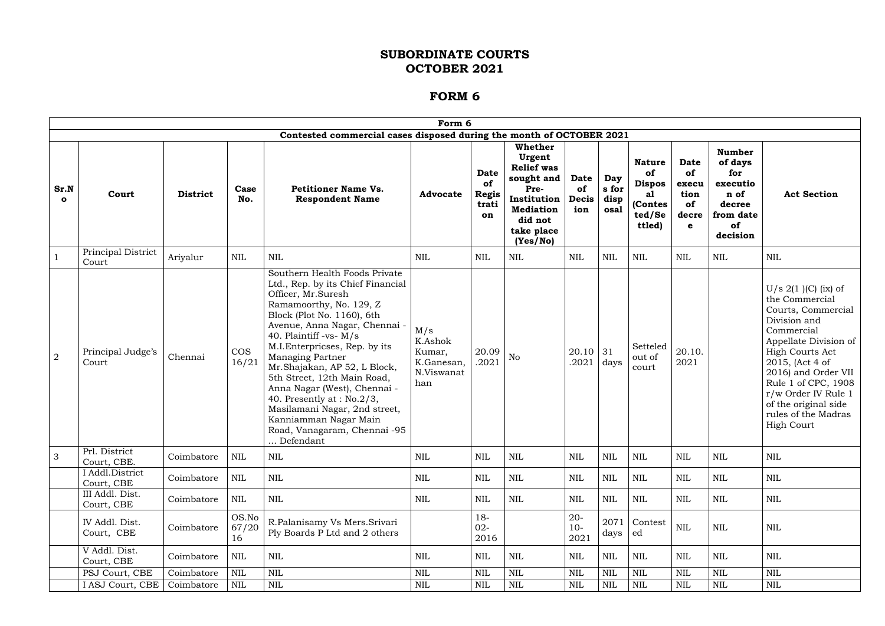# SUBORDINATE COURTS
# OCTOBER 2021

## FORM 6

| Form 6 | | | | | | | | | | | | | |
|---|---|---|---|---|---|---|---|---|---|---|---|---|---|
| Contested commercial cases disposed during the month of OCTOBER 2021 | | | | | | | | | | | | | |
| **Sr.No** | **Court** | **District** | **Case No.** | **Petitioner Name Vs. Respondent Name** | **Advocate** | **Date of Registration** | **Whether Urgent Relief was sought and Pre-Institution Mediation did not take place (Yes/No)** | **Date of Decision** | **Days for disposal** | **Nature of Disposal (Contested/Settled)** | **Date of execution of decree** | **Number of days for execution of decree from date of decision** | **Act Section** |
| 1 | Principal District Court | Ariyalur | NIL | NIL | NIL | NIL | NIL | NIL | NIL | NIL | NIL | NIL | NIL |
| 2 | Principal Judge's Court | Chennai | COS 16/21 | Southern Health Foods Private Ltd., Rep. by its Chief Financial Officer, Mr.Suresh Ramamoorthy, No. 129, Z Block (Plot No. 1160), 6th Avenue, Anna Nagar, Chennai - 40. Plaintiff -vs- M/s M.I.Enterpricses, Rep. by its Managing Partner Mr.Shajakan, AP 52, L Block, 5th Street, 12th Main Road, Anna Nagar (West), Chennai - 40. Presently at : No.2/3, Masilamani Nagar, 2nd street, Kanniamman Nagar Main Road, Vanagaram, Chennai -95 ... Defendant | M/s K.Ashok Kumar, K.Ganesan, N.Viswanathan | 20.09.2021 | No | 20.10.2021 | 31 days | Setteled out of court | 20.10.2021 | | U/s 2(1 )(C) (ix) of the Commercial Courts, Commercial Division and Commercial Appellate Division of High Courts Act 2015, (Act 4 of 2016) and Order VII Rule 1 of CPC, 1908 r/w Order IV Rule 1 of the original side rules of the Madras High Court |
| 3 | Prl. District Court, CBE. | Coimbatore | NIL | NIL | NIL | NIL | NIL | NIL | NIL | NIL | NIL | NIL | NIL |
| | I Addl.District Court, CBE | Coimbatore | NIL | NIL | NIL | NIL | NIL | NIL | NIL | NIL | NIL | NIL | NIL |
| | III Addl. Dist. Court, CBE | Coimbatore | NIL | NIL | NIL | NIL | NIL | NIL | NIL | NIL | NIL | NIL | NIL |
| | IV Addl. Dist. Court, CBE | Coimbatore | OS.No 67/2016 | R.Palanisamy Vs Mers.Srivari Ply Boards P Ltd and 2 others | | 18-02-2016 | | 20-10-2021 | 2071 days | Contested | NIL | NIL | NIL |
| | V Addl. Dist. Court, CBE | Coimbatore | NIL | NIL | NIL | NIL | NIL | NIL | NIL | NIL | NIL | NIL | NIL |
| | PSJ Court, CBE | Coimbatore | NIL | NIL | NIL | NIL | NIL | NIL | NIL | NIL | NIL | NIL | NIL |
| | I ASJ Court, CBE | Coimbatore | NIL | NIL | NIL | NIL | NIL | NIL | NIL | NIL | NIL | NIL | NIL |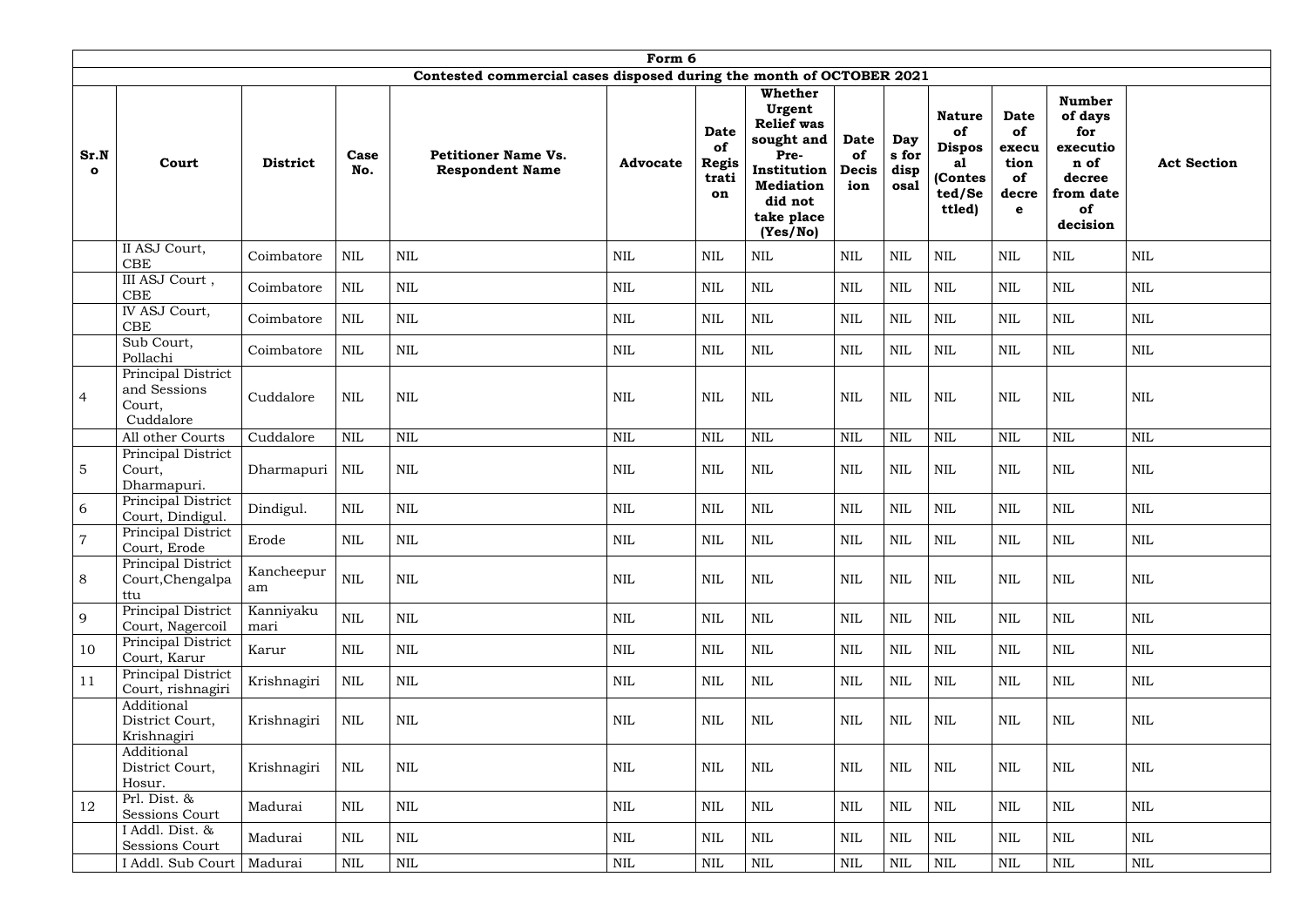| Form 6 | | | | | | | | | | | | | |
|---|---|---|---|---|---|---|---|---|---|---|---|---|---|
| Contested commercial cases disposed during the month of OCTOBER 2021 | | | | | | | | | | | | | |
| **Sr.No** | **Court** | **District** | **Case No.** | **Petitioner Name Vs. Respondent Name** | **Advocate** | **Date of Registration** | **Whether Urgent Relief was sought and Pre-Institution Mediation did not take place (Yes/No)** | **Date of Decision** | **Days for disposal** | **Nature of Disposal (Contested/Settled)** | **Date of execution of decree** | **Number of days for execution of decree from date of decision** | **Act Section** |
| | II ASJ Court, CBE | Coimbatore | NIL | NIL | NIL | NIL | NIL | NIL | NIL | NIL | NIL | NIL | NIL |
| | III ASJ Court , CBE | Coimbatore | NIL | NIL | NIL | NIL | NIL | NIL | NIL | NIL | NIL | NIL | NIL |
| | IV ASJ Court, CBE | Coimbatore | NIL | NIL | NIL | NIL | NIL | NIL | NIL | NIL | NIL | NIL | NIL |
| | Sub Court, Pollachi | Coimbatore | NIL | NIL | NIL | NIL | NIL | NIL | NIL | NIL | NIL | NIL | NIL |
| 4 | Principal District and Sessions Court, Cuddalore | Cuddalore | NIL | NIL | NIL | NIL | NIL | NIL | NIL | NIL | NIL | NIL | NIL |
| | All other Courts | Cuddalore | NIL | NIL | NIL | NIL | NIL | NIL | NIL | NIL | NIL | NIL | NIL |
| 5 | Principal District Court, Dharmapuri. | Dharmapuri | NIL | NIL | NIL | NIL | NIL | NIL | NIL | NIL | NIL | NIL | NIL |
| 6 | Principal District Court, Dindigul. | Dindigul. | NIL | NIL | NIL | NIL | NIL | NIL | NIL | NIL | NIL | NIL | NIL |
| 7 | Principal District Court, Erode | Erode | NIL | NIL | NIL | NIL | NIL | NIL | NIL | NIL | NIL | NIL | NIL |
| 8 | Principal District Court,Chengalpattu | Kancheepuram | NIL | NIL | NIL | NIL | NIL | NIL | NIL | NIL | NIL | NIL | NIL |
| 9 | Principal District Court, Nagercoil | Kanniyakumari | NIL | NIL | NIL | NIL | NIL | NIL | NIL | NIL | NIL | NIL | NIL |
| 10 | Principal District Court, Karur | Karur | NIL | NIL | NIL | NIL | NIL | NIL | NIL | NIL | NIL | NIL | NIL |
| 11 | Principal District Court, rishnagiri | Krishnagiri | NIL | NIL | NIL | NIL | NIL | NIL | NIL | NIL | NIL | NIL | NIL |
| | Additional District Court, Krishnagiri | Krishnagiri | NIL | NIL | NIL | NIL | NIL | NIL | NIL | NIL | NIL | NIL | NIL |
| | Additional District Court, Hosur. | Krishnagiri | NIL | NIL | NIL | NIL | NIL | NIL | NIL | NIL | NIL | NIL | NIL |
| 12 | Prl. Dist. & Sessions Court | Madurai | NIL | NIL | NIL | NIL | NIL | NIL | NIL | NIL | NIL | NIL | NIL |
| | I Addl. Dist. & Sessions Court | Madurai | NIL | NIL | NIL | NIL | NIL | NIL | NIL | NIL | NIL | NIL | NIL |
| | I Addl. Sub Court | Madurai | NIL | NIL | NIL | NIL | NIL | NIL | NIL | NIL | NIL | NIL | NIL |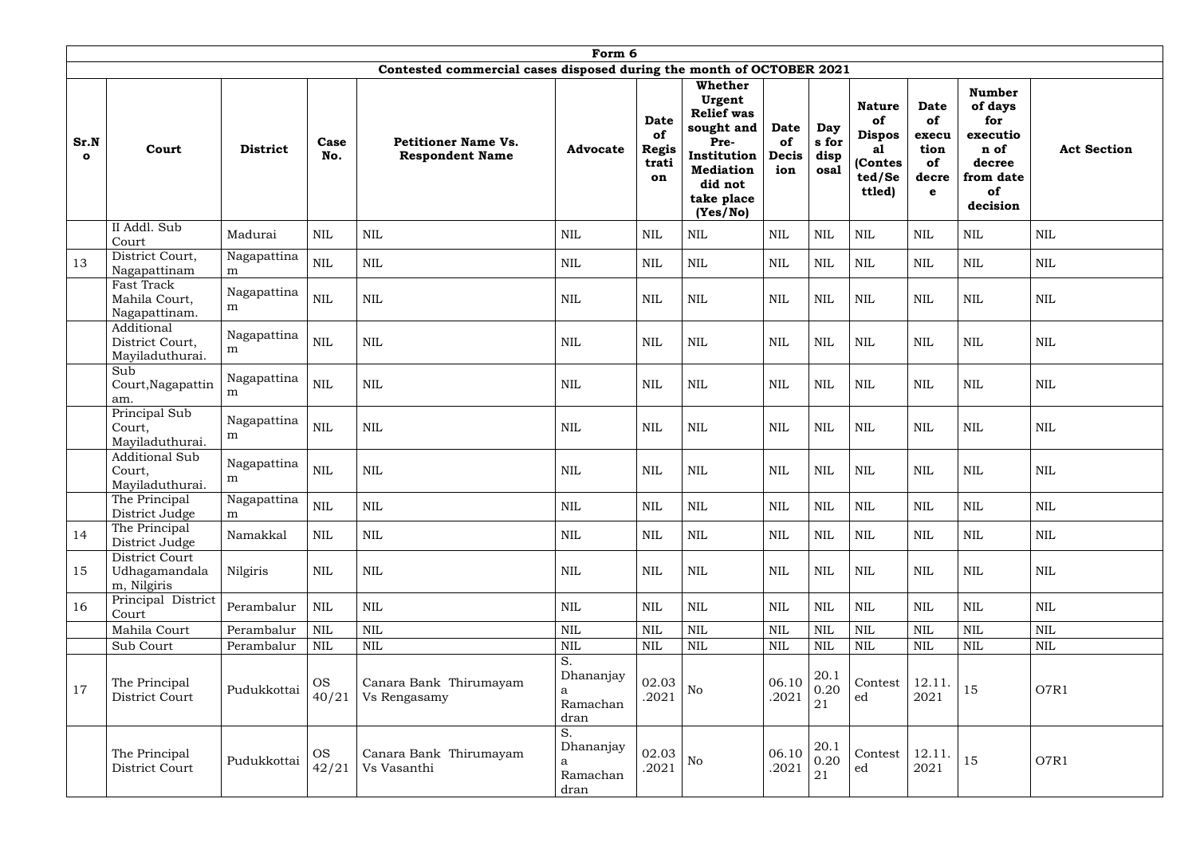## Form 6

### Contested commercial cases disposed during the month of OCTOBER 2021

| Sr.No | Court | District | Case No. | Petitioner Name Vs. Respondent Name | Advocate | Date of Registration | Whether Urgent Relief was sought and Pre-Institution Mediation did not take place (Yes/No) | Date of Decision | Days for disposal | Nature of Disposal (Contested/Settled) | Date of execution of decree | Number of days for execution of decree from date of decision | Act Section |
|---|---|---|---|---|---|---|---|---|---|---|---|---|---|
| | II Addl. Sub Court | Madurai | NIL | NIL | NIL | NIL | NIL | NIL | NIL | NIL | NIL | NIL | NIL |
| 13 | District Court, Nagapattinam | Nagapattinam | NIL | NIL | NIL | NIL | NIL | NIL | NIL | NIL | NIL | NIL | NIL |
| | Fast Track Mahila Court, Nagapattinam. | Nagapattinam | NIL | NIL | NIL | NIL | NIL | NIL | NIL | NIL | NIL | NIL | NIL |
| | Additional District Court, Mayiladuthurai. | Nagapattinam | NIL | NIL | NIL | NIL | NIL | NIL | NIL | NIL | NIL | NIL | NIL |
| | Sub Court,Nagapattinam. | Nagapattinam | NIL | NIL | NIL | NIL | NIL | NIL | NIL | NIL | NIL | NIL | NIL |
| | Principal Sub Court, Mayiladuthurai. | Nagapattinam | NIL | NIL | NIL | NIL | NIL | NIL | NIL | NIL | NIL | NIL | NIL |
| | Additional Sub Court, Mayiladuthurai. | Nagapattinam | NIL | NIL | NIL | NIL | NIL | NIL | NIL | NIL | NIL | NIL | NIL |
| | The Principal District Judge | Nagapattinam | NIL | NIL | NIL | NIL | NIL | NIL | NIL | NIL | NIL | NIL | NIL |
| 14 | The Principal District Judge | Namakkal | NIL | NIL | NIL | NIL | NIL | NIL | NIL | NIL | NIL | NIL | NIL |
| 15 | District Court Udhagamandalam, Nilgiris | Nilgiris | NIL | NIL | NIL | NIL | NIL | NIL | NIL | NIL | NIL | NIL | NIL |
| 16 | Principal District Court | Perambalur | NIL | NIL | NIL | NIL | NIL | NIL | NIL | NIL | NIL | NIL | NIL |
| | Mahila Court | Perambalur | NIL | NIL | NIL | NIL | NIL | NIL | NIL | NIL | NIL | NIL | NIL |
| | Sub Court | Perambalur | NIL | NIL | NIL | NIL | NIL | NIL | NIL | NIL | NIL | NIL | NIL |
| 17 | The Principal District Court | Pudukkottai | OS 40/21 | Canara Bank Thirumayam Vs Rengasamy | S. Dhananjaya Ramachandran | 02.03.2021 | No | 06.10.2021 | 20.10.2021 | Contested | 12.11.2021 | 15 | O7R1 |
| | The Principal District Court | Pudukkottai | OS 42/21 | Canara Bank Thirumayam Vs Vasanthi | S. Dhananjaya Ramachandran | 02.03.2021 | No | 06.10.2021 | 20.10.2021 | Contested | 12.11.2021 | 15 | O7R1 |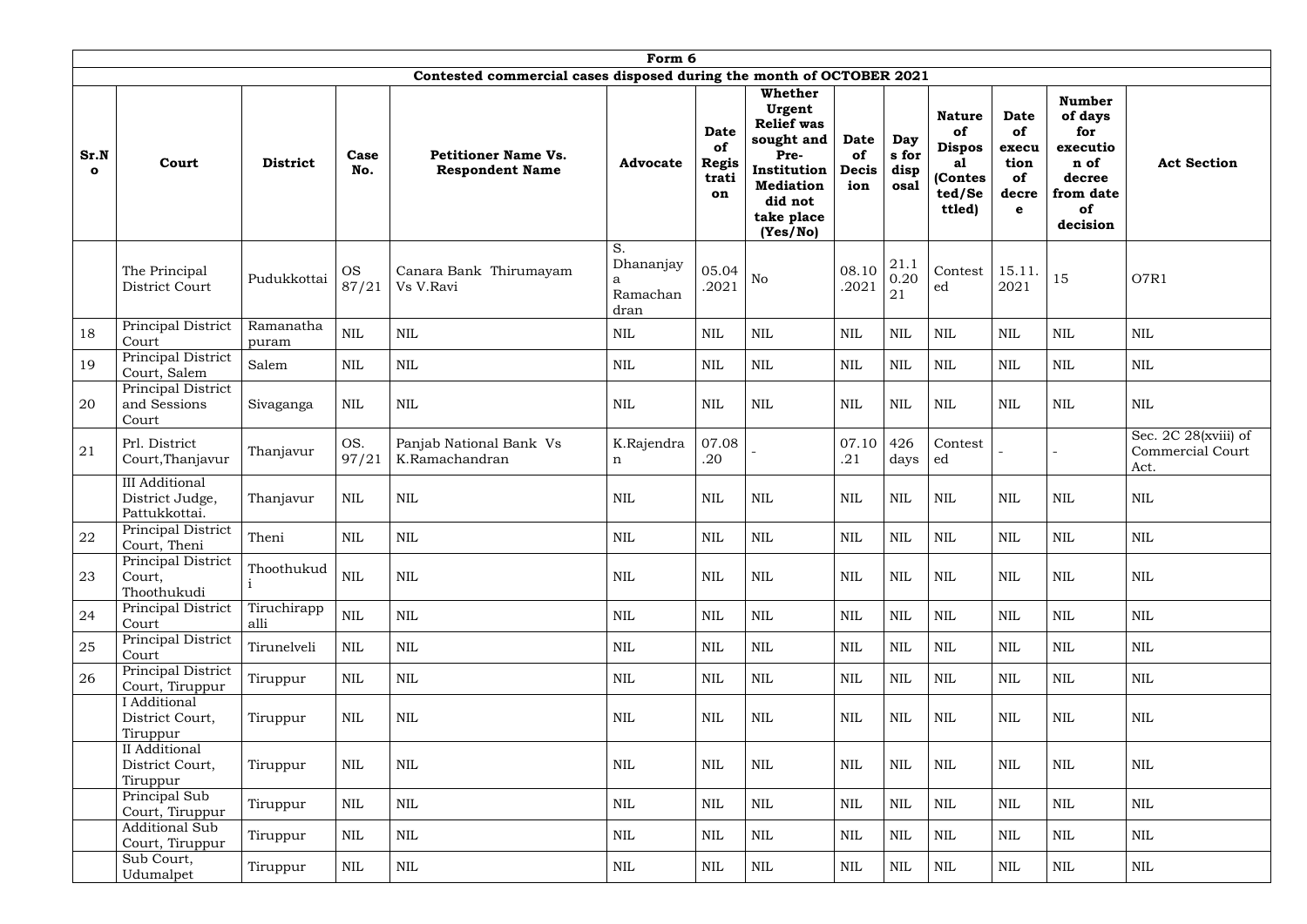| Form 6 | | | | | | | | | | | | | |
|---|---|---|---|---|---|---|---|---|---|---|---|---|---|
| Contested commercial cases disposed during the month of OCTOBER 2021 | | | | | | | | | | | | | |
| **Sr.No** | **Court** | **District** | **Case No.** | **Petitioner Name Vs. Respondent Name** | **Advocate** | **Date of Registration** | **Whether Urgent Relief was sought and Pre-Institution Mediation did not take place (Yes/No)** | **Date of Decision** | **Days for disposal** | **Nature of Disposal (Contested/Settled)** | **Date of execution of decree** | **Number of days for execution of decree from date of decision** | **Act Section** |
| | The Principal District Court | Pudukkottai | OS 87/21 | Canara Bank Thirumayam Vs V.Ravi | S. Dhananjaya Ramachandran | 05.04.2021 | No | 08.10.2021 | 21.10.2021 | Contested | 15.11.2021 | 15 | O7R1 |
| 18 | Principal District Court | Ramanathapuram | NIL | NIL | NIL | NIL | NIL | NIL | NIL | NIL | NIL | NIL | NIL |
| 19 | Principal District Court, Salem | Salem | NIL | NIL | NIL | NIL | NIL | NIL | NIL | NIL | NIL | NIL | NIL |
| 20 | Principal District and Sessions Court | Sivaganga | NIL | NIL | NIL | NIL | NIL | NIL | NIL | NIL | NIL | NIL | NIL |
| 21 | Prl. District Court,Thanjavur | Thanjavur | OS. 97/21 | Panjab National Bank Vs K.Ramachandran | K.Rajendran | 07.08.20 | - | 07.10.21 | 426 days | Contested | - | - | Sec. 2C 28(xviii) of Commercial Court Act. |
| | III Additional District Judge, Pattukkottai. | Thanjavur | NIL | NIL | NIL | NIL | NIL | NIL | NIL | NIL | NIL | NIL | NIL |
| 22 | Principal District Court, Theni | Theni | NIL | NIL | NIL | NIL | NIL | NIL | NIL | NIL | NIL | NIL | NIL |
| 23 | Principal District Court, Thoothukudi | Thoothukudi | NIL | NIL | NIL | NIL | NIL | NIL | NIL | NIL | NIL | NIL | NIL |
| 24 | Principal District Court | Tiruchirappalli | NIL | NIL | NIL | NIL | NIL | NIL | NIL | NIL | NIL | NIL | NIL |
| 25 | Principal District Court | Tirunelveli | NIL | NIL | NIL | NIL | NIL | NIL | NIL | NIL | NIL | NIL | NIL |
| 26 | Principal District Court, Tiruppur | Tiruppur | NIL | NIL | NIL | NIL | NIL | NIL | NIL | NIL | NIL | NIL | NIL |
| | I Additional District Court, Tiruppur | Tiruppur | NIL | NIL | NIL | NIL | NIL | NIL | NIL | NIL | NIL | NIL | NIL |
| | II Additional District Court, Tiruppur | Tiruppur | NIL | NIL | NIL | NIL | NIL | NIL | NIL | NIL | NIL | NIL | NIL |
| | Principal Sub Court, Tiruppur | Tiruppur | NIL | NIL | NIL | NIL | NIL | NIL | NIL | NIL | NIL | NIL | NIL |
| | Additional Sub Court, Tiruppur | Tiruppur | NIL | NIL | NIL | NIL | NIL | NIL | NIL | NIL | NIL | NIL | NIL |
| | Sub Court, Udumalpet | Tiruppur | NIL | NIL | NIL | NIL | NIL | NIL | NIL | NIL | NIL | NIL | NIL |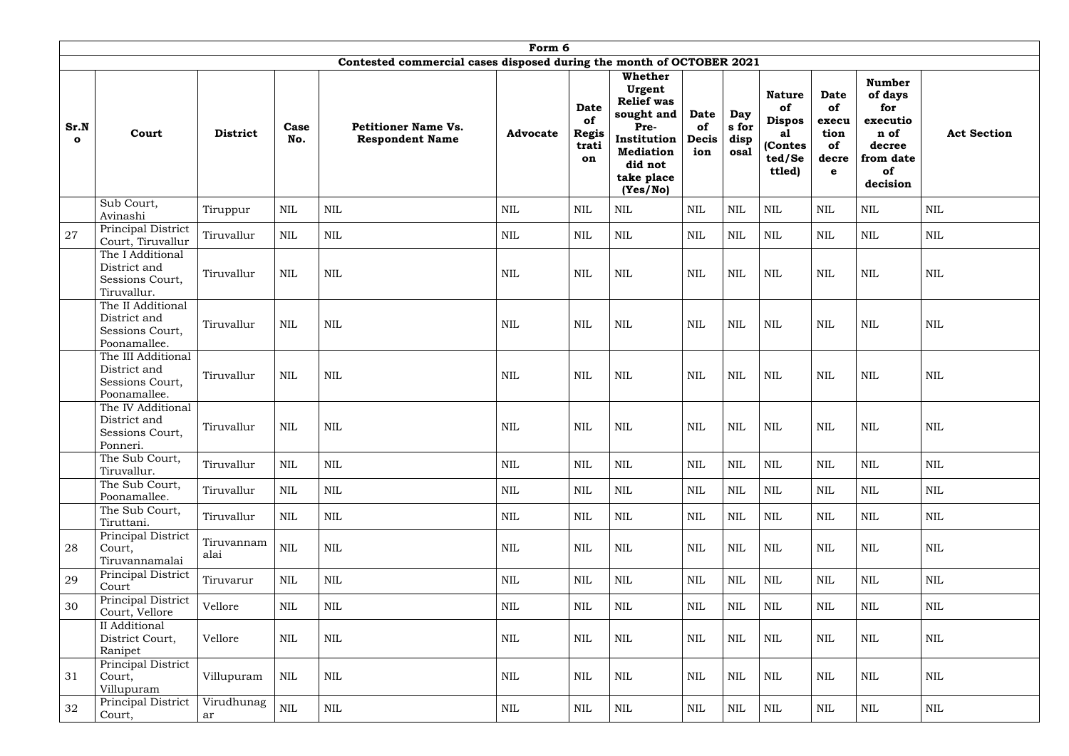| Form 6 | | | | | | | | | | | | | |
|---|---|---|---|---|---|---|---|---|---|---|---|---|---|
| Contested commercial cases disposed during the month of OCTOBER 2021 | | | | | | | | | | | | | |
| **Sr.No** | **Court** | **District** | **Case No.** | **Petitioner Name Vs. Respondent Name** | **Advocate** | **Date of Registration** | **Whether Urgent Relief was sought and Pre-Institution Mediation did not take place (Yes/No)** | **Date of Decision** | **Days for disposal** | **Nature of Disposal (Contested/Settled)** | **Date of execution of decree** | **Number of days for execution of decree from date of decision** | **Act Section** |
| | Sub Court, Avinashi | Tiruppur | NIL | NIL | NIL | NIL | NIL | NIL | NIL | NIL | NIL | NIL | NIL |
| 27 | Principal District Court, Tiruvallur | Tiruvallur | NIL | NIL | NIL | NIL | NIL | NIL | NIL | NIL | NIL | NIL | NIL |
| | The I Additional District and Sessions Court, Tiruvallur. | Tiruvallur | NIL | NIL | NIL | NIL | NIL | NIL | NIL | NIL | NIL | NIL | NIL |
| | The II Additional District and Sessions Court, Poonamallee. | Tiruvallur | NIL | NIL | NIL | NIL | NIL | NIL | NIL | NIL | NIL | NIL | NIL |
| | The III Additional District and Sessions Court, Poonamallee. | Tiruvallur | NIL | NIL | NIL | NIL | NIL | NIL | NIL | NIL | NIL | NIL | NIL |
| | The IV Additional District and Sessions Court, Ponneri. | Tiruvallur | NIL | NIL | NIL | NIL | NIL | NIL | NIL | NIL | NIL | NIL | NIL |
| | The Sub Court, Tiruvallur. | Tiruvallur | NIL | NIL | NIL | NIL | NIL | NIL | NIL | NIL | NIL | NIL | NIL |
| | The Sub Court, Poonamallee. | Tiruvallur | NIL | NIL | NIL | NIL | NIL | NIL | NIL | NIL | NIL | NIL | NIL |
| | The Sub Court, Tiruttani. | Tiruvallur | NIL | NIL | NIL | NIL | NIL | NIL | NIL | NIL | NIL | NIL | NIL |
| 28 | Principal District Court, Tiruvannamalai | Tiruvannamalai | NIL | NIL | NIL | NIL | NIL | NIL | NIL | NIL | NIL | NIL | NIL |
| 29 | Principal District Court | Tiruvarur | NIL | NIL | NIL | NIL | NIL | NIL | NIL | NIL | NIL | NIL | NIL |
| 30 | Principal District Court, Vellore | Vellore | NIL | NIL | NIL | NIL | NIL | NIL | NIL | NIL | NIL | NIL | NIL |
| | II Additional District Court, Ranipet | Vellore | NIL | NIL | NIL | NIL | NIL | NIL | NIL | NIL | NIL | NIL | NIL |
| 31 | Principal District Court, Villupuram | Villupuram | NIL | NIL | NIL | NIL | NIL | NIL | NIL | NIL | NIL | NIL | NIL |
| 32 | Principal District Court, | Virudhunagar | NIL | NIL | NIL | NIL | NIL | NIL | NIL | NIL | NIL | NIL | NIL |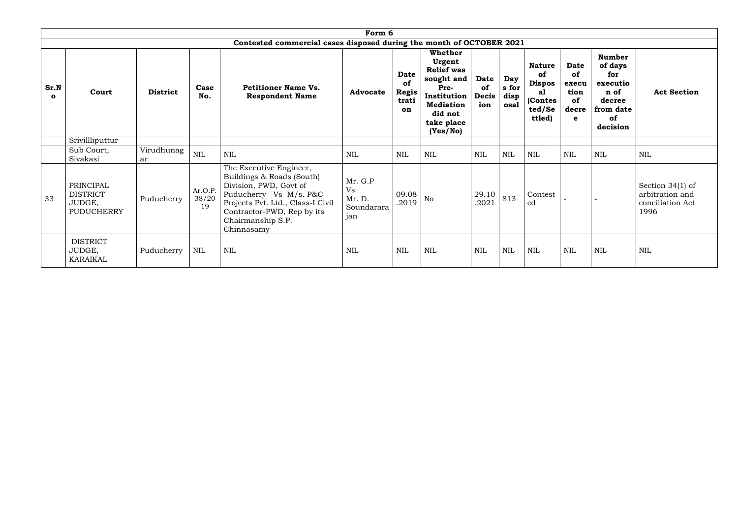| Form 6 | | | | | | | | | | | | | |
|---|---|---|---|---|---|---|---|---|---|---|---|---|---|
| Contested commercial cases disposed during the month of OCTOBER 2021 | | | | | | | | | | | | | |
| **Sr.No** | **Court** | **District** | **Case No.** | **Petitioner Name Vs. Respondent Name** | **Advocate** | **Date of Registration** | **Whether Urgent Relief was sought and Pre-Institution Mediation did not take place (Yes/No)** | **Date of Decision** | **Days for disposal** | **Nature of Disposal (Contested/Settled)** | **Date of execution of decree** | **Number of days for execution of decree from date of decision** | **Act Section** |
| | Srivillliputtur | | | | | | | | | | | | |
| | Sub Court, Sivakasi | Virudhunagar | NIL | NIL | NIL | NIL | NIL | NIL | NIL | NIL | NIL | NIL | NIL |
| 33 | PRINCIPAL DISTRICT JUDGE, PUDUCHERRY | Puducherry | Ar.O.P. 38/2019 | The Executive Engineer, Buildings & Roads (South) Division, PWD, Govt of Puducherry Vs M/s. P&C Projects Pvt. Ltd., Class-I Civil Contractor-PWD, Rep by its Chairmanship S.P. Chinnasamy | Mr. G.P Vs Mr. D. Soundararajan | 09.08.2019 | No | 29.10.2021 | 813 | Contested | - | - | Section 34(1) of arbitration and conciliation Act 1996 |
| | DISTRICT JUDGE, KARAIKAL | Puducherry | NIL | NIL | NIL | NIL | NIL | NIL | NIL | NIL | NIL | NIL | NIL |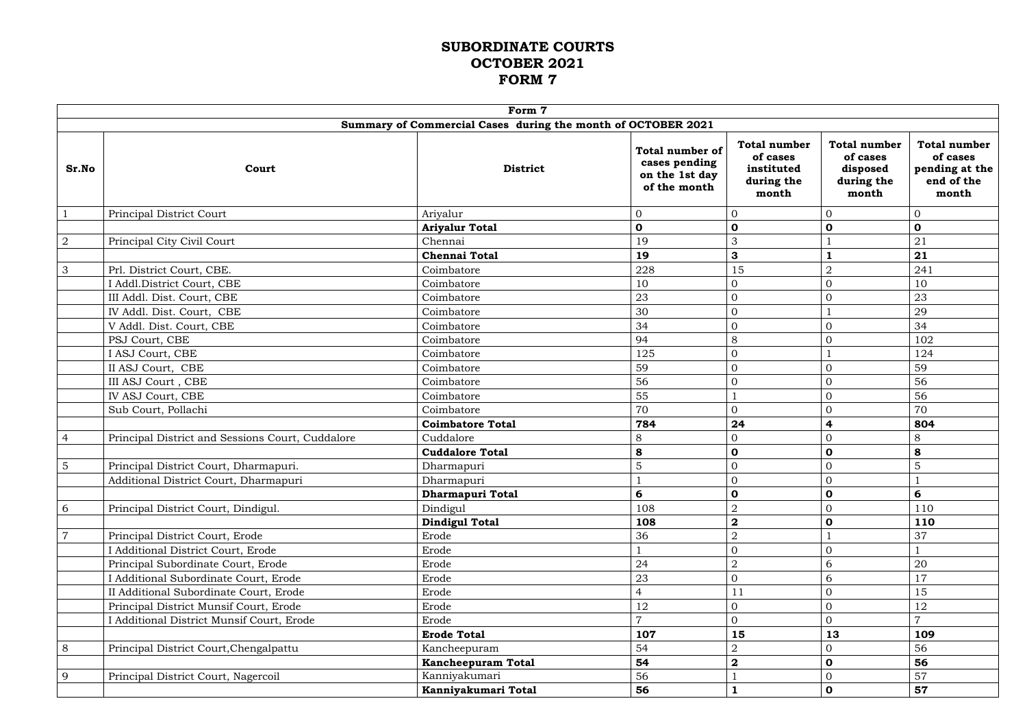# SUBORDINATE COURTS
# OCTOBER 2021
# FORM 7

| Form 7 | | | | | | |
|---|---|---|---|---|---|---|
| **Summary of Commercial Cases during the month of OCTOBER 2021** | | | | | | |
| **Sr.No** | **Court** | **District** | **Total number of cases pending on the 1st day of the month** | **Total number of cases instituted during the month** | **Total number of cases disposed during the month** | **Total number of cases pending at the end of the month** |
| 1 | Principal District Court | Ariyalur | 0 | 0 | 0 | 0 |
| | | **Ariyalur Total** | **0** | **0** | **0** | **0** |
| 2 | Principal City Civil Court | Chennai | 19 | 3 | 1 | 21 |
| | | **Chennai Total** | **19** | **3** | **1** | **21** |
| 3 | Prl. District Court, CBE. | Coimbatore | 228 | 15 | 2 | 241 |
| | I Addl.District Court, CBE | Coimbatore | 10 | 0 | 0 | 10 |
| | III Addl. Dist. Court, CBE | Coimbatore | 23 | 0 | 0 | 23 |
| | IV Addl. Dist. Court, CBE | Coimbatore | 30 | 0 | 1 | 29 |
| | V Addl. Dist. Court, CBE | Coimbatore | 34 | 0 | 0 | 34 |
| | PSJ Court, CBE | Coimbatore | 94 | 8 | 0 | 102 |
| | I ASJ Court, CBE | Coimbatore | 125 | 0 | 1 | 124 |
| | II ASJ Court, CBE | Coimbatore | 59 | 0 | 0 | 59 |
| | III ASJ Court , CBE | Coimbatore | 56 | 0 | 0 | 56 |
| | IV ASJ Court, CBE | Coimbatore | 55 | 1 | 0 | 56 |
| | Sub Court, Pollachi | Coimbatore | 70 | 0 | 0 | 70 |
| | | **Coimbatore Total** | **784** | **24** | **4** | **804** |
| 4 | Principal District and Sessions Court, Cuddalore | Cuddalore | 8 | 0 | 0 | 8 |
| | | **Cuddalore Total** | **8** | **0** | **0** | **8** |
| 5 | Principal District Court, Dharmapuri. | Dharmapuri | 5 | 0 | 0 | 5 |
| | Additional District Court, Dharmapuri | Dharmapuri | 1 | 0 | 0 | 1 |
| | | **Dharmapuri Total** | **6** | **0** | **0** | **6** |
| 6 | Principal District Court, Dindigul. | Dindigul | 108 | 2 | 0 | 110 |
| | | **Dindigul Total** | **108** | **2** | **0** | **110** |
| 7 | Principal District Court, Erode | Erode | 36 | 2 | 1 | 37 |
| | I Additional District Court, Erode | Erode | 1 | 0 | 0 | 1 |
| | Principal Subordinate Court, Erode | Erode | 24 | 2 | 6 | 20 |
| | I Additional Subordinate Court, Erode | Erode | 23 | 0 | 6 | 17 |
| | II Additional Subordinate Court, Erode | Erode | 4 | 11 | 0 | 15 |
| | Principal District Munsif Court, Erode | Erode | 12 | 0 | 0 | 12 |
| | I Additional District Munsif Court, Erode | Erode | 7 | 0 | 0 | 7 |
| | | **Erode Total** | **107** | **15** | **13** | **109** |
| 8 | Principal District Court,Chengalpattu | Kancheepuram | 54 | 2 | 0 | 56 |
| | | **Kancheepuram Total** | **54** | **2** | **0** | **56** |
| 9 | Principal District Court, Nagercoil | Kanniyakumari | 56 | 1 | 0 | 57 |
| | | **Kanniyakumari Total** | **56** | **1** | **0** | **57** |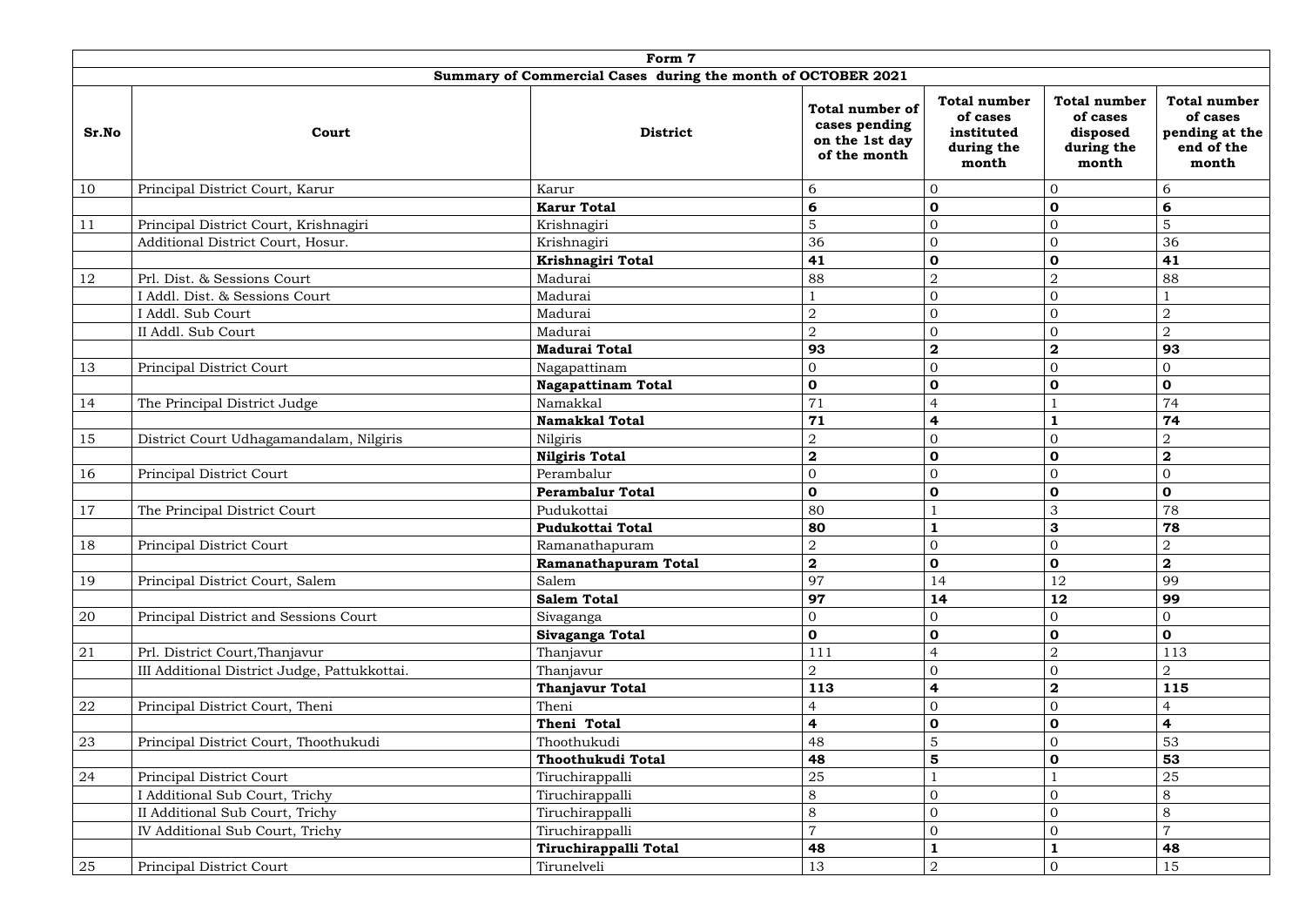| Form 7 | | | | | | |
|---|---|---|---|---|---|---|
| **Summary of Commercial Cases during the month of OCTOBER 2021** | | | | | | |
| **Sr.No** | **Court** | **District** | **Total number of cases pending on the 1st day of the month** | **Total number of cases instituted during the month** | **Total number of cases disposed during the month** | **Total number of cases pending at the end of the month** |
| 10 | Principal District Court, Karur | Karur | 6 | 0 | 0 | 6 |
| | | **Karur Total** | **6** | **0** | **0** | **6** |
| 11 | Principal District Court, Krishnagiri | Krishnagiri | 5 | 0 | 0 | 5 |
| | Additional District Court, Hosur. | Krishnagiri | 36 | 0 | 0 | 36 |
| | | **Krishnagiri Total** | **41** | **0** | **0** | **41** |
| 12 | Prl. Dist. & Sessions Court | Madurai | 88 | 2 | 2 | 88 |
| | I Addl. Dist. & Sessions Court | Madurai | 1 | 0 | 0 | 1 |
| | I Addl. Sub Court | Madurai | 2 | 0 | 0 | 2 |
| | II Addl. Sub Court | Madurai | 2 | 0 | 0 | 2 |
| | | **Madurai Total** | **93** | **2** | **2** | **93** |
| 13 | Principal District Court | Nagapattinam | 0 | 0 | 0 | 0 |
| | | **Nagapattinam Total** | **0** | **0** | **0** | **0** |
| 14 | The Principal District Judge | Namakkal | 71 | 4 | 1 | 74 |
| | | **Namakkal Total** | **71** | **4** | **1** | **74** |
| 15 | District Court Udhagamandalam, Nilgiris | Nilgiris | 2 | 0 | 0 | 2 |
| | | **Nilgiris Total** | **2** | **0** | **0** | **2** |
| 16 | Principal District Court | Perambalur | 0 | 0 | 0 | 0 |
| | | **Perambalur Total** | **0** | **0** | **0** | **0** |
| 17 | The Principal District Court | Pudukottai | 80 | 1 | 3 | 78 |
| | | **Pudukottai Total** | **80** | **1** | **3** | **78** |
| 18 | Principal District Court | Ramanathapuram | 2 | 0 | 0 | 2 |
| | | **Ramanathapuram Total** | **2** | **0** | **0** | **2** |
| 19 | Principal District Court, Salem | Salem | 97 | 14 | 12 | 99 |
| | | **Salem Total** | **97** | **14** | **12** | **99** |
| 20 | Principal District and Sessions Court | Sivaganga | 0 | 0 | 0 | 0 |
| | | **Sivaganga Total** | **0** | **0** | **0** | **0** |
| 21 | Prl. District Court,Thanjavur | Thanjavur | 111 | 4 | 2 | 113 |
| | III Additional District Judge, Pattukkottai. | Thanjavur | 2 | 0 | 0 | 2 |
| | | **Thanjavur Total** | **113** | **4** | **2** | **115** |
| 22 | Principal District Court, Theni | Theni | 4 | 0 | 0 | 4 |
| | | **Theni Total** | **4** | **0** | **0** | **4** |
| 23 | Principal District Court, Thoothukudi | Thoothukudi | 48 | 5 | 0 | 53 |
| | | **Thoothukudi Total** | **48** | **5** | **0** | **53** |
| 24 | Principal District Court | Tiruchirappalli | 25 | 1 | 1 | 25 |
| | I Additional Sub Court, Trichy | Tiruchirappalli | 8 | 0 | 0 | 8 |
| | II Additional Sub Court, Trichy | Tiruchirappalli | 8 | 0 | 0 | 8 |
| | IV Additional Sub Court, Trichy | Tiruchirappalli | 7 | 0 | 0 | 7 |
| | | **Tiruchirappalli Total** | **48** | **1** | **1** | **48** |
| 25 | Principal District Court | Tirunelveli | 13 | 2 | 0 | 15 |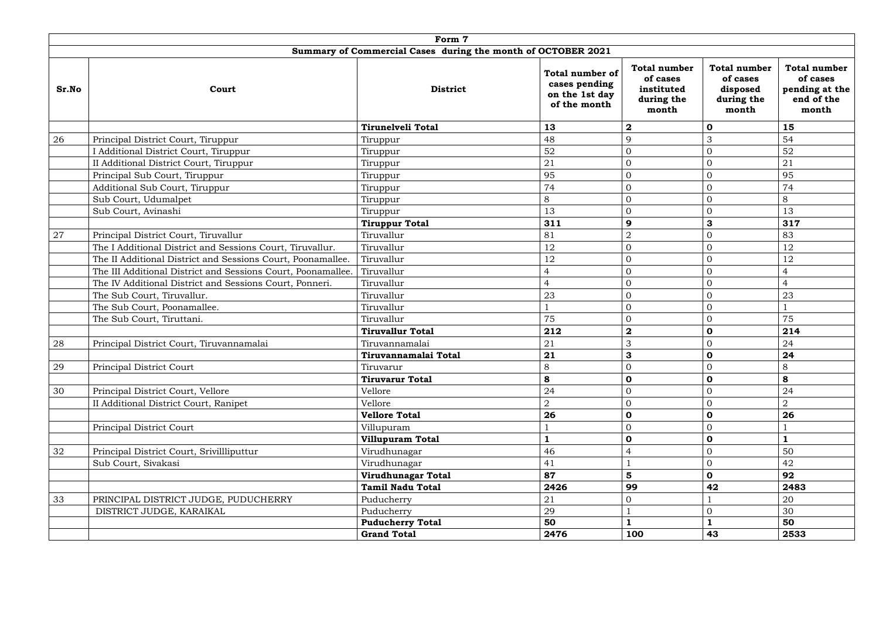| Form 7 | | | | | | |
|---|---|---|---|---|---|---|
| Summary of Commercial Cases during the month of OCTOBER 2021 | | | | | | |
| **Sr.No** | **Court** | **District** | **Total number of cases pending on the 1st day of the month** | **Total number of cases instituted during the month** | **Total number of cases disposed during the month** | **Total number of cases pending at the end of the month** |
| | | **Tirunelveli Total** | **13** | **2** | **0** | **15** |
| 26 | Principal District Court, Tiruppur | Tiruppur | 48 | 9 | 3 | 54 |
| | I Additional District Court, Tiruppur | Tiruppur | 52 | 0 | 0 | 52 |
| | II Additional District Court, Tiruppur | Tiruppur | 21 | 0 | 0 | 21 |
| | Principal Sub Court, Tiruppur | Tiruppur | 95 | 0 | 0 | 95 |
| | Additional Sub Court, Tiruppur | Tiruppur | 74 | 0 | 0 | 74 |
| | Sub Court, Udumalpet | Tiruppur | 8 | 0 | 0 | 8 |
| | Sub Court, Avinashi | Tiruppur | 13 | 0 | 0 | 13 |
| | | **Tiruppur Total** | **311** | **9** | **3** | **317** |
| 27 | Principal District Court, Tiruvallur | Tiruvallur | 81 | 2 | 0 | 83 |
| | The I Additional District and Sessions Court, Tiruvallur. | Tiruvallur | 12 | 0 | 0 | 12 |
| | The II Additional District and Sessions Court, Poonamallee. | Tiruvallur | 12 | 0 | 0 | 12 |
| | The III Additional District and Sessions Court, Poonamallee. | Tiruvallur | 4 | 0 | 0 | 4 |
| | The IV Additional District and Sessions Court, Ponneri. | Tiruvallur | 4 | 0 | 0 | 4 |
| | The Sub Court, Tiruvallur. | Tiruvallur | 23 | 0 | 0 | 23 |
| | The Sub Court, Poonamallee. | Tiruvallur | 1 | 0 | 0 | 1 |
| | The Sub Court, Tiruttani. | Tiruvallur | 75 | 0 | 0 | 75 |
| | | **Tiruvallur Total** | **212** | **2** | **0** | **214** |
| 28 | Principal District Court, Tiruvannamalai | Tiruvannamalai | 21 | 3 | 0 | 24 |
| | | **Tiruvannamalai Total** | **21** | **3** | **0** | **24** |
| 29 | Principal District Court | Tiruvarur | 8 | 0 | 0 | 8 |
| | | **Tiruvarur Total** | **8** | **0** | **0** | **8** |
| 30 | Principal District Court, Vellore | Vellore | 24 | 0 | 0 | 24 |
| | II Additional District Court, Ranipet | Vellore | 2 | 0 | 0 | 2 |
| | | **Vellore Total** | **26** | **0** | **0** | **26** |
| | Principal District Court | Villupuram | 1 | 0 | 0 | 1 |
| | | **Villupuram Total** | **1** | **0** | **0** | **1** |
| 32 | Principal District Court, Srivillliputtur | Virudhunagar | 46 | 4 | 0 | 50 |
| | Sub Court, Sivakasi | Virudhunagar | 41 | 1 | 0 | 42 |
| | | **Virudhunagar Total** | **87** | **5** | **0** | **92** |
| | | **Tamil Nadu Total** | **2426** | **99** | **42** | **2483** |
| 33 | PRINCIPAL DISTRICT JUDGE, PUDUCHERRY | Puducherry | 21 | 0 | 1 | 20 |
| | DISTRICT JUDGE, KARAIKAL | Puducherry | 29 | 1 | 0 | 30 |
| | | **Puducherry Total** | **50** | **1** | **1** | **50** |
| | | **Grand Total** | **2476** | **100** | **43** | **2533** |